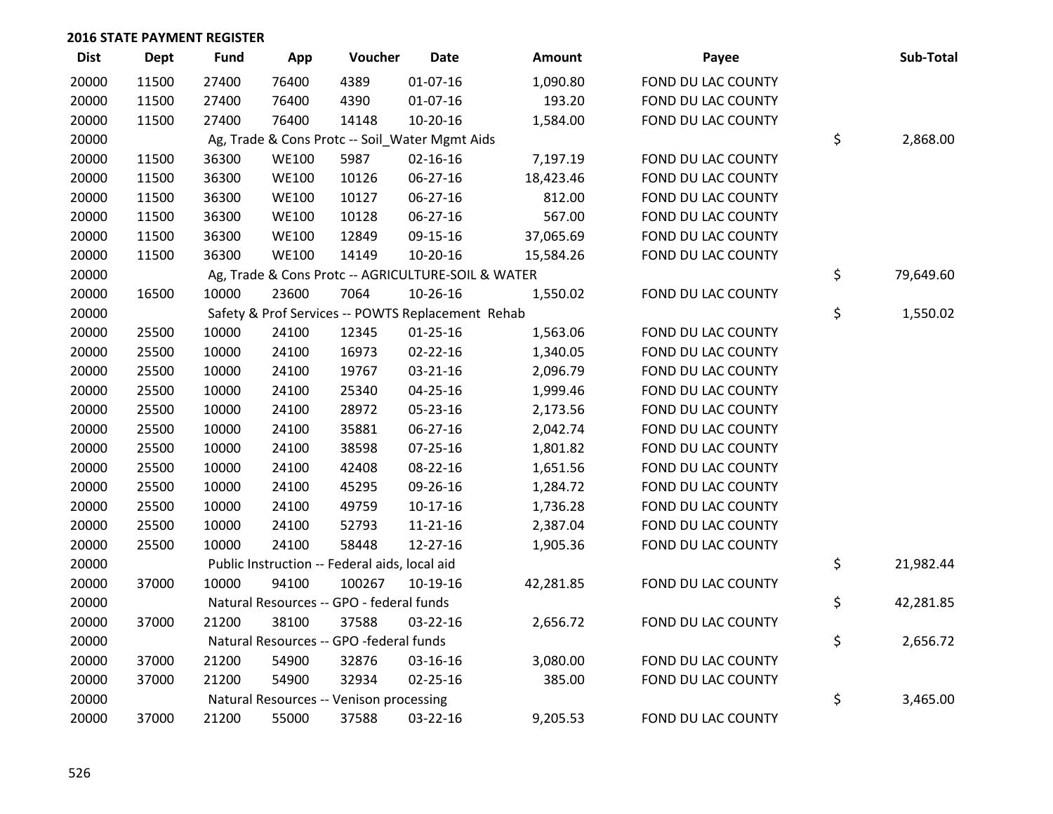**2016 STATE PAYMENT REGISTER**

| Dist | Dept | Fund | App | Voucher | Date | Amount | Payee | Sub-Total |
|---|---|---|---|---|---|---|---|---|
| 20000 | 11500 | 27400 | 76400 | 4389 | 01-07-16 | 1,090.80 | FOND DU LAC COUNTY | |
| 20000 | 11500 | 27400 | 76400 | 4390 | 01-07-16 | 193.20 | FOND DU LAC COUNTY | |
| 20000 | 11500 | 27400 | 76400 | 14148 | 10-20-16 | 1,584.00 | FOND DU LAC COUNTY | |
| 20000 | | Ag, Trade & Cons Protc -- Soil_Water Mgmt Aids | | | | | | $ 2,868.00 |
| 20000 | 11500 | 36300 | WE100 | 5987 | 02-16-16 | 7,197.19 | FOND DU LAC COUNTY | |
| 20000 | 11500 | 36300 | WE100 | 10126 | 06-27-16 | 18,423.46 | FOND DU LAC COUNTY | |
| 20000 | 11500 | 36300 | WE100 | 10127 | 06-27-16 | 812.00 | FOND DU LAC COUNTY | |
| 20000 | 11500 | 36300 | WE100 | 10128 | 06-27-16 | 567.00 | FOND DU LAC COUNTY | |
| 20000 | 11500 | 36300 | WE100 | 12849 | 09-15-16 | 37,065.69 | FOND DU LAC COUNTY | |
| 20000 | 11500 | 36300 | WE100 | 14149 | 10-20-16 | 15,584.26 | FOND DU LAC COUNTY | |
| 20000 | | Ag, Trade & Cons Protc -- AGRICULTURE-SOIL & WATER | | | | | | $ 79,649.60 |
| 20000 | 16500 | 10000 | 23600 | 7064 | 10-26-16 | 1,550.02 | FOND DU LAC COUNTY | |
| 20000 | | Safety & Prof Services -- POWTS Replacement Rehab | | | | | | $ 1,550.02 |
| 20000 | 25500 | 10000 | 24100 | 12345 | 01-25-16 | 1,563.06 | FOND DU LAC COUNTY | |
| 20000 | 25500 | 10000 | 24100 | 16973 | 02-22-16 | 1,340.05 | FOND DU LAC COUNTY | |
| 20000 | 25500 | 10000 | 24100 | 19767 | 03-21-16 | 2,096.79 | FOND DU LAC COUNTY | |
| 20000 | 25500 | 10000 | 24100 | 25340 | 04-25-16 | 1,999.46 | FOND DU LAC COUNTY | |
| 20000 | 25500 | 10000 | 24100 | 28972 | 05-23-16 | 2,173.56 | FOND DU LAC COUNTY | |
| 20000 | 25500 | 10000 | 24100 | 35881 | 06-27-16 | 2,042.74 | FOND DU LAC COUNTY | |
| 20000 | 25500 | 10000 | 24100 | 38598 | 07-25-16 | 1,801.82 | FOND DU LAC COUNTY | |
| 20000 | 25500 | 10000 | 24100 | 42408 | 08-22-16 | 1,651.56 | FOND DU LAC COUNTY | |
| 20000 | 25500 | 10000 | 24100 | 45295 | 09-26-16 | 1,284.72 | FOND DU LAC COUNTY | |
| 20000 | 25500 | 10000 | 24100 | 49759 | 10-17-16 | 1,736.28 | FOND DU LAC COUNTY | |
| 20000 | 25500 | 10000 | 24100 | 52793 | 11-21-16 | 2,387.04 | FOND DU LAC COUNTY | |
| 20000 | 25500 | 10000 | 24100 | 58448 | 12-27-16 | 1,905.36 | FOND DU LAC COUNTY | |
| 20000 | | Public Instruction -- Federal aids, local aid | | | | | | $ 21,982.44 |
| 20000 | 37000 | 10000 | 94100 | 100267 | 10-19-16 | 42,281.85 | FOND DU LAC COUNTY | |
| 20000 | | Natural Resources -- GPO - federal funds | | | | | | $ 42,281.85 |
| 20000 | 37000 | 21200 | 38100 | 37588 | 03-22-16 | 2,656.72 | FOND DU LAC COUNTY | |
| 20000 | | Natural Resources -- GPO -federal funds | | | | | | $ 2,656.72 |
| 20000 | 37000 | 21200 | 54900 | 32876 | 03-16-16 | 3,080.00 | FOND DU LAC COUNTY | |
| 20000 | 37000 | 21200 | 54900 | 32934 | 02-25-16 | 385.00 | FOND DU LAC COUNTY | |
| 20000 | | Natural Resources -- Venison processing | | | | | | $ 3,465.00 |
| 20000 | 37000 | 21200 | 55000 | 37588 | 03-22-16 | 9,205.53 | FOND DU LAC COUNTY | |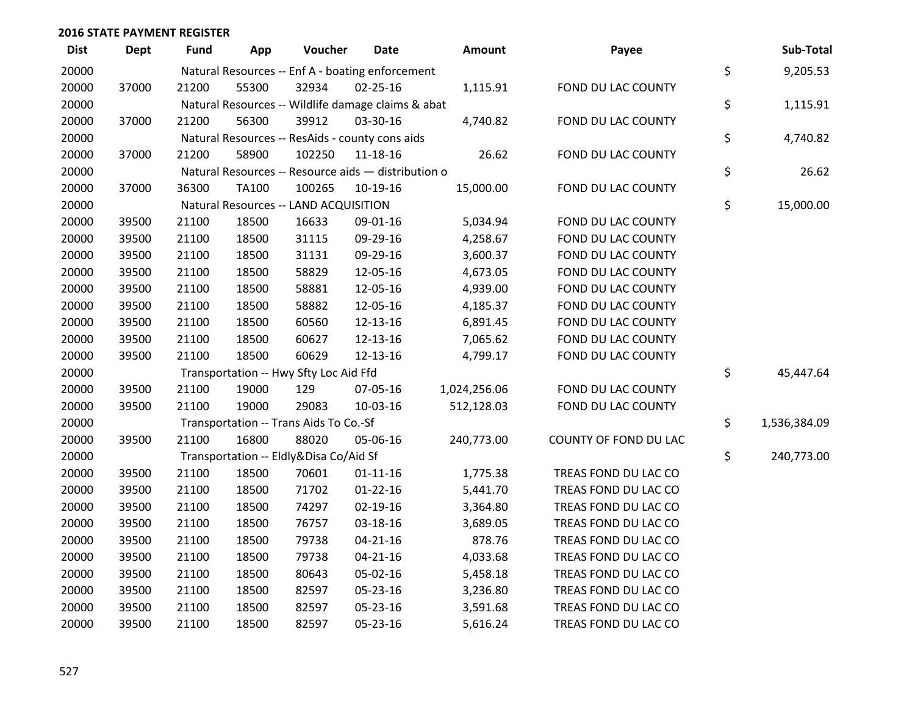## 2016 STATE PAYMENT REGISTER

| Dist | Dept | Fund | App | Voucher | Date | Amount | Payee | Sub-Total |
|---|---|---|---|---|---|---|---|---|
| 20000 | | Natural Resources -- Enf A - boating enforcement | | | | | | $ 9,205.53 |
| 20000 | 37000 | 21200 | 55300 | 32934 | 02-25-16 | 1,115.91 | FOND DU LAC COUNTY | |
| 20000 | | Natural Resources -- Wildlife damage claims & abat | | | | | | $ 1,115.91 |
| 20000 | 37000 | 21200 | 56300 | 39912 | 03-30-16 | 4,740.82 | FOND DU LAC COUNTY | |
| 20000 | | Natural Resources -- ResAids - county cons aids | | | | | | $ 4,740.82 |
| 20000 | 37000 | 21200 | 58900 | 102250 | 11-18-16 | 26.62 | FOND DU LAC COUNTY | |
| 20000 | | Natural Resources -- Resource aids — distribution o | | | | | | $ 26.62 |
| 20000 | 37000 | 36300 | TA100 | 100265 | 10-19-16 | 15,000.00 | FOND DU LAC COUNTY | |
| 20000 | | Natural Resources -- LAND ACQUISITION | | | | | | $ 15,000.00 |
| 20000 | 39500 | 21100 | 18500 | 16633 | 09-01-16 | 5,034.94 | FOND DU LAC COUNTY | |
| 20000 | 39500 | 21100 | 18500 | 31115 | 09-29-16 | 4,258.67 | FOND DU LAC COUNTY | |
| 20000 | 39500 | 21100 | 18500 | 31131 | 09-29-16 | 3,600.37 | FOND DU LAC COUNTY | |
| 20000 | 39500 | 21100 | 18500 | 58829 | 12-05-16 | 4,673.05 | FOND DU LAC COUNTY | |
| 20000 | 39500 | 21100 | 18500 | 58881 | 12-05-16 | 4,939.00 | FOND DU LAC COUNTY | |
| 20000 | 39500 | 21100 | 18500 | 58882 | 12-05-16 | 4,185.37 | FOND DU LAC COUNTY | |
| 20000 | 39500 | 21100 | 18500 | 60560 | 12-13-16 | 6,891.45 | FOND DU LAC COUNTY | |
| 20000 | 39500 | 21100 | 18500 | 60627 | 12-13-16 | 7,065.62 | FOND DU LAC COUNTY | |
| 20000 | 39500 | 21100 | 18500 | 60629 | 12-13-16 | 4,799.17 | FOND DU LAC COUNTY | |
| 20000 | | Transportation -- Hwy Sfty Loc Aid Ffd | | | | | | $ 45,447.64 |
| 20000 | 39500 | 21100 | 19000 | 129 | 07-05-16 | 1,024,256.06 | FOND DU LAC COUNTY | |
| 20000 | 39500 | 21100 | 19000 | 29083 | 10-03-16 | 512,128.03 | FOND DU LAC COUNTY | |
| 20000 | | Transportation -- Trans Aids To Co.-Sf | | | | | | $ 1,536,384.09 |
| 20000 | 39500 | 21100 | 16800 | 88020 | 05-06-16 | 240,773.00 | COUNTY OF FOND DU LAC | |
| 20000 | | Transportation -- Eldly&Disa Co/Aid Sf | | | | | | $ 240,773.00 |
| 20000 | 39500 | 21100 | 18500 | 70601 | 01-11-16 | 1,775.38 | TREAS FOND DU LAC CO | |
| 20000 | 39500 | 21100 | 18500 | 71702 | 01-22-16 | 5,441.70 | TREAS FOND DU LAC CO | |
| 20000 | 39500 | 21100 | 18500 | 74297 | 02-19-16 | 3,364.80 | TREAS FOND DU LAC CO | |
| 20000 | 39500 | 21100 | 18500 | 76757 | 03-18-16 | 3,689.05 | TREAS FOND DU LAC CO | |
| 20000 | 39500 | 21100 | 18500 | 79738 | 04-21-16 | 878.76 | TREAS FOND DU LAC CO | |
| 20000 | 39500 | 21100 | 18500 | 79738 | 04-21-16 | 4,033.68 | TREAS FOND DU LAC CO | |
| 20000 | 39500 | 21100 | 18500 | 80643 | 05-02-16 | 5,458.18 | TREAS FOND DU LAC CO | |
| 20000 | 39500 | 21100 | 18500 | 82597 | 05-23-16 | 3,236.80 | TREAS FOND DU LAC CO | |
| 20000 | 39500 | 21100 | 18500 | 82597 | 05-23-16 | 3,591.68 | TREAS FOND DU LAC CO | |
| 20000 | 39500 | 21100 | 18500 | 82597 | 05-23-16 | 5,616.24 | TREAS FOND DU LAC CO | |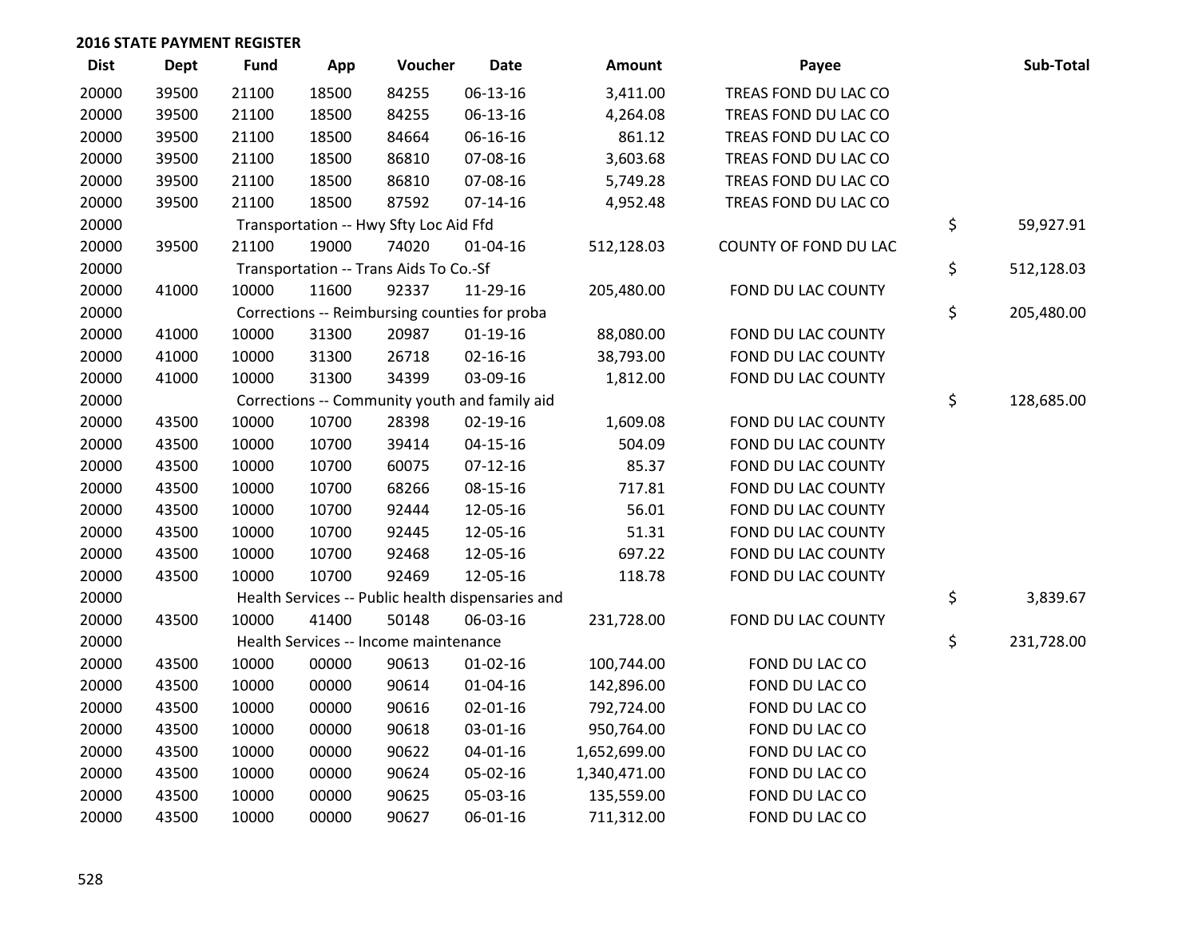**2016 STATE PAYMENT REGISTER**

| Dist | Dept | Fund | App | Voucher | Date | Amount | Payee | Sub-Total |
|---|---|---|---|---|---|---|---|---|
| 20000 | 39500 | 21100 | 18500 | 84255 | 06-13-16 | 3,411.00 | TREAS FOND DU LAC CO | |
| 20000 | 39500 | 21100 | 18500 | 84255 | 06-13-16 | 4,264.08 | TREAS FOND DU LAC CO | |
| 20000 | 39500 | 21100 | 18500 | 84664 | 06-16-16 | 861.12 | TREAS FOND DU LAC CO | |
| 20000 | 39500 | 21100 | 18500 | 86810 | 07-08-16 | 3,603.68 | TREAS FOND DU LAC CO | |
| 20000 | 39500 | 21100 | 18500 | 86810 | 07-08-16 | 5,749.28 | TREAS FOND DU LAC CO | |
| 20000 | 39500 | 21100 | 18500 | 87592 | 07-14-16 | 4,952.48 | TREAS FOND DU LAC CO | |
| 20000 | | Transportation -- Hwy Sfty Loc Aid Ffd | | | | | | $ 59,927.91 |
| 20000 | 39500 | 21100 | 19000 | 74020 | 01-04-16 | 512,128.03 | COUNTY OF FOND DU LAC | |
| 20000 | | Transportation -- Trans Aids To Co.-Sf | | | | | | $ 512,128.03 |
| 20000 | 41000 | 10000 | 11600 | 92337 | 11-29-16 | 205,480.00 | FOND DU LAC COUNTY | |
| 20000 | | Corrections -- Reimbursing counties for proba | | | | | | $ 205,480.00 |
| 20000 | 41000 | 10000 | 31300 | 20987 | 01-19-16 | 88,080.00 | FOND DU LAC COUNTY | |
| 20000 | 41000 | 10000 | 31300 | 26718 | 02-16-16 | 38,793.00 | FOND DU LAC COUNTY | |
| 20000 | 41000 | 10000 | 31300 | 34399 | 03-09-16 | 1,812.00 | FOND DU LAC COUNTY | |
| 20000 | | Corrections -- Community youth and family aid | | | | | | $ 128,685.00 |
| 20000 | 43500 | 10000 | 10700 | 28398 | 02-19-16 | 1,609.08 | FOND DU LAC COUNTY | |
| 20000 | 43500 | 10000 | 10700 | 39414 | 04-15-16 | 504.09 | FOND DU LAC COUNTY | |
| 20000 | 43500 | 10000 | 10700 | 60075 | 07-12-16 | 85.37 | FOND DU LAC COUNTY | |
| 20000 | 43500 | 10000 | 10700 | 68266 | 08-15-16 | 717.81 | FOND DU LAC COUNTY | |
| 20000 | 43500 | 10000 | 10700 | 92444 | 12-05-16 | 56.01 | FOND DU LAC COUNTY | |
| 20000 | 43500 | 10000 | 10700 | 92445 | 12-05-16 | 51.31 | FOND DU LAC COUNTY | |
| 20000 | 43500 | 10000 | 10700 | 92468 | 12-05-16 | 697.22 | FOND DU LAC COUNTY | |
| 20000 | 43500 | 10000 | 10700 | 92469 | 12-05-16 | 118.78 | FOND DU LAC COUNTY | |
| 20000 | | Health Services -- Public health dispensaries and | | | | | | $ 3,839.67 |
| 20000 | 43500 | 10000 | 41400 | 50148 | 06-03-16 | 231,728.00 | FOND DU LAC COUNTY | |
| 20000 | | Health Services -- Income maintenance | | | | | | $ 231,728.00 |
| 20000 | 43500 | 10000 | 00000 | 90613 | 01-02-16 | 100,744.00 | FOND DU LAC CO | |
| 20000 | 43500 | 10000 | 00000 | 90614 | 01-04-16 | 142,896.00 | FOND DU LAC CO | |
| 20000 | 43500 | 10000 | 00000 | 90616 | 02-01-16 | 792,724.00 | FOND DU LAC CO | |
| 20000 | 43500 | 10000 | 00000 | 90618 | 03-01-16 | 950,764.00 | FOND DU LAC CO | |
| 20000 | 43500 | 10000 | 00000 | 90622 | 04-01-16 | 1,652,699.00 | FOND DU LAC CO | |
| 20000 | 43500 | 10000 | 00000 | 90624 | 05-02-16 | 1,340,471.00 | FOND DU LAC CO | |
| 20000 | 43500 | 10000 | 00000 | 90625 | 05-03-16 | 135,559.00 | FOND DU LAC CO | |
| 20000 | 43500 | 10000 | 00000 | 90627 | 06-01-16 | 711,312.00 | FOND DU LAC CO | |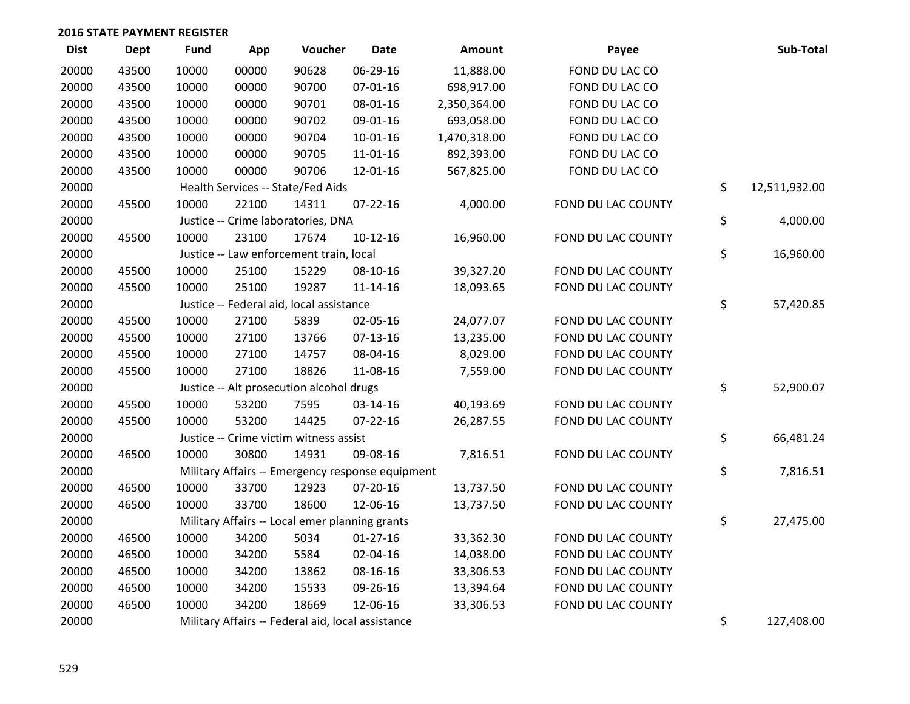## 2016 STATE PAYMENT REGISTER

| Dist | Dept | Fund | App | Voucher | Date | Amount | Payee | Sub-Total |
|---|---|---|---|---|---|---|---|---|
| 20000 | 43500 | 10000 | 00000 | 90628 | 06-29-16 | 11,888.00 | FOND DU LAC CO | |
| 20000 | 43500 | 10000 | 00000 | 90700 | 07-01-16 | 698,917.00 | FOND DU LAC CO | |
| 20000 | 43500 | 10000 | 00000 | 90701 | 08-01-16 | 2,350,364.00 | FOND DU LAC CO | |
| 20000 | 43500 | 10000 | 00000 | 90702 | 09-01-16 | 693,058.00 | FOND DU LAC CO | |
| 20000 | 43500 | 10000 | 00000 | 90704 | 10-01-16 | 1,470,318.00 | FOND DU LAC CO | |
| 20000 | 43500 | 10000 | 00000 | 90705 | 11-01-16 | 892,393.00 | FOND DU LAC CO | |
| 20000 | 43500 | 10000 | 00000 | 90706 | 12-01-16 | 567,825.00 | FOND DU LAC CO | |
| 20000 | | Health Services -- State/Fed Aids | | | | | | $ 12,511,932.00 |
| 20000 | 45500 | 10000 | 22100 | 14311 | 07-22-16 | 4,000.00 | FOND DU LAC COUNTY | |
| 20000 | | Justice -- Crime laboratories, DNA | | | | | | $ 4,000.00 |
| 20000 | 45500 | 10000 | 23100 | 17674 | 10-12-16 | 16,960.00 | FOND DU LAC COUNTY | |
| 20000 | | Justice -- Law enforcement train, local | | | | | | $ 16,960.00 |
| 20000 | 45500 | 10000 | 25100 | 15229 | 08-10-16 | 39,327.20 | FOND DU LAC COUNTY | |
| 20000 | 45500 | 10000 | 25100 | 19287 | 11-14-16 | 18,093.65 | FOND DU LAC COUNTY | |
| 20000 | | Justice -- Federal aid, local assistance | | | | | | $ 57,420.85 |
| 20000 | 45500 | 10000 | 27100 | 5839 | 02-05-16 | 24,077.07 | FOND DU LAC COUNTY | |
| 20000 | 45500 | 10000 | 27100 | 13766 | 07-13-16 | 13,235.00 | FOND DU LAC COUNTY | |
| 20000 | 45500 | 10000 | 27100 | 14757 | 08-04-16 | 8,029.00 | FOND DU LAC COUNTY | |
| 20000 | 45500 | 10000 | 27100 | 18826 | 11-08-16 | 7,559.00 | FOND DU LAC COUNTY | |
| 20000 | | Justice -- Alt prosecution alcohol drugs | | | | | | $ 52,900.07 |
| 20000 | 45500 | 10000 | 53200 | 7595 | 03-14-16 | 40,193.69 | FOND DU LAC COUNTY | |
| 20000 | 45500 | 10000 | 53200 | 14425 | 07-22-16 | 26,287.55 | FOND DU LAC COUNTY | |
| 20000 | | Justice -- Crime victim witness assist | | | | | | $ 66,481.24 |
| 20000 | 46500 | 10000 | 30800 | 14931 | 09-08-16 | 7,816.51 | FOND DU LAC COUNTY | |
| 20000 | | Military Affairs -- Emergency response equipment | | | | | | $ 7,816.51 |
| 20000 | 46500 | 10000 | 33700 | 12923 | 07-20-16 | 13,737.50 | FOND DU LAC COUNTY | |
| 20000 | 46500 | 10000 | 33700 | 18600 | 12-06-16 | 13,737.50 | FOND DU LAC COUNTY | |
| 20000 | | Military Affairs -- Local emer planning grants | | | | | | $ 27,475.00 |
| 20000 | 46500 | 10000 | 34200 | 5034 | 01-27-16 | 33,362.30 | FOND DU LAC COUNTY | |
| 20000 | 46500 | 10000 | 34200 | 5584 | 02-04-16 | 14,038.00 | FOND DU LAC COUNTY | |
| 20000 | 46500 | 10000 | 34200 | 13862 | 08-16-16 | 33,306.53 | FOND DU LAC COUNTY | |
| 20000 | 46500 | 10000 | 34200 | 15533 | 09-26-16 | 13,394.64 | FOND DU LAC COUNTY | |
| 20000 | 46500 | 10000 | 34200 | 18669 | 12-06-16 | 33,306.53 | FOND DU LAC COUNTY | |
| 20000 | | Military Affairs -- Federal aid, local assistance | | | | | | $ 127,408.00 |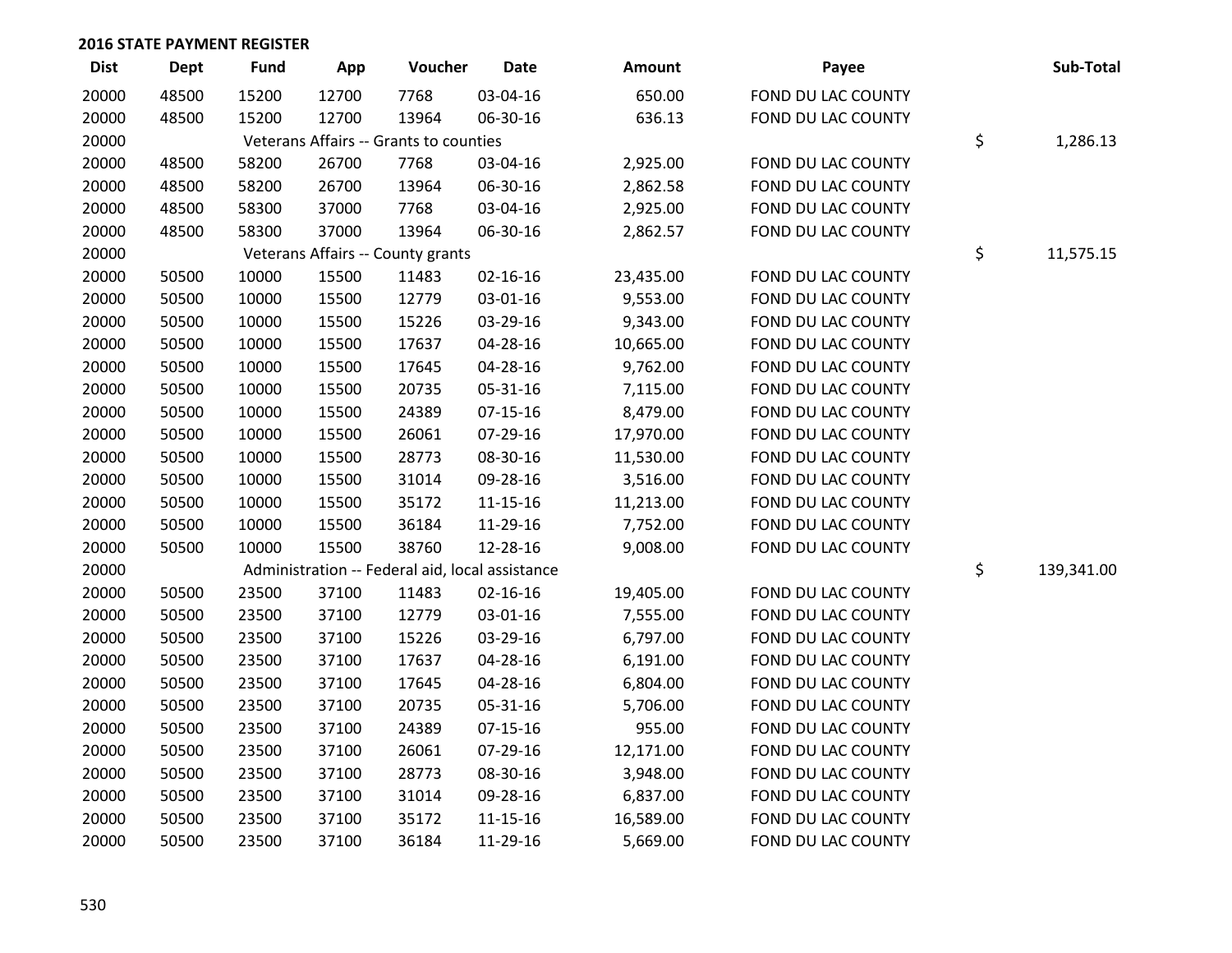**2016 STATE PAYMENT REGISTER**

| Dist | Dept | Fund | App | Voucher | Date | Amount | Payee | Sub-Total |
|---|---|---|---|---|---|---|---|---|
| 20000 | 48500 | 15200 | 12700 | 7768 | 03-04-16 | 650.00 | FOND DU LAC COUNTY | |
| 20000 | 48500 | 15200 | 12700 | 13964 | 06-30-16 | 636.13 | FOND DU LAC COUNTY | |
| 20000 | | Veterans Affairs -- Grants to counties | | | | | | $ 1,286.13 |
| 20000 | 48500 | 58200 | 26700 | 7768 | 03-04-16 | 2,925.00 | FOND DU LAC COUNTY | |
| 20000 | 48500 | 58200 | 26700 | 13964 | 06-30-16 | 2,862.58 | FOND DU LAC COUNTY | |
| 20000 | 48500 | 58300 | 37000 | 7768 | 03-04-16 | 2,925.00 | FOND DU LAC COUNTY | |
| 20000 | 48500 | 58300 | 37000 | 13964 | 06-30-16 | 2,862.57 | FOND DU LAC COUNTY | |
| 20000 | | Veterans Affairs -- County grants | | | | | | $ 11,575.15 |
| 20000 | 50500 | 10000 | 15500 | 11483 | 02-16-16 | 23,435.00 | FOND DU LAC COUNTY | |
| 20000 | 50500 | 10000 | 15500 | 12779 | 03-01-16 | 9,553.00 | FOND DU LAC COUNTY | |
| 20000 | 50500 | 10000 | 15500 | 15226 | 03-29-16 | 9,343.00 | FOND DU LAC COUNTY | |
| 20000 | 50500 | 10000 | 15500 | 17637 | 04-28-16 | 10,665.00 | FOND DU LAC COUNTY | |
| 20000 | 50500 | 10000 | 15500 | 17645 | 04-28-16 | 9,762.00 | FOND DU LAC COUNTY | |
| 20000 | 50500 | 10000 | 15500 | 20735 | 05-31-16 | 7,115.00 | FOND DU LAC COUNTY | |
| 20000 | 50500 | 10000 | 15500 | 24389 | 07-15-16 | 8,479.00 | FOND DU LAC COUNTY | |
| 20000 | 50500 | 10000 | 15500 | 26061 | 07-29-16 | 17,970.00 | FOND DU LAC COUNTY | |
| 20000 | 50500 | 10000 | 15500 | 28773 | 08-30-16 | 11,530.00 | FOND DU LAC COUNTY | |
| 20000 | 50500 | 10000 | 15500 | 31014 | 09-28-16 | 3,516.00 | FOND DU LAC COUNTY | |
| 20000 | 50500 | 10000 | 15500 | 35172 | 11-15-16 | 11,213.00 | FOND DU LAC COUNTY | |
| 20000 | 50500 | 10000 | 15500 | 36184 | 11-29-16 | 7,752.00 | FOND DU LAC COUNTY | |
| 20000 | 50500 | 10000 | 15500 | 38760 | 12-28-16 | 9,008.00 | FOND DU LAC COUNTY | |
| 20000 | | Administration -- Federal aid, local assistance | | | | | | $ 139,341.00 |
| 20000 | 50500 | 23500 | 37100 | 11483 | 02-16-16 | 19,405.00 | FOND DU LAC COUNTY | |
| 20000 | 50500 | 23500 | 37100 | 12779 | 03-01-16 | 7,555.00 | FOND DU LAC COUNTY | |
| 20000 | 50500 | 23500 | 37100 | 15226 | 03-29-16 | 6,797.00 | FOND DU LAC COUNTY | |
| 20000 | 50500 | 23500 | 37100 | 17637 | 04-28-16 | 6,191.00 | FOND DU LAC COUNTY | |
| 20000 | 50500 | 23500 | 37100 | 17645 | 04-28-16 | 6,804.00 | FOND DU LAC COUNTY | |
| 20000 | 50500 | 23500 | 37100 | 20735 | 05-31-16 | 5,706.00 | FOND DU LAC COUNTY | |
| 20000 | 50500 | 23500 | 37100 | 24389 | 07-15-16 | 955.00 | FOND DU LAC COUNTY | |
| 20000 | 50500 | 23500 | 37100 | 26061 | 07-29-16 | 12,171.00 | FOND DU LAC COUNTY | |
| 20000 | 50500 | 23500 | 37100 | 28773 | 08-30-16 | 3,948.00 | FOND DU LAC COUNTY | |
| 20000 | 50500 | 23500 | 37100 | 31014 | 09-28-16 | 6,837.00 | FOND DU LAC COUNTY | |
| 20000 | 50500 | 23500 | 37100 | 35172 | 11-15-16 | 16,589.00 | FOND DU LAC COUNTY | |
| 20000 | 50500 | 23500 | 37100 | 36184 | 11-29-16 | 5,669.00 | FOND DU LAC COUNTY | |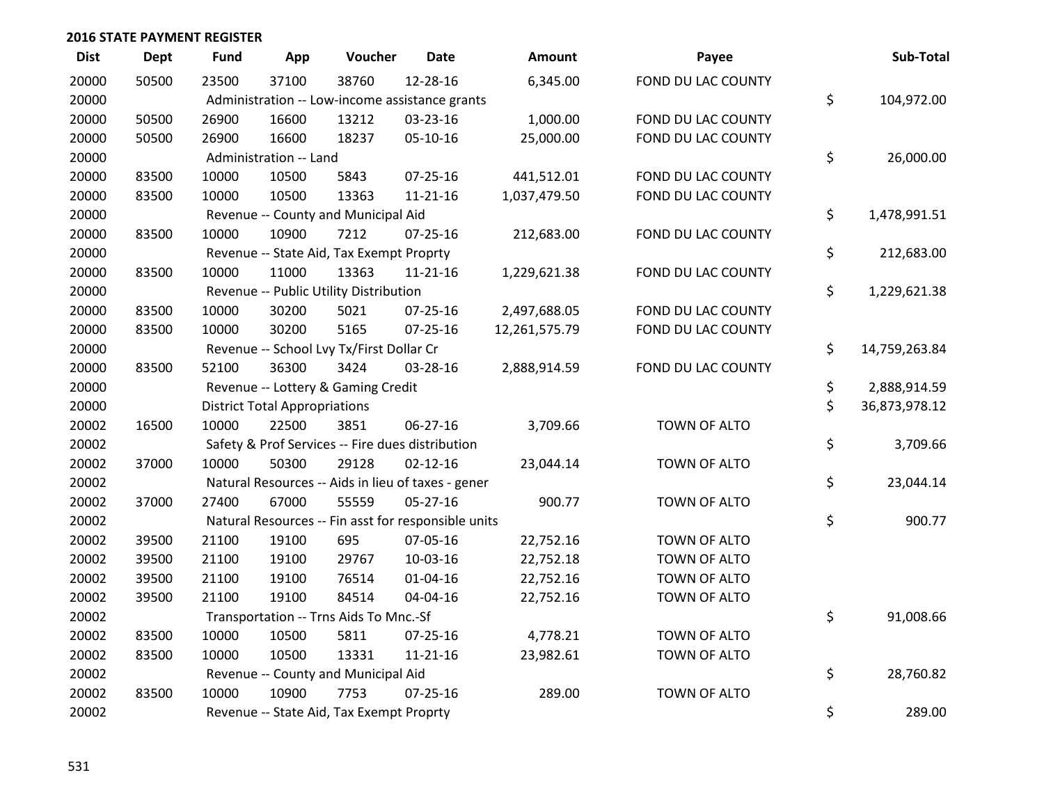## 2016 STATE PAYMENT REGISTER

| Dist | Dept | Fund | App | Voucher | Date | Amount | Payee | Sub-Total |
|---|---|---|---|---|---|---|---|---|
| 20000 | 50500 | 23500 | 37100 | 38760 | 12-28-16 | 6,345.00 | FOND DU LAC COUNTY | |
| 20000 | | Administration -- Low-income assistance grants | | | | | | $ 104,972.00 |
| 20000 | 50500 | 26900 | 16600 | 13212 | 03-23-16 | 1,000.00 | FOND DU LAC COUNTY | |
| 20000 | 50500 | 26900 | 16600 | 18237 | 05-10-16 | 25,000.00 | FOND DU LAC COUNTY | |
| 20000 | | Administration -- Land | | | | | | $ 26,000.00 |
| 20000 | 83500 | 10000 | 10500 | 5843 | 07-25-16 | 441,512.01 | FOND DU LAC COUNTY | |
| 20000 | 83500 | 10000 | 10500 | 13363 | 11-21-16 | 1,037,479.50 | FOND DU LAC COUNTY | |
| 20000 | | Revenue -- County and Municipal Aid | | | | | | $ 1,478,991.51 |
| 20000 | 83500 | 10000 | 10900 | 7212 | 07-25-16 | 212,683.00 | FOND DU LAC COUNTY | |
| 20000 | | Revenue -- State Aid, Tax Exempt Proprty | | | | | | $ 212,683.00 |
| 20000 | 83500 | 10000 | 11000 | 13363 | 11-21-16 | 1,229,621.38 | FOND DU LAC COUNTY | |
| 20000 | | Revenue -- Public Utility Distribution | | | | | | $ 1,229,621.38 |
| 20000 | 83500 | 10000 | 30200 | 5021 | 07-25-16 | 2,497,688.05 | FOND DU LAC COUNTY | |
| 20000 | 83500 | 10000 | 30200 | 5165 | 07-25-16 | 12,261,575.79 | FOND DU LAC COUNTY | |
| 20000 | | Revenue -- School Lvy Tx/First Dollar Cr | | | | | | $ 14,759,263.84 |
| 20000 | 83500 | 52100 | 36300 | 3424 | 03-28-16 | 2,888,914.59 | FOND DU LAC COUNTY | |
| 20000 | | Revenue -- Lottery & Gaming Credit | | | | | | $ 2,888,914.59 |
| 20000 | | District Total Appropriations | | | | | | $ 36,873,978.12 |
| 20002 | 16500 | 10000 | 22500 | 3851 | 06-27-16 | 3,709.66 | TOWN OF ALTO | |
| 20002 | | Safety & Prof Services -- Fire dues distribution | | | | | | $ 3,709.66 |
| 20002 | 37000 | 10000 | 50300 | 29128 | 02-12-16 | 23,044.14 | TOWN OF ALTO | |
| 20002 | | Natural Resources -- Aids in lieu of taxes - gener | | | | | | $ 23,044.14 |
| 20002 | 37000 | 27400 | 67000 | 55559 | 05-27-16 | 900.77 | TOWN OF ALTO | |
| 20002 | | Natural Resources -- Fin asst for responsible units | | | | | | $ 900.77 |
| 20002 | 39500 | 21100 | 19100 | 695 | 07-05-16 | 22,752.16 | TOWN OF ALTO | |
| 20002 | 39500 | 21100 | 19100 | 29767 | 10-03-16 | 22,752.18 | TOWN OF ALTO | |
| 20002 | 39500 | 21100 | 19100 | 76514 | 01-04-16 | 22,752.16 | TOWN OF ALTO | |
| 20002 | 39500 | 21100 | 19100 | 84514 | 04-04-16 | 22,752.16 | TOWN OF ALTO | |
| 20002 | | Transportation -- Trns Aids To Mnc.-Sf | | | | | | $ 91,008.66 |
| 20002 | 83500 | 10000 | 10500 | 5811 | 07-25-16 | 4,778.21 | TOWN OF ALTO | |
| 20002 | 83500 | 10000 | 10500 | 13331 | 11-21-16 | 23,982.61 | TOWN OF ALTO | |
| 20002 | | Revenue -- County and Municipal Aid | | | | | | $ 28,760.82 |
| 20002 | 83500 | 10000 | 10900 | 7753 | 07-25-16 | 289.00 | TOWN OF ALTO | |
| 20002 | | Revenue -- State Aid, Tax Exempt Proprty | | | | | | $ 289.00 |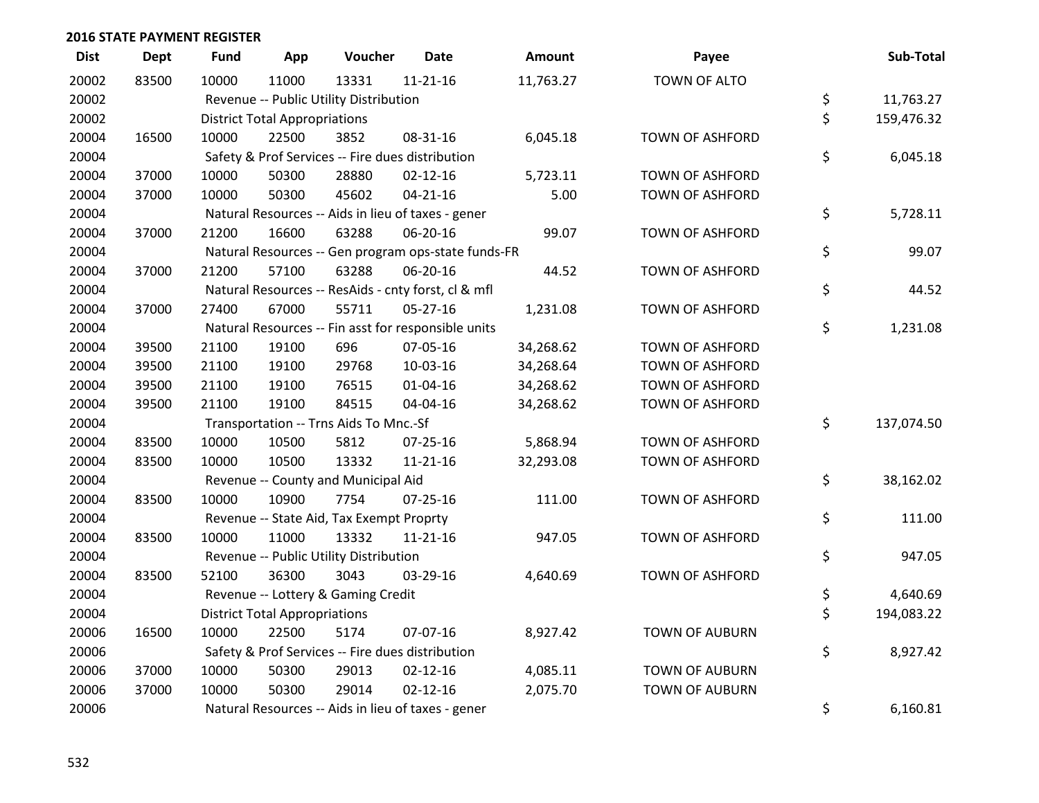## 2016 STATE PAYMENT REGISTER

| Dist | Dept | Fund | App | Voucher | Date | Amount | Payee | Sub-Total |
|---|---|---|---|---|---|---|---|---|
| 20002 | 83500 | 10000 | 11000 | 13331 | 11-21-16 | 11,763.27 | TOWN OF ALTO | |
| 20002 | | Revenue -- Public Utility Distribution | | | | | | $ 11,763.27 |
| 20002 | | District Total Appropriations | | | | | | $ 159,476.32 |
| 20004 | 16500 | 10000 | 22500 | 3852 | 08-31-16 | 6,045.18 | TOWN OF ASHFORD | |
| 20004 | | Safety & Prof Services -- Fire dues distribution | | | | | | $ 6,045.18 |
| 20004 | 37000 | 10000 | 50300 | 28880 | 02-12-16 | 5,723.11 | TOWN OF ASHFORD | |
| 20004 | 37000 | 10000 | 50300 | 45602 | 04-21-16 | 5.00 | TOWN OF ASHFORD | |
| 20004 | | Natural Resources -- Aids in lieu of taxes - gener | | | | | | $ 5,728.11 |
| 20004 | 37000 | 21200 | 16600 | 63288 | 06-20-16 | 99.07 | TOWN OF ASHFORD | |
| 20004 | | Natural Resources -- Gen program ops-state funds-FR | | | | | | $ 99.07 |
| 20004 | 37000 | 21200 | 57100 | 63288 | 06-20-16 | 44.52 | TOWN OF ASHFORD | |
| 20004 | | Natural Resources -- ResAids - cnty forst, cl & mfl | | | | | | $ 44.52 |
| 20004 | 37000 | 27400 | 67000 | 55711 | 05-27-16 | 1,231.08 | TOWN OF ASHFORD | |
| 20004 | | Natural Resources -- Fin asst for responsible units | | | | | | $ 1,231.08 |
| 20004 | 39500 | 21100 | 19100 | 696 | 07-05-16 | 34,268.62 | TOWN OF ASHFORD | |
| 20004 | 39500 | 21100 | 19100 | 29768 | 10-03-16 | 34,268.64 | TOWN OF ASHFORD | |
| 20004 | 39500 | 21100 | 19100 | 76515 | 01-04-16 | 34,268.62 | TOWN OF ASHFORD | |
| 20004 | 39500 | 21100 | 19100 | 84515 | 04-04-16 | 34,268.62 | TOWN OF ASHFORD | |
| 20004 | | Transportation -- Trns Aids To Mnc.-Sf | | | | | | $ 137,074.50 |
| 20004 | 83500 | 10000 | 10500 | 5812 | 07-25-16 | 5,868.94 | TOWN OF ASHFORD | |
| 20004 | 83500 | 10000 | 10500 | 13332 | 11-21-16 | 32,293.08 | TOWN OF ASHFORD | |
| 20004 | | Revenue -- County and Municipal Aid | | | | | | $ 38,162.02 |
| 20004 | 83500 | 10000 | 10900 | 7754 | 07-25-16 | 111.00 | TOWN OF ASHFORD | |
| 20004 | | Revenue -- State Aid, Tax Exempt Proprty | | | | | | $ 111.00 |
| 20004 | 83500 | 10000 | 11000 | 13332 | 11-21-16 | 947.05 | TOWN OF ASHFORD | |
| 20004 | | Revenue -- Public Utility Distribution | | | | | | $ 947.05 |
| 20004 | 83500 | 52100 | 36300 | 3043 | 03-29-16 | 4,640.69 | TOWN OF ASHFORD | |
| 20004 | | Revenue -- Lottery & Gaming Credit | | | | | | $ 4,640.69 |
| 20004 | | District Total Appropriations | | | | | | $ 194,083.22 |
| 20006 | 16500 | 10000 | 22500 | 5174 | 07-07-16 | 8,927.42 | TOWN OF AUBURN | |
| 20006 | | Safety & Prof Services -- Fire dues distribution | | | | | | $ 8,927.42 |
| 20006 | 37000 | 10000 | 50300 | 29013 | 02-12-16 | 4,085.11 | TOWN OF AUBURN | |
| 20006 | 37000 | 10000 | 50300 | 29014 | 02-12-16 | 2,075.70 | TOWN OF AUBURN | |
| 20006 | | Natural Resources -- Aids in lieu of taxes - gener | | | | | | $ 6,160.81 |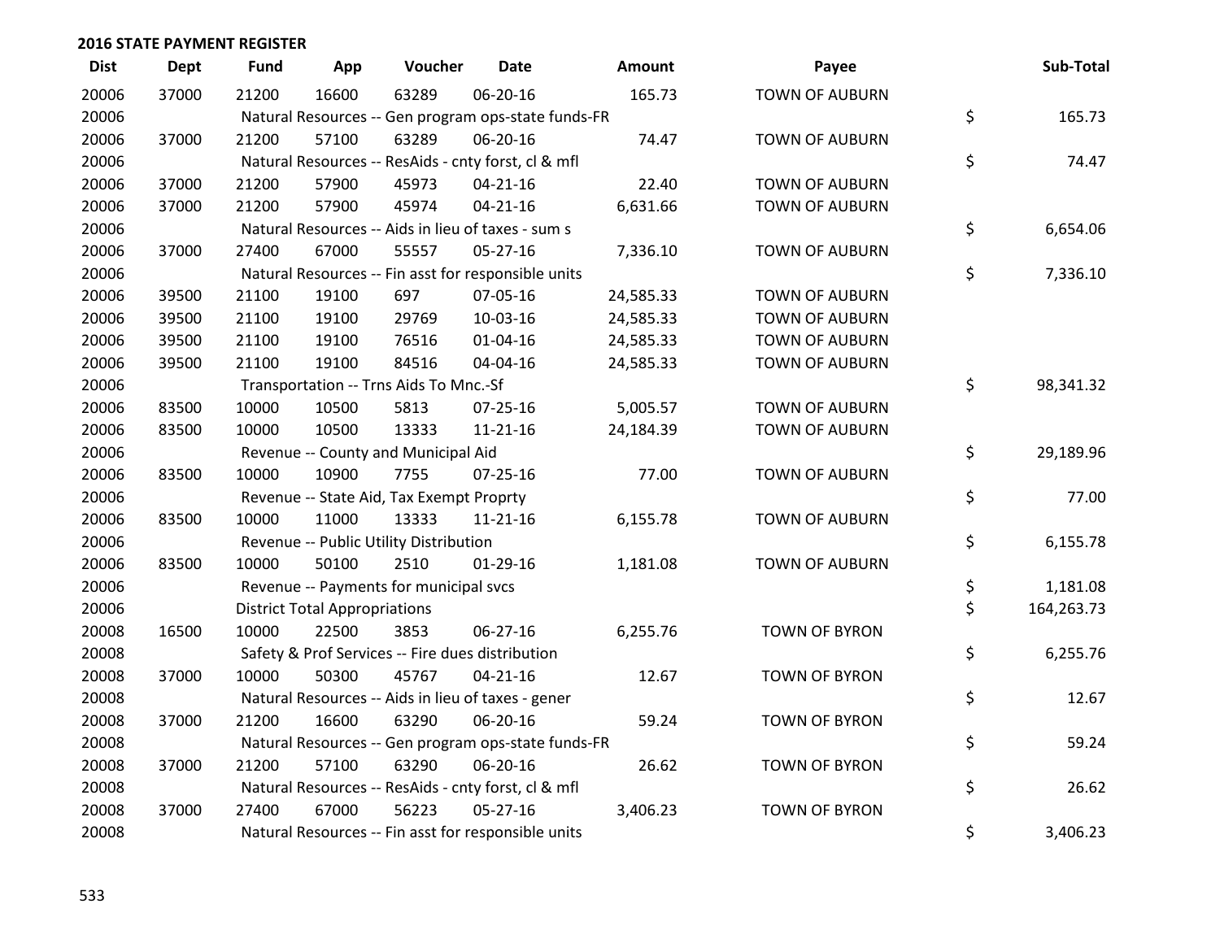## 2016 STATE PAYMENT REGISTER

| Dist | Dept | Fund | App | Voucher | Date | Amount | Payee | Sub-Total |
|---|---|---|---|---|---|---|---|---|
| 20006 | 37000 | 21200 | 16600 | 63289 | 06-20-16 | 165.73 | TOWN OF AUBURN | |
| 20006 | | Natural Resources -- Gen program ops-state funds-FR | | | | | | $ 165.73 |
| 20006 | 37000 | 21200 | 57100 | 63289 | 06-20-16 | 74.47 | TOWN OF AUBURN | |
| 20006 | | Natural Resources -- ResAids - cnty forst, cl & mfl | | | | | | $ 74.47 |
| 20006 | 37000 | 21200 | 57900 | 45973 | 04-21-16 | 22.40 | TOWN OF AUBURN | |
| 20006 | 37000 | 21200 | 57900 | 45974 | 04-21-16 | 6,631.66 | TOWN OF AUBURN | |
| 20006 | | Natural Resources -- Aids in lieu of taxes - sum s | | | | | | $ 6,654.06 |
| 20006 | 37000 | 27400 | 67000 | 55557 | 05-27-16 | 7,336.10 | TOWN OF AUBURN | |
| 20006 | | Natural Resources -- Fin asst for responsible units | | | | | | $ 7,336.10 |
| 20006 | 39500 | 21100 | 19100 | 697 | 07-05-16 | 24,585.33 | TOWN OF AUBURN | |
| 20006 | 39500 | 21100 | 19100 | 29769 | 10-03-16 | 24,585.33 | TOWN OF AUBURN | |
| 20006 | 39500 | 21100 | 19100 | 76516 | 01-04-16 | 24,585.33 | TOWN OF AUBURN | |
| 20006 | 39500 | 21100 | 19100 | 84516 | 04-04-16 | 24,585.33 | TOWN OF AUBURN | |
| 20006 | | Transportation -- Trns Aids To Mnc.-Sf | | | | | | $ 98,341.32 |
| 20006 | 83500 | 10000 | 10500 | 5813 | 07-25-16 | 5,005.57 | TOWN OF AUBURN | |
| 20006 | 83500 | 10000 | 10500 | 13333 | 11-21-16 | 24,184.39 | TOWN OF AUBURN | |
| 20006 | | Revenue -- County and Municipal Aid | | | | | | $ 29,189.96 |
| 20006 | 83500 | 10000 | 10900 | 7755 | 07-25-16 | 77.00 | TOWN OF AUBURN | |
| 20006 | | Revenue -- State Aid, Tax Exempt Proprty | | | | | | $ 77.00 |
| 20006 | 83500 | 10000 | 11000 | 13333 | 11-21-16 | 6,155.78 | TOWN OF AUBURN | |
| 20006 | | Revenue -- Public Utility Distribution | | | | | | $ 6,155.78 |
| 20006 | 83500 | 10000 | 50100 | 2510 | 01-29-16 | 1,181.08 | TOWN OF AUBURN | |
| 20006 | | Revenue -- Payments for municipal svcs | | | | | | $ 1,181.08 |
| 20006 | | District Total Appropriations | | | | | | $ 164,263.73 |
| 20008 | 16500 | 10000 | 22500 | 3853 | 06-27-16 | 6,255.76 | TOWN OF BYRON | |
| 20008 | | Safety & Prof Services -- Fire dues distribution | | | | | | $ 6,255.76 |
| 20008 | 37000 | 10000 | 50300 | 45767 | 04-21-16 | 12.67 | TOWN OF BYRON | |
| 20008 | | Natural Resources -- Aids in lieu of taxes - gener | | | | | | $ 12.67 |
| 20008 | 37000 | 21200 | 16600 | 63290 | 06-20-16 | 59.24 | TOWN OF BYRON | |
| 20008 | | Natural Resources -- Gen program ops-state funds-FR | | | | | | $ 59.24 |
| 20008 | 37000 | 21200 | 57100 | 63290 | 06-20-16 | 26.62 | TOWN OF BYRON | |
| 20008 | | Natural Resources -- ResAids - cnty forst, cl & mfl | | | | | | $ 26.62 |
| 20008 | 37000 | 27400 | 67000 | 56223 | 05-27-16 | 3,406.23 | TOWN OF BYRON | |
| 20008 | | Natural Resources -- Fin asst for responsible units | | | | | | $ 3,406.23 |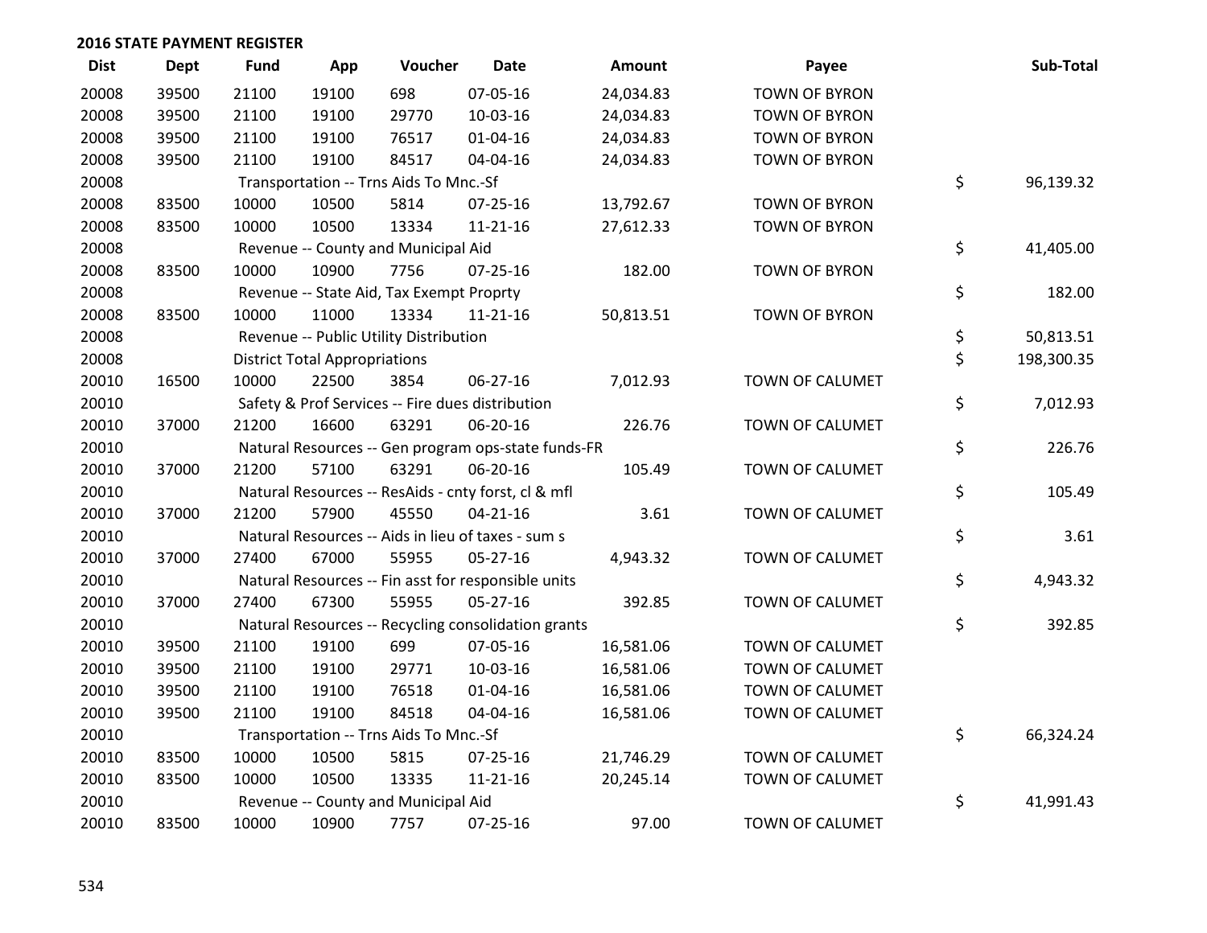## 2016 STATE PAYMENT REGISTER

| Dist | Dept | Fund | App | Voucher | Date | Amount | Payee | Sub-Total |
|---|---|---|---|---|---|---|---|---|
| 20008 | 39500 | 21100 | 19100 | 698 | 07-05-16 | 24,034.83 | TOWN OF BYRON | |
| 20008 | 39500 | 21100 | 19100 | 29770 | 10-03-16 | 24,034.83 | TOWN OF BYRON | |
| 20008 | 39500 | 21100 | 19100 | 76517 | 01-04-16 | 24,034.83 | TOWN OF BYRON | |
| 20008 | 39500 | 21100 | 19100 | 84517 | 04-04-16 | 24,034.83 | TOWN OF BYRON | |
| 20008 | | Transportation -- Trns Aids To Mnc.-Sf | | | | | | $ 96,139.32 |
| 20008 | 83500 | 10000 | 10500 | 5814 | 07-25-16 | 13,792.67 | TOWN OF BYRON | |
| 20008 | 83500 | 10000 | 10500 | 13334 | 11-21-16 | 27,612.33 | TOWN OF BYRON | |
| 20008 | | Revenue -- County and Municipal Aid | | | | | | $ 41,405.00 |
| 20008 | 83500 | 10000 | 10900 | 7756 | 07-25-16 | 182.00 | TOWN OF BYRON | |
| 20008 | | Revenue -- State Aid, Tax Exempt Proprty | | | | | | $ 182.00 |
| 20008 | 83500 | 10000 | 11000 | 13334 | 11-21-16 | 50,813.51 | TOWN OF BYRON | |
| 20008 | | Revenue -- Public Utility Distribution | | | | | | $ 50,813.51 |
| 20008 | | District Total Appropriations | | | | | | $ 198,300.35 |
| 20010 | 16500 | 10000 | 22500 | 3854 | 06-27-16 | 7,012.93 | TOWN OF CALUMET | |
| 20010 | | Safety & Prof Services -- Fire dues distribution | | | | | | $ 7,012.93 |
| 20010 | 37000 | 21200 | 16600 | 63291 | 06-20-16 | 226.76 | TOWN OF CALUMET | |
| 20010 | | Natural Resources -- Gen program ops-state funds-FR | | | | | | $ 226.76 |
| 20010 | 37000 | 21200 | 57100 | 63291 | 06-20-16 | 105.49 | TOWN OF CALUMET | |
| 20010 | | Natural Resources -- ResAids - cnty forst, cl & mfl | | | | | | $ 105.49 |
| 20010 | 37000 | 21200 | 57900 | 45550 | 04-21-16 | 3.61 | TOWN OF CALUMET | |
| 20010 | | Natural Resources -- Aids in lieu of taxes - sum s | | | | | | $ 3.61 |
| 20010 | 37000 | 27400 | 67000 | 55955 | 05-27-16 | 4,943.32 | TOWN OF CALUMET | |
| 20010 | | Natural Resources -- Fin asst for responsible units | | | | | | $ 4,943.32 |
| 20010 | 37000 | 27400 | 67300 | 55955 | 05-27-16 | 392.85 | TOWN OF CALUMET | |
| 20010 | | Natural Resources -- Recycling consolidation grants | | | | | | $ 392.85 |
| 20010 | 39500 | 21100 | 19100 | 699 | 07-05-16 | 16,581.06 | TOWN OF CALUMET | |
| 20010 | 39500 | 21100 | 19100 | 29771 | 10-03-16 | 16,581.06 | TOWN OF CALUMET | |
| 20010 | 39500 | 21100 | 19100 | 76518 | 01-04-16 | 16,581.06 | TOWN OF CALUMET | |
| 20010 | 39500 | 21100 | 19100 | 84518 | 04-04-16 | 16,581.06 | TOWN OF CALUMET | |
| 20010 | | Transportation -- Trns Aids To Mnc.-Sf | | | | | | $ 66,324.24 |
| 20010 | 83500 | 10000 | 10500 | 5815 | 07-25-16 | 21,746.29 | TOWN OF CALUMET | |
| 20010 | 83500 | 10000 | 10500 | 13335 | 11-21-16 | 20,245.14 | TOWN OF CALUMET | |
| 20010 | | Revenue -- County and Municipal Aid | | | | | | $ 41,991.43 |
| 20010 | 83500 | 10000 | 10900 | 7757 | 07-25-16 | 97.00 | TOWN OF CALUMET | |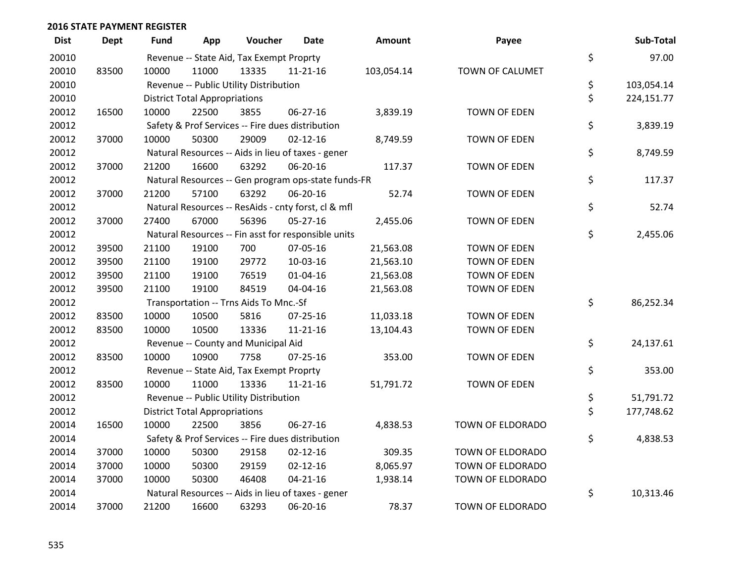## 2016 STATE PAYMENT REGISTER

| Dist | Dept | Fund | App | Voucher | Date | Amount | Payee | Sub-Total |
|---|---|---|---|---|---|---|---|---|
| 20010 | | Revenue -- State Aid, Tax Exempt Proprty | | | | | | $ 97.00 |
| 20010 | 83500 | 10000 | 11000 | 13335 | 11-21-16 | 103,054.14 | TOWN OF CALUMET | |
| 20010 | | Revenue -- Public Utility Distribution | | | | | | $ 103,054.14 |
| 20010 | | District Total Appropriations | | | | | | $ 224,151.77 |
| 20012 | 16500 | 10000 | 22500 | 3855 | 06-27-16 | 3,839.19 | TOWN OF EDEN | |
| 20012 | | Safety & Prof Services -- Fire dues distribution | | | | | | $ 3,839.19 |
| 20012 | 37000 | 10000 | 50300 | 29009 | 02-12-16 | 8,749.59 | TOWN OF EDEN | |
| 20012 | | Natural Resources -- Aids in lieu of taxes - gener | | | | | | $ 8,749.59 |
| 20012 | 37000 | 21200 | 16600 | 63292 | 06-20-16 | 117.37 | TOWN OF EDEN | |
| 20012 | | Natural Resources -- Gen program ops-state funds-FR | | | | | | $ 117.37 |
| 20012 | 37000 | 21200 | 57100 | 63292 | 06-20-16 | 52.74 | TOWN OF EDEN | |
| 20012 | | Natural Resources -- ResAids - cnty forst, cl & mfl | | | | | | $ 52.74 |
| 20012 | 37000 | 27400 | 67000 | 56396 | 05-27-16 | 2,455.06 | TOWN OF EDEN | |
| 20012 | | Natural Resources -- Fin asst for responsible units | | | | | | $ 2,455.06 |
| 20012 | 39500 | 21100 | 19100 | 700 | 07-05-16 | 21,563.08 | TOWN OF EDEN | |
| 20012 | 39500 | 21100 | 19100 | 29772 | 10-03-16 | 21,563.10 | TOWN OF EDEN | |
| 20012 | 39500 | 21100 | 19100 | 76519 | 01-04-16 | 21,563.08 | TOWN OF EDEN | |
| 20012 | 39500 | 21100 | 19100 | 84519 | 04-04-16 | 21,563.08 | TOWN OF EDEN | |
| 20012 | | Transportation -- Trns Aids To Mnc.-Sf | | | | | | $ 86,252.34 |
| 20012 | 83500 | 10000 | 10500 | 5816 | 07-25-16 | 11,033.18 | TOWN OF EDEN | |
| 20012 | 83500 | 10000 | 10500 | 13336 | 11-21-16 | 13,104.43 | TOWN OF EDEN | |
| 20012 | | Revenue -- County and Municipal Aid | | | | | | $ 24,137.61 |
| 20012 | 83500 | 10000 | 10900 | 7758 | 07-25-16 | 353.00 | TOWN OF EDEN | |
| 20012 | | Revenue -- State Aid, Tax Exempt Proprty | | | | | | $ 353.00 |
| 20012 | 83500 | 10000 | 11000 | 13336 | 11-21-16 | 51,791.72 | TOWN OF EDEN | |
| 20012 | | Revenue -- Public Utility Distribution | | | | | | $ 51,791.72 |
| 20012 | | District Total Appropriations | | | | | | $ 177,748.62 |
| 20014 | 16500 | 10000 | 22500 | 3856 | 06-27-16 | 4,838.53 | TOWN OF ELDORADO | |
| 20014 | | Safety & Prof Services -- Fire dues distribution | | | | | | $ 4,838.53 |
| 20014 | 37000 | 10000 | 50300 | 29158 | 02-12-16 | 309.35 | TOWN OF ELDORADO | |
| 20014 | 37000 | 10000 | 50300 | 29159 | 02-12-16 | 8,065.97 | TOWN OF ELDORADO | |
| 20014 | 37000 | 10000 | 50300 | 46408 | 04-21-16 | 1,938.14 | TOWN OF ELDORADO | |
| 20014 | | Natural Resources -- Aids in lieu of taxes - gener | | | | | | $ 10,313.46 |
| 20014 | 37000 | 21200 | 16600 | 63293 | 06-20-16 | 78.37 | TOWN OF ELDORADO | |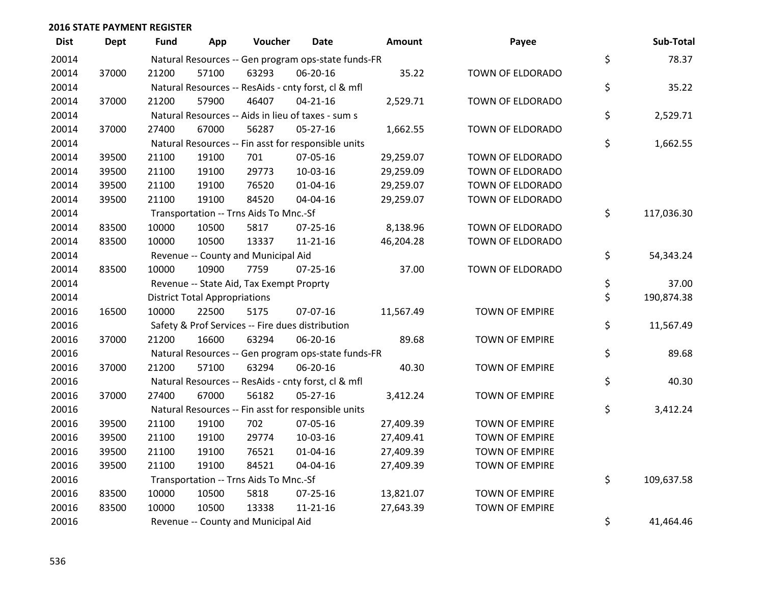## 2016 STATE PAYMENT REGISTER

| Dist | Dept | Fund | App | Voucher | Date | Amount | Payee | | Sub-Total |
|---|---|---|---|---|---|---|---|---|---|
| 20014 | | Natural Resources -- Gen program ops-state funds-FR | | | | | | $ | 78.37 |
| 20014 | 37000 | 21200 | 57100 | 63293 | 06-20-16 | 35.22 | TOWN OF ELDORADO | | |
| 20014 | | Natural Resources -- ResAids - cnty forst, cl & mfl | | | | | | $ | 35.22 |
| 20014 | 37000 | 21200 | 57900 | 46407 | 04-21-16 | 2,529.71 | TOWN OF ELDORADO | | |
| 20014 | | Natural Resources -- Aids in lieu of taxes - sum s | | | | | | $ | 2,529.71 |
| 20014 | 37000 | 27400 | 67000 | 56287 | 05-27-16 | 1,662.55 | TOWN OF ELDORADO | | |
| 20014 | | Natural Resources -- Fin asst for responsible units | | | | | | $ | 1,662.55 |
| 20014 | 39500 | 21100 | 19100 | 701 | 07-05-16 | 29,259.07 | TOWN OF ELDORADO | | |
| 20014 | 39500 | 21100 | 19100 | 29773 | 10-03-16 | 29,259.09 | TOWN OF ELDORADO | | |
| 20014 | 39500 | 21100 | 19100 | 76520 | 01-04-16 | 29,259.07 | TOWN OF ELDORADO | | |
| 20014 | 39500 | 21100 | 19100 | 84520 | 04-04-16 | 29,259.07 | TOWN OF ELDORADO | | |
| 20014 | | Transportation -- Trns Aids To Mnc.-Sf | | | | | | $ | 117,036.30 |
| 20014 | 83500 | 10000 | 10500 | 5817 | 07-25-16 | 8,138.96 | TOWN OF ELDORADO | | |
| 20014 | 83500 | 10000 | 10500 | 13337 | 11-21-16 | 46,204.28 | TOWN OF ELDORADO | | |
| 20014 | | Revenue -- County and Municipal Aid | | | | | | $ | 54,343.24 |
| 20014 | 83500 | 10000 | 10900 | 7759 | 07-25-16 | 37.00 | TOWN OF ELDORADO | | |
| 20014 | | Revenue -- State Aid, Tax Exempt Proprty | | | | | | $ | 37.00 |
| 20014 | | District Total Appropriations | | | | | | $ | 190,874.38 |
| 20016 | 16500 | 10000 | 22500 | 5175 | 07-07-16 | 11,567.49 | TOWN OF EMPIRE | | |
| 20016 | | Safety & Prof Services -- Fire dues distribution | | | | | | $ | 11,567.49 |
| 20016 | 37000 | 21200 | 16600 | 63294 | 06-20-16 | 89.68 | TOWN OF EMPIRE | | |
| 20016 | | Natural Resources -- Gen program ops-state funds-FR | | | | | | $ | 89.68 |
| 20016 | 37000 | 21200 | 57100 | 63294 | 06-20-16 | 40.30 | TOWN OF EMPIRE | | |
| 20016 | | Natural Resources -- ResAids - cnty forst, cl & mfl | | | | | | $ | 40.30 |
| 20016 | 37000 | 27400 | 67000 | 56182 | 05-27-16 | 3,412.24 | TOWN OF EMPIRE | | |
| 20016 | | Natural Resources -- Fin asst for responsible units | | | | | | $ | 3,412.24 |
| 20016 | 39500 | 21100 | 19100 | 702 | 07-05-16 | 27,409.39 | TOWN OF EMPIRE | | |
| 20016 | 39500 | 21100 | 19100 | 29774 | 10-03-16 | 27,409.41 | TOWN OF EMPIRE | | |
| 20016 | 39500 | 21100 | 19100 | 76521 | 01-04-16 | 27,409.39 | TOWN OF EMPIRE | | |
| 20016 | 39500 | 21100 | 19100 | 84521 | 04-04-16 | 27,409.39 | TOWN OF EMPIRE | | |
| 20016 | | Transportation -- Trns Aids To Mnc.-Sf | | | | | | $ | 109,637.58 |
| 20016 | 83500 | 10000 | 10500 | 5818 | 07-25-16 | 13,821.07 | TOWN OF EMPIRE | | |
| 20016 | 83500 | 10000 | 10500 | 13338 | 11-21-16 | 27,643.39 | TOWN OF EMPIRE | | |
| 20016 | | Revenue -- County and Municipal Aid | | | | | | $ | 41,464.46 |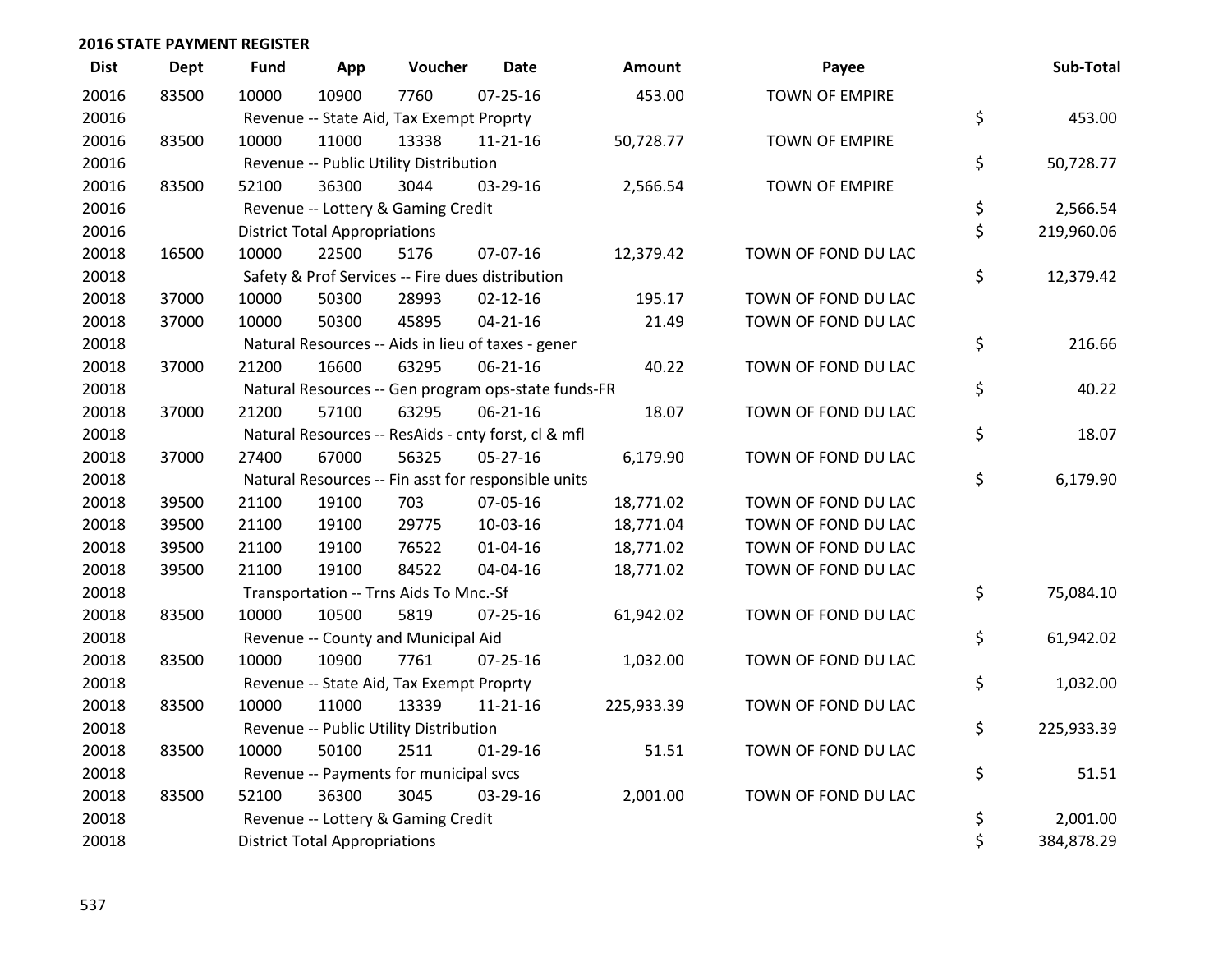## 2016 STATE PAYMENT REGISTER

| Dist | Dept | Fund | App | Voucher | Date | Amount | Payee | Sub-Total |
|---|---|---|---|---|---|---|---|---|
| 20016 | 83500 | 10000 | 10900 | 7760 | 07-25-16 | 453.00 | TOWN OF EMPIRE | |
| 20016 | | Revenue -- State Aid, Tax Exempt Proprty | | | | | | $ 453.00 |
| 20016 | 83500 | 10000 | 11000 | 13338 | 11-21-16 | 50,728.77 | TOWN OF EMPIRE | |
| 20016 | | Revenue -- Public Utility Distribution | | | | | | $ 50,728.77 |
| 20016 | 83500 | 52100 | 36300 | 3044 | 03-29-16 | 2,566.54 | TOWN OF EMPIRE | |
| 20016 | | Revenue -- Lottery & Gaming Credit | | | | | | $ 2,566.54 |
| 20016 | | District Total Appropriations | | | | | | $ 219,960.06 |
| 20018 | 16500 | 10000 | 22500 | 5176 | 07-07-16 | 12,379.42 | TOWN OF FOND DU LAC | |
| 20018 | | Safety & Prof Services -- Fire dues distribution | | | | | | $ 12,379.42 |
| 20018 | 37000 | 10000 | 50300 | 28993 | 02-12-16 | 195.17 | TOWN OF FOND DU LAC | |
| 20018 | 37000 | 10000 | 50300 | 45895 | 04-21-16 | 21.49 | TOWN OF FOND DU LAC | |
| 20018 | | Natural Resources -- Aids in lieu of taxes - gener | | | | | | $ 216.66 |
| 20018 | 37000 | 21200 | 16600 | 63295 | 06-21-16 | 40.22 | TOWN OF FOND DU LAC | |
| 20018 | | Natural Resources -- Gen program ops-state funds-FR | | | | | | $ 40.22 |
| 20018 | 37000 | 21200 | 57100 | 63295 | 06-21-16 | 18.07 | TOWN OF FOND DU LAC | |
| 20018 | | Natural Resources -- ResAids - cnty forst, cl & mfl | | | | | | $ 18.07 |
| 20018 | 37000 | 27400 | 67000 | 56325 | 05-27-16 | 6,179.90 | TOWN OF FOND DU LAC | |
| 20018 | | Natural Resources -- Fin asst for responsible units | | | | | | $ 6,179.90 |
| 20018 | 39500 | 21100 | 19100 | 703 | 07-05-16 | 18,771.02 | TOWN OF FOND DU LAC | |
| 20018 | 39500 | 21100 | 19100 | 29775 | 10-03-16 | 18,771.04 | TOWN OF FOND DU LAC | |
| 20018 | 39500 | 21100 | 19100 | 76522 | 01-04-16 | 18,771.02 | TOWN OF FOND DU LAC | |
| 20018 | 39500 | 21100 | 19100 | 84522 | 04-04-16 | 18,771.02 | TOWN OF FOND DU LAC | |
| 20018 | | Transportation -- Trns Aids To Mnc.-Sf | | | | | | $ 75,084.10 |
| 20018 | 83500 | 10000 | 10500 | 5819 | 07-25-16 | 61,942.02 | TOWN OF FOND DU LAC | |
| 20018 | | Revenue -- County and Municipal Aid | | | | | | $ 61,942.02 |
| 20018 | 83500 | 10000 | 10900 | 7761 | 07-25-16 | 1,032.00 | TOWN OF FOND DU LAC | |
| 20018 | | Revenue -- State Aid, Tax Exempt Proprty | | | | | | $ 1,032.00 |
| 20018 | 83500 | 10000 | 11000 | 13339 | 11-21-16 | 225,933.39 | TOWN OF FOND DU LAC | |
| 20018 | | Revenue -- Public Utility Distribution | | | | | | $ 225,933.39 |
| 20018 | 83500 | 10000 | 50100 | 2511 | 01-29-16 | 51.51 | TOWN OF FOND DU LAC | |
| 20018 | | Revenue -- Payments for municipal svcs | | | | | | $ 51.51 |
| 20018 | 83500 | 52100 | 36300 | 3045 | 03-29-16 | 2,001.00 | TOWN OF FOND DU LAC | |
| 20018 | | Revenue -- Lottery & Gaming Credit | | | | | | $ 2,001.00 |
| 20018 | | District Total Appropriations | | | | | | $ 384,878.29 |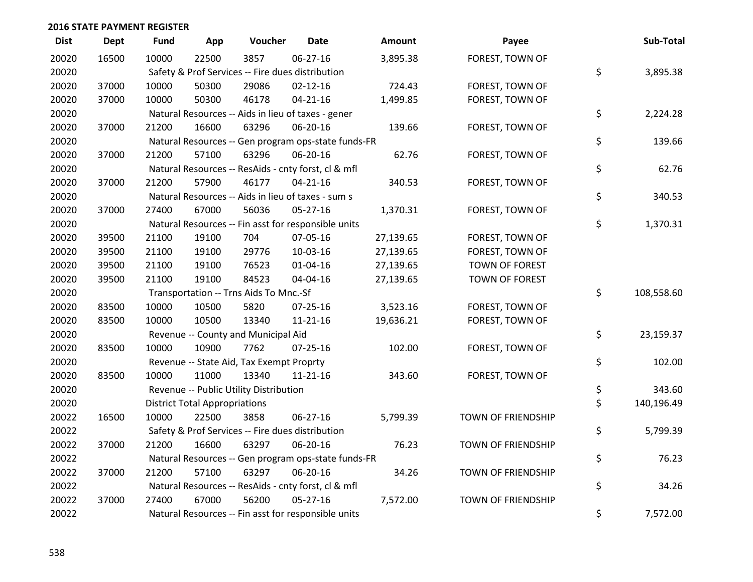## 2016 STATE PAYMENT REGISTER

| Dist | Dept | Fund | App | Voucher | Date | Amount | Payee | Sub-Total |
|---|---|---|---|---|---|---|---|---|
| 20020 | 16500 | 10000 | 22500 | 3857 | 06-27-16 | 3,895.38 | FOREST, TOWN OF | |
| 20020 | | Safety & Prof Services -- Fire dues distribution | | | | | | $ 3,895.38 |
| 20020 | 37000 | 10000 | 50300 | 29086 | 02-12-16 | 724.43 | FOREST, TOWN OF | |
| 20020 | 37000 | 10000 | 50300 | 46178 | 04-21-16 | 1,499.85 | FOREST, TOWN OF | |
| 20020 | | Natural Resources -- Aids in lieu of taxes - gener | | | | | | $ 2,224.28 |
| 20020 | 37000 | 21200 | 16600 | 63296 | 06-20-16 | 139.66 | FOREST, TOWN OF | |
| 20020 | | Natural Resources -- Gen program ops-state funds-FR | | | | | | $ 139.66 |
| 20020 | 37000 | 21200 | 57100 | 63296 | 06-20-16 | 62.76 | FOREST, TOWN OF | |
| 20020 | | Natural Resources -- ResAids - cnty forst, cl & mfl | | | | | | $ 62.76 |
| 20020 | 37000 | 21200 | 57900 | 46177 | 04-21-16 | 340.53 | FOREST, TOWN OF | |
| 20020 | | Natural Resources -- Aids in lieu of taxes - sum s | | | | | | $ 340.53 |
| 20020 | 37000 | 27400 | 67000 | 56036 | 05-27-16 | 1,370.31 | FOREST, TOWN OF | |
| 20020 | | Natural Resources -- Fin asst for responsible units | | | | | | $ 1,370.31 |
| 20020 | 39500 | 21100 | 19100 | 704 | 07-05-16 | 27,139.65 | FOREST, TOWN OF | |
| 20020 | 39500 | 21100 | 19100 | 29776 | 10-03-16 | 27,139.65 | FOREST, TOWN OF | |
| 20020 | 39500 | 21100 | 19100 | 76523 | 01-04-16 | 27,139.65 | TOWN OF FOREST | |
| 20020 | 39500 | 21100 | 19100 | 84523 | 04-04-16 | 27,139.65 | TOWN OF FOREST | |
| 20020 | | Transportation -- Trns Aids To Mnc.-Sf | | | | | | $ 108,558.60 |
| 20020 | 83500 | 10000 | 10500 | 5820 | 07-25-16 | 3,523.16 | FOREST, TOWN OF | |
| 20020 | 83500 | 10000 | 10500 | 13340 | 11-21-16 | 19,636.21 | FOREST, TOWN OF | |
| 20020 | | Revenue -- County and Municipal Aid | | | | | | $ 23,159.37 |
| 20020 | 83500 | 10000 | 10900 | 7762 | 07-25-16 | 102.00 | FOREST, TOWN OF | |
| 20020 | | Revenue -- State Aid, Tax Exempt Proprty | | | | | | $ 102.00 |
| 20020 | 83500 | 10000 | 11000 | 13340 | 11-21-16 | 343.60 | FOREST, TOWN OF | |
| 20020 | | Revenue -- Public Utility Distribution | | | | | | $ 343.60 |
| 20020 | | District Total Appropriations | | | | | | $ 140,196.49 |
| 20022 | 16500 | 10000 | 22500 | 3858 | 06-27-16 | 5,799.39 | TOWN OF FRIENDSHIP | |
| 20022 | | Safety & Prof Services -- Fire dues distribution | | | | | | $ 5,799.39 |
| 20022 | 37000 | 21200 | 16600 | 63297 | 06-20-16 | 76.23 | TOWN OF FRIENDSHIP | |
| 20022 | | Natural Resources -- Gen program ops-state funds-FR | | | | | | $ 76.23 |
| 20022 | 37000 | 21200 | 57100 | 63297 | 06-20-16 | 34.26 | TOWN OF FRIENDSHIP | |
| 20022 | | Natural Resources -- ResAids - cnty forst, cl & mfl | | | | | | $ 34.26 |
| 20022 | 37000 | 27400 | 67000 | 56200 | 05-27-16 | 7,572.00 | TOWN OF FRIENDSHIP | |
| 20022 | | Natural Resources -- Fin asst for responsible units | | | | | | $ 7,572.00 |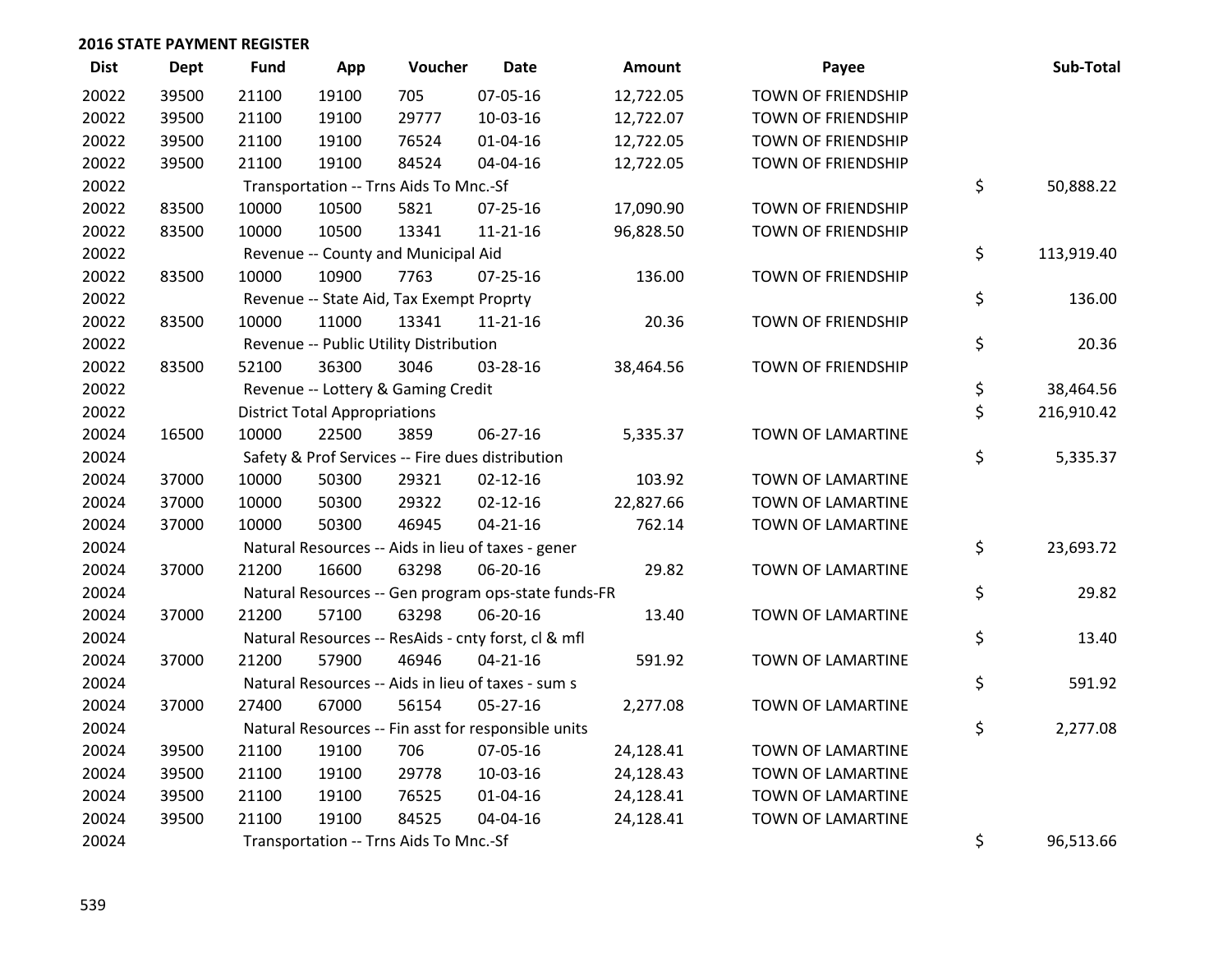**2016 STATE PAYMENT REGISTER**

| Dist | Dept | Fund | App | Voucher | Date | Amount | Payee | Sub-Total |
|---|---|---|---|---|---|---|---|---|
| 20022 | 39500 | 21100 | 19100 | 705 | 07-05-16 | 12,722.05 | TOWN OF FRIENDSHIP | |
| 20022 | 39500 | 21100 | 19100 | 29777 | 10-03-16 | 12,722.07 | TOWN OF FRIENDSHIP | |
| 20022 | 39500 | 21100 | 19100 | 76524 | 01-04-16 | 12,722.05 | TOWN OF FRIENDSHIP | |
| 20022 | 39500 | 21100 | 19100 | 84524 | 04-04-16 | 12,722.05 | TOWN OF FRIENDSHIP | |
| 20022 | | Transportation -- Trns Aids To Mnc.-Sf | | | | | | $ 50,888.22 |
| 20022 | 83500 | 10000 | 10500 | 5821 | 07-25-16 | 17,090.90 | TOWN OF FRIENDSHIP | |
| 20022 | 83500 | 10000 | 10500 | 13341 | 11-21-16 | 96,828.50 | TOWN OF FRIENDSHIP | |
| 20022 | | Revenue -- County and Municipal Aid | | | | | | $ 113,919.40 |
| 20022 | 83500 | 10000 | 10900 | 7763 | 07-25-16 | 136.00 | TOWN OF FRIENDSHIP | |
| 20022 | | Revenue -- State Aid, Tax Exempt Proprty | | | | | | $ 136.00 |
| 20022 | 83500 | 10000 | 11000 | 13341 | 11-21-16 | 20.36 | TOWN OF FRIENDSHIP | |
| 20022 | | Revenue -- Public Utility Distribution | | | | | | $ 20.36 |
| 20022 | 83500 | 52100 | 36300 | 3046 | 03-28-16 | 38,464.56 | TOWN OF FRIENDSHIP | |
| 20022 | | Revenue -- Lottery & Gaming Credit | | | | | | $ 38,464.56 |
| 20022 | | District Total Appropriations | | | | | | $ 216,910.42 |
| 20024 | 16500 | 10000 | 22500 | 3859 | 06-27-16 | 5,335.37 | TOWN OF LAMARTINE | |
| 20024 | | Safety & Prof Services -- Fire dues distribution | | | | | | $ 5,335.37 |
| 20024 | 37000 | 10000 | 50300 | 29321 | 02-12-16 | 103.92 | TOWN OF LAMARTINE | |
| 20024 | 37000 | 10000 | 50300 | 29322 | 02-12-16 | 22,827.66 | TOWN OF LAMARTINE | |
| 20024 | 37000 | 10000 | 50300 | 46945 | 04-21-16 | 762.14 | TOWN OF LAMARTINE | |
| 20024 | | Natural Resources -- Aids in lieu of taxes - gener | | | | | | $ 23,693.72 |
| 20024 | 37000 | 21200 | 16600 | 63298 | 06-20-16 | 29.82 | TOWN OF LAMARTINE | |
| 20024 | | Natural Resources -- Gen program ops-state funds-FR | | | | | | $ 29.82 |
| 20024 | 37000 | 21200 | 57100 | 63298 | 06-20-16 | 13.40 | TOWN OF LAMARTINE | |
| 20024 | | Natural Resources -- ResAids - cnty forst, cl & mfl | | | | | | $ 13.40 |
| 20024 | 37000 | 21200 | 57900 | 46946 | 04-21-16 | 591.92 | TOWN OF LAMARTINE | |
| 20024 | | Natural Resources -- Aids in lieu of taxes - sum s | | | | | | $ 591.92 |
| 20024 | 37000 | 27400 | 67000 | 56154 | 05-27-16 | 2,277.08 | TOWN OF LAMARTINE | |
| 20024 | | Natural Resources -- Fin asst for responsible units | | | | | | $ 2,277.08 |
| 20024 | 39500 | 21100 | 19100 | 706 | 07-05-16 | 24,128.41 | TOWN OF LAMARTINE | |
| 20024 | 39500 | 21100 | 19100 | 29778 | 10-03-16 | 24,128.43 | TOWN OF LAMARTINE | |
| 20024 | 39500 | 21100 | 19100 | 76525 | 01-04-16 | 24,128.41 | TOWN OF LAMARTINE | |
| 20024 | 39500 | 21100 | 19100 | 84525 | 04-04-16 | 24,128.41 | TOWN OF LAMARTINE | |
| 20024 | | Transportation -- Trns Aids To Mnc.-Sf | | | | | | $ 96,513.66 |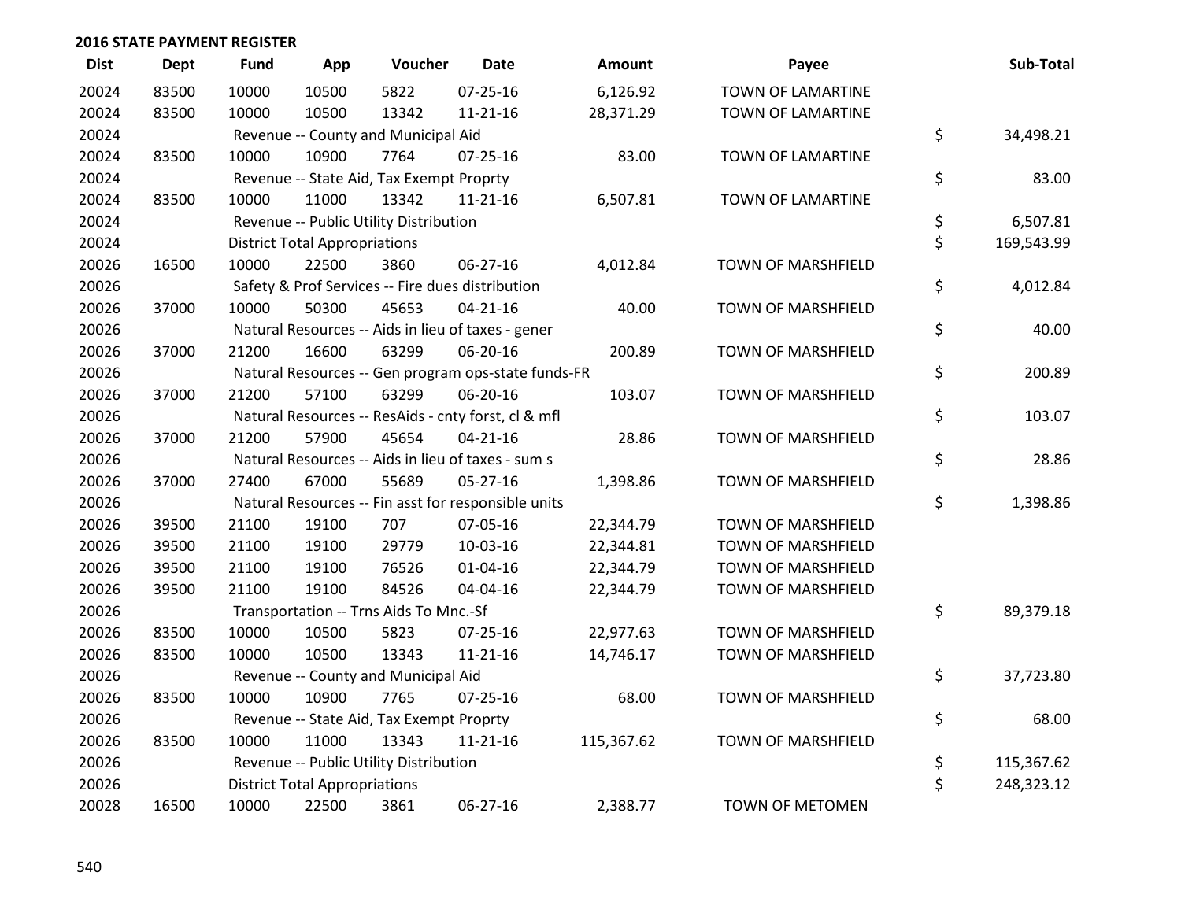## 2016 STATE PAYMENT REGISTER

| Dist | Dept | Fund | App | Voucher | Date | Amount | Payee | Sub-Total |
|---|---|---|---|---|---|---|---|---|
| 20024 | 83500 | 10000 | 10500 | 5822 | 07-25-16 | 6,126.92 | TOWN OF LAMARTINE | |
| 20024 | 83500 | 10000 | 10500 | 13342 | 11-21-16 | 28,371.29 | TOWN OF LAMARTINE | |
| 20024 | | Revenue -- County and Municipal Aid | | | | | | $ 34,498.21 |
| 20024 | 83500 | 10000 | 10900 | 7764 | 07-25-16 | 83.00 | TOWN OF LAMARTINE | |
| 20024 | | Revenue -- State Aid, Tax Exempt Proprty | | | | | | $ 83.00 |
| 20024 | 83500 | 10000 | 11000 | 13342 | 11-21-16 | 6,507.81 | TOWN OF LAMARTINE | |
| 20024 | | Revenue -- Public Utility Distribution | | | | | | $ 6,507.81 |
| 20024 | | District Total Appropriations | | | | | | $ 169,543.99 |
| 20026 | 16500 | 10000 | 22500 | 3860 | 06-27-16 | 4,012.84 | TOWN OF MARSHFIELD | |
| 20026 | | Safety & Prof Services -- Fire dues distribution | | | | | | $ 4,012.84 |
| 20026 | 37000 | 10000 | 50300 | 45653 | 04-21-16 | 40.00 | TOWN OF MARSHFIELD | |
| 20026 | | Natural Resources -- Aids in lieu of taxes - gener | | | | | | $ 40.00 |
| 20026 | 37000 | 21200 | 16600 | 63299 | 06-20-16 | 200.89 | TOWN OF MARSHFIELD | |
| 20026 | | Natural Resources -- Gen program ops-state funds-FR | | | | | | $ 200.89 |
| 20026 | 37000 | 21200 | 57100 | 63299 | 06-20-16 | 103.07 | TOWN OF MARSHFIELD | |
| 20026 | | Natural Resources -- ResAids - cnty forst, cl & mfl | | | | | | $ 103.07 |
| 20026 | 37000 | 21200 | 57900 | 45654 | 04-21-16 | 28.86 | TOWN OF MARSHFIELD | |
| 20026 | | Natural Resources -- Aids in lieu of taxes - sum s | | | | | | $ 28.86 |
| 20026 | 37000 | 27400 | 67000 | 55689 | 05-27-16 | 1,398.86 | TOWN OF MARSHFIELD | |
| 20026 | | Natural Resources -- Fin asst for responsible units | | | | | | $ 1,398.86 |
| 20026 | 39500 | 21100 | 19100 | 707 | 07-05-16 | 22,344.79 | TOWN OF MARSHFIELD | |
| 20026 | 39500 | 21100 | 19100 | 29779 | 10-03-16 | 22,344.81 | TOWN OF MARSHFIELD | |
| 20026 | 39500 | 21100 | 19100 | 76526 | 01-04-16 | 22,344.79 | TOWN OF MARSHFIELD | |
| 20026 | 39500 | 21100 | 19100 | 84526 | 04-04-16 | 22,344.79 | TOWN OF MARSHFIELD | |
| 20026 | | Transportation -- Trns Aids To Mnc.-Sf | | | | | | $ 89,379.18 |
| 20026 | 83500 | 10000 | 10500 | 5823 | 07-25-16 | 22,977.63 | TOWN OF MARSHFIELD | |
| 20026 | 83500 | 10000 | 10500 | 13343 | 11-21-16 | 14,746.17 | TOWN OF MARSHFIELD | |
| 20026 | | Revenue -- County and Municipal Aid | | | | | | $ 37,723.80 |
| 20026 | 83500 | 10000 | 10900 | 7765 | 07-25-16 | 68.00 | TOWN OF MARSHFIELD | |
| 20026 | | Revenue -- State Aid, Tax Exempt Proprty | | | | | | $ 68.00 |
| 20026 | 83500 | 10000 | 11000 | 13343 | 11-21-16 | 115,367.62 | TOWN OF MARSHFIELD | |
| 20026 | | Revenue -- Public Utility Distribution | | | | | | $ 115,367.62 |
| 20026 | | District Total Appropriations | | | | | | $ 248,323.12 |
| 20028 | 16500 | 10000 | 22500 | 3861 | 06-27-16 | 2,388.77 | TOWN OF METOMEN | |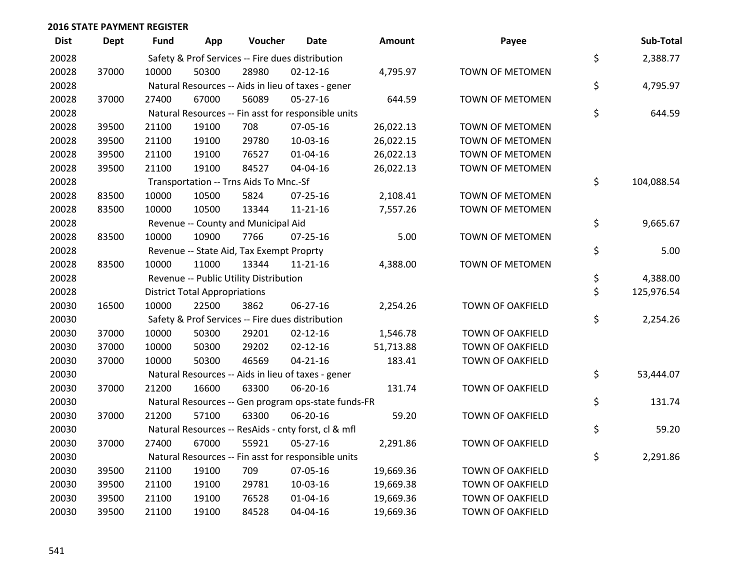**2016 STATE PAYMENT REGISTER**

| Dist | Dept | Fund | App | Voucher | Date | Amount | Payee | Sub-Total |
|---|---|---|---|---|---|---|---|---|
| 20028 | | Safety & Prof Services -- Fire dues distribution | | | | | | $ 2,388.77 |
| 20028 | 37000 | 10000 | 50300 | 28980 | 02-12-16 | 4,795.97 | TOWN OF METOMEN | |
| 20028 | | Natural Resources -- Aids in lieu of taxes - gener | | | | | | $ 4,795.97 |
| 20028 | 37000 | 27400 | 67000 | 56089 | 05-27-16 | 644.59 | TOWN OF METOMEN | |
| 20028 | | Natural Resources -- Fin asst for responsible units | | | | | | $ 644.59 |
| 20028 | 39500 | 21100 | 19100 | 708 | 07-05-16 | 26,022.13 | TOWN OF METOMEN | |
| 20028 | 39500 | 21100 | 19100 | 29780 | 10-03-16 | 26,022.15 | TOWN OF METOMEN | |
| 20028 | 39500 | 21100 | 19100 | 76527 | 01-04-16 | 26,022.13 | TOWN OF METOMEN | |
| 20028 | 39500 | 21100 | 19100 | 84527 | 04-04-16 | 26,022.13 | TOWN OF METOMEN | |
| 20028 | | Transportation -- Trns Aids To Mnc.-Sf | | | | | | $ 104,088.54 |
| 20028 | 83500 | 10000 | 10500 | 5824 | 07-25-16 | 2,108.41 | TOWN OF METOMEN | |
| 20028 | 83500 | 10000 | 10500 | 13344 | 11-21-16 | 7,557.26 | TOWN OF METOMEN | |
| 20028 | | Revenue -- County and Municipal Aid | | | | | | $ 9,665.67 |
| 20028 | 83500 | 10000 | 10900 | 7766 | 07-25-16 | 5.00 | TOWN OF METOMEN | |
| 20028 | | Revenue -- State Aid, Tax Exempt Proprty | | | | | | $ 5.00 |
| 20028 | 83500 | 10000 | 11000 | 13344 | 11-21-16 | 4,388.00 | TOWN OF METOMEN | |
| 20028 | | Revenue -- Public Utility Distribution | | | | | | $ 4,388.00 |
| 20028 | | District Total Appropriations | | | | | | $ 125,976.54 |
| 20030 | 16500 | 10000 | 22500 | 3862 | 06-27-16 | 2,254.26 | TOWN OF OAKFIELD | |
| 20030 | | Safety & Prof Services -- Fire dues distribution | | | | | | $ 2,254.26 |
| 20030 | 37000 | 10000 | 50300 | 29201 | 02-12-16 | 1,546.78 | TOWN OF OAKFIELD | |
| 20030 | 37000 | 10000 | 50300 | 29202 | 02-12-16 | 51,713.88 | TOWN OF OAKFIELD | |
| 20030 | 37000 | 10000 | 50300 | 46569 | 04-21-16 | 183.41 | TOWN OF OAKFIELD | |
| 20030 | | Natural Resources -- Aids in lieu of taxes - gener | | | | | | $ 53,444.07 |
| 20030 | 37000 | 21200 | 16600 | 63300 | 06-20-16 | 131.74 | TOWN OF OAKFIELD | |
| 20030 | | Natural Resources -- Gen program ops-state funds-FR | | | | | | $ 131.74 |
| 20030 | 37000 | 21200 | 57100 | 63300 | 06-20-16 | 59.20 | TOWN OF OAKFIELD | |
| 20030 | | Natural Resources -- ResAids - cnty forst, cl & mfl | | | | | | $ 59.20 |
| 20030 | 37000 | 27400 | 67000 | 55921 | 05-27-16 | 2,291.86 | TOWN OF OAKFIELD | |
| 20030 | | Natural Resources -- Fin asst for responsible units | | | | | | $ 2,291.86 |
| 20030 | 39500 | 21100 | 19100 | 709 | 07-05-16 | 19,669.36 | TOWN OF OAKFIELD | |
| 20030 | 39500 | 21100 | 19100 | 29781 | 10-03-16 | 19,669.38 | TOWN OF OAKFIELD | |
| 20030 | 39500 | 21100 | 19100 | 76528 | 01-04-16 | 19,669.36 | TOWN OF OAKFIELD | |
| 20030 | 39500 | 21100 | 19100 | 84528 | 04-04-16 | 19,669.36 | TOWN OF OAKFIELD | |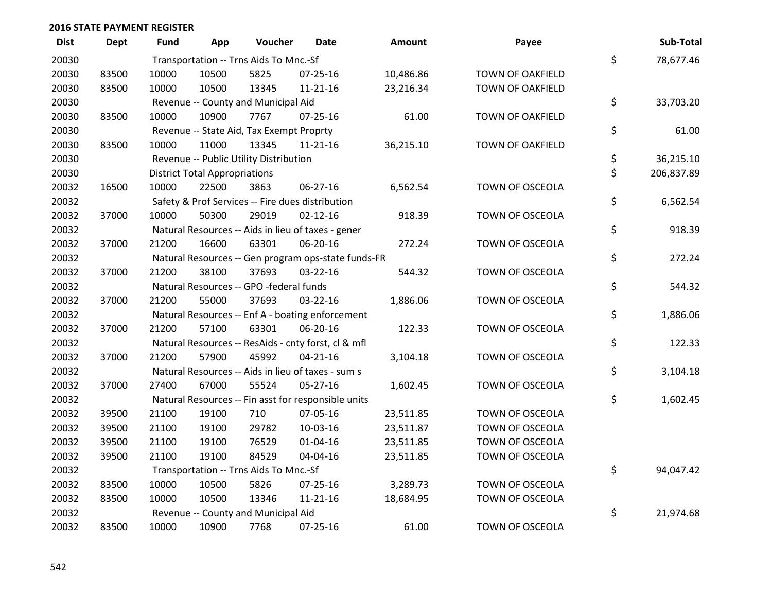## 2016 STATE PAYMENT REGISTER

| Dist | Dept | Fund | App | Voucher | Date | Amount | Payee | | Sub-Total |
|---|---|---|---|---|---|---|---|---|---|
| 20030 | | Transportation -- Trns Aids To Mnc.-Sf | | | | | | $ | 78,677.46 |
| 20030 | 83500 | 10000 | 10500 | 5825 | 07-25-16 | 10,486.86 | TOWN OF OAKFIELD | | |
| 20030 | 83500 | 10000 | 10500 | 13345 | 11-21-16 | 23,216.34 | TOWN OF OAKFIELD | | |
| 20030 | | Revenue -- County and Municipal Aid | | | | | | $ | 33,703.20 |
| 20030 | 83500 | 10000 | 10900 | 7767 | 07-25-16 | 61.00 | TOWN OF OAKFIELD | | |
| 20030 | | Revenue -- State Aid, Tax Exempt Proprty | | | | | | $ | 61.00 |
| 20030 | 83500 | 10000 | 11000 | 13345 | 11-21-16 | 36,215.10 | TOWN OF OAKFIELD | | |
| 20030 | | Revenue -- Public Utility Distribution | | | | | | $ | 36,215.10 |
| 20030 | | District Total Appropriations | | | | | | $ | 206,837.89 |
| 20032 | 16500 | 10000 | 22500 | 3863 | 06-27-16 | 6,562.54 | TOWN OF OSCEOLA | | |
| 20032 | | Safety & Prof Services -- Fire dues distribution | | | | | | $ | 6,562.54 |
| 20032 | 37000 | 10000 | 50300 | 29019 | 02-12-16 | 918.39 | TOWN OF OSCEOLA | | |
| 20032 | | Natural Resources -- Aids in lieu of taxes - gener | | | | | | $ | 918.39 |
| 20032 | 37000 | 21200 | 16600 | 63301 | 06-20-16 | 272.24 | TOWN OF OSCEOLA | | |
| 20032 | | Natural Resources -- Gen program ops-state funds-FR | | | | | | $ | 272.24 |
| 20032 | 37000 | 21200 | 38100 | 37693 | 03-22-16 | 544.32 | TOWN OF OSCEOLA | | |
| 20032 | | Natural Resources -- GPO -federal funds | | | | | | $ | 544.32 |
| 20032 | 37000 | 21200 | 55000 | 37693 | 03-22-16 | 1,886.06 | TOWN OF OSCEOLA | | |
| 20032 | | Natural Resources -- Enf A - boating enforcement | | | | | | $ | 1,886.06 |
| 20032 | 37000 | 21200 | 57100 | 63301 | 06-20-16 | 122.33 | TOWN OF OSCEOLA | | |
| 20032 | | Natural Resources -- ResAids - cnty forst, cl & mfl | | | | | | $ | 122.33 |
| 20032 | 37000 | 21200 | 57900 | 45992 | 04-21-16 | 3,104.18 | TOWN OF OSCEOLA | | |
| 20032 | | Natural Resources -- Aids in lieu of taxes - sum s | | | | | | $ | 3,104.18 |
| 20032 | 37000 | 27400 | 67000 | 55524 | 05-27-16 | 1,602.45 | TOWN OF OSCEOLA | | |
| 20032 | | Natural Resources -- Fin asst for responsible units | | | | | | $ | 1,602.45 |
| 20032 | 39500 | 21100 | 19100 | 710 | 07-05-16 | 23,511.85 | TOWN OF OSCEOLA | | |
| 20032 | 39500 | 21100 | 19100 | 29782 | 10-03-16 | 23,511.87 | TOWN OF OSCEOLA | | |
| 20032 | 39500 | 21100 | 19100 | 76529 | 01-04-16 | 23,511.85 | TOWN OF OSCEOLA | | |
| 20032 | 39500 | 21100 | 19100 | 84529 | 04-04-16 | 23,511.85 | TOWN OF OSCEOLA | | |
| 20032 | | Transportation -- Trns Aids To Mnc.-Sf | | | | | | $ | 94,047.42 |
| 20032 | 83500 | 10000 | 10500 | 5826 | 07-25-16 | 3,289.73 | TOWN OF OSCEOLA | | |
| 20032 | 83500 | 10000 | 10500 | 13346 | 11-21-16 | 18,684.95 | TOWN OF OSCEOLA | | |
| 20032 | | Revenue -- County and Municipal Aid | | | | | | $ | 21,974.68 |
| 20032 | 83500 | 10000 | 10900 | 7768 | 07-25-16 | 61.00 | TOWN OF OSCEOLA | | |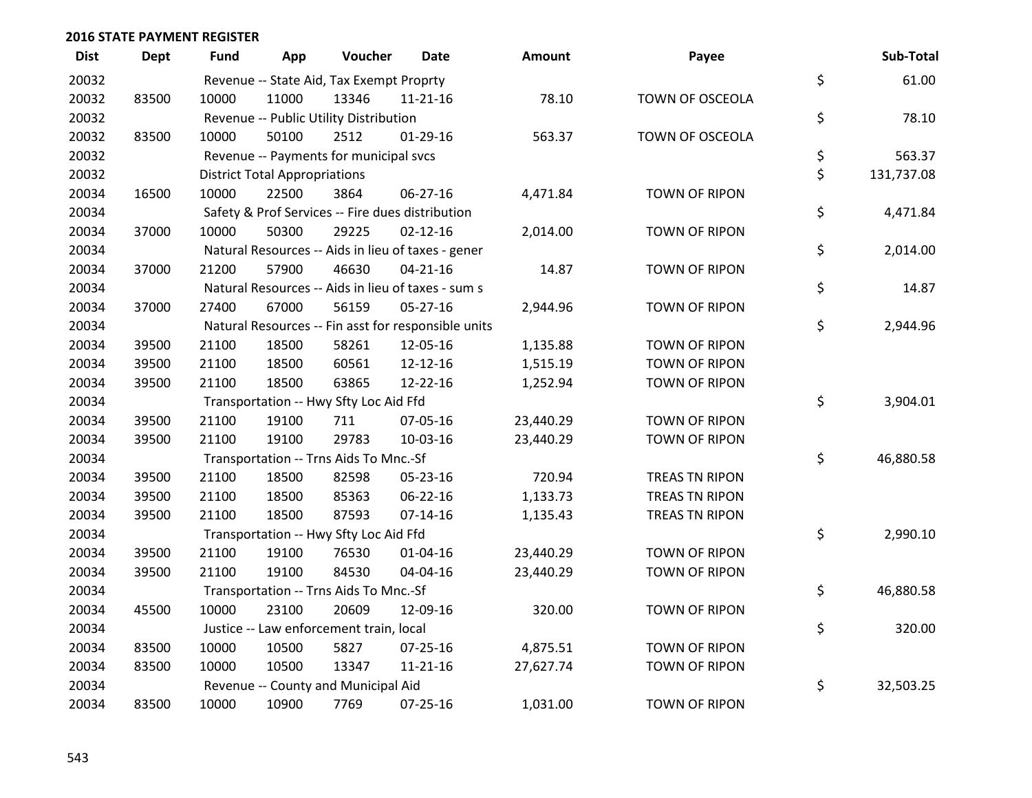## 2016 STATE PAYMENT REGISTER

| Dist | Dept | Fund | App | Voucher | Date | Amount | Payee | Sub-Total |
|---|---|---|---|---|---|---|---|---|
| 20032 | | Revenue -- State Aid, Tax Exempt Proprty | | | | | | $ 61.00 |
| 20032 | 83500 | 10000 | 11000 | 13346 | 11-21-16 | 78.10 | TOWN OF OSCEOLA | |
| 20032 | | Revenue -- Public Utility Distribution | | | | | | $ 78.10 |
| 20032 | 83500 | 10000 | 50100 | 2512 | 01-29-16 | 563.37 | TOWN OF OSCEOLA | |
| 20032 | | Revenue -- Payments for municipal svcs | | | | | | $ 563.37 |
| 20032 | | District Total Appropriations | | | | | | $ 131,737.08 |
| 20034 | 16500 | 10000 | 22500 | 3864 | 06-27-16 | 4,471.84 | TOWN OF RIPON | |
| 20034 | | Safety & Prof Services -- Fire dues distribution | | | | | | $ 4,471.84 |
| 20034 | 37000 | 10000 | 50300 | 29225 | 02-12-16 | 2,014.00 | TOWN OF RIPON | |
| 20034 | | Natural Resources -- Aids in lieu of taxes - gener | | | | | | $ 2,014.00 |
| 20034 | 37000 | 21200 | 57900 | 46630 | 04-21-16 | 14.87 | TOWN OF RIPON | |
| 20034 | | Natural Resources -- Aids in lieu of taxes - sum s | | | | | | $ 14.87 |
| 20034 | 37000 | 27400 | 67000 | 56159 | 05-27-16 | 2,944.96 | TOWN OF RIPON | |
| 20034 | | Natural Resources -- Fin asst for responsible units | | | | | | $ 2,944.96 |
| 20034 | 39500 | 21100 | 18500 | 58261 | 12-05-16 | 1,135.88 | TOWN OF RIPON | |
| 20034 | 39500 | 21100 | 18500 | 60561 | 12-12-16 | 1,515.19 | TOWN OF RIPON | |
| 20034 | 39500 | 21100 | 18500 | 63865 | 12-22-16 | 1,252.94 | TOWN OF RIPON | |
| 20034 | | Transportation -- Hwy Sfty Loc Aid Ffd | | | | | | $ 3,904.01 |
| 20034 | 39500 | 21100 | 19100 | 711 | 07-05-16 | 23,440.29 | TOWN OF RIPON | |
| 20034 | 39500 | 21100 | 19100 | 29783 | 10-03-16 | 23,440.29 | TOWN OF RIPON | |
| 20034 | | Transportation -- Trns Aids To Mnc.-Sf | | | | | | $ 46,880.58 |
| 20034 | 39500 | 21100 | 18500 | 82598 | 05-23-16 | 720.94 | TREAS TN RIPON | |
| 20034 | 39500 | 21100 | 18500 | 85363 | 06-22-16 | 1,133.73 | TREAS TN RIPON | |
| 20034 | 39500 | 21100 | 18500 | 87593 | 07-14-16 | 1,135.43 | TREAS TN RIPON | |
| 20034 | | Transportation -- Hwy Sfty Loc Aid Ffd | | | | | | $ 2,990.10 |
| 20034 | 39500 | 21100 | 19100 | 76530 | 01-04-16 | 23,440.29 | TOWN OF RIPON | |
| 20034 | 39500 | 21100 | 19100 | 84530 | 04-04-16 | 23,440.29 | TOWN OF RIPON | |
| 20034 | | Transportation -- Trns Aids To Mnc.-Sf | | | | | | $ 46,880.58 |
| 20034 | 45500 | 10000 | 23100 | 20609 | 12-09-16 | 320.00 | TOWN OF RIPON | |
| 20034 | | Justice -- Law enforcement train, local | | | | | | $ 320.00 |
| 20034 | 83500 | 10000 | 10500 | 5827 | 07-25-16 | 4,875.51 | TOWN OF RIPON | |
| 20034 | 83500 | 10000 | 10500 | 13347 | 11-21-16 | 27,627.74 | TOWN OF RIPON | |
| 20034 | | Revenue -- County and Municipal Aid | | | | | | $ 32,503.25 |
| 20034 | 83500 | 10000 | 10900 | 7769 | 07-25-16 | 1,031.00 | TOWN OF RIPON | |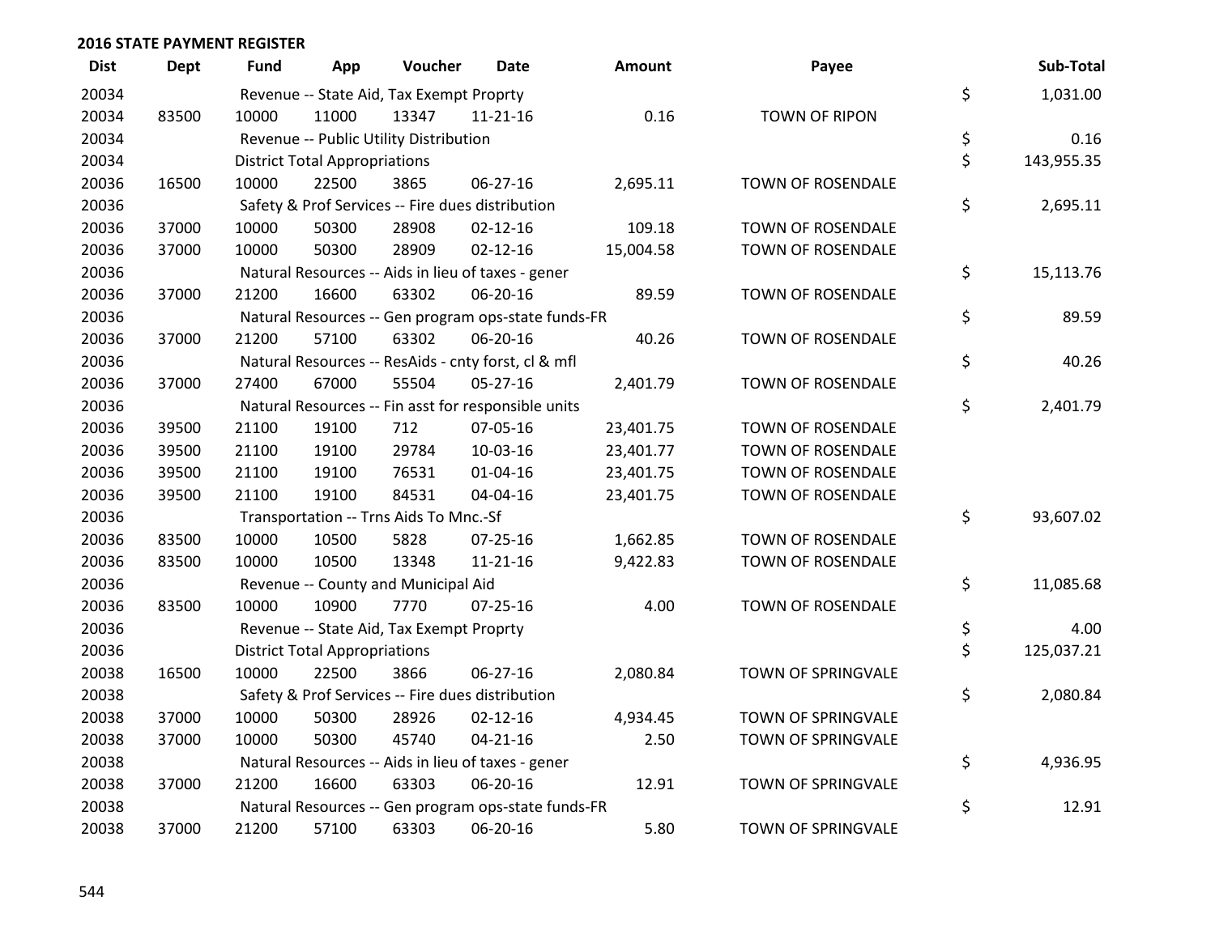## 2016 STATE PAYMENT REGISTER

| Dist | Dept | Fund | App | Voucher | Date | Amount | Payee | Sub-Total |
|---|---|---|---|---|---|---|---|---|
| 20034 | | Revenue -- State Aid, Tax Exempt Proprty | | | | | | $ 1,031.00 |
| 20034 | 83500 | 10000 | 11000 | 13347 | 11-21-16 | 0.16 | TOWN OF RIPON | |
| 20034 | | Revenue -- Public Utility Distribution | | | | | | $ 0.16 |
| 20034 | | District Total Appropriations | | | | | | $ 143,955.35 |
| 20036 | 16500 | 10000 | 22500 | 3865 | 06-27-16 | 2,695.11 | TOWN OF ROSENDALE | |
| 20036 | | Safety & Prof Services -- Fire dues distribution | | | | | | $ 2,695.11 |
| 20036 | 37000 | 10000 | 50300 | 28908 | 02-12-16 | 109.18 | TOWN OF ROSENDALE | |
| 20036 | 37000 | 10000 | 50300 | 28909 | 02-12-16 | 15,004.58 | TOWN OF ROSENDALE | |
| 20036 | | Natural Resources -- Aids in lieu of taxes - gener | | | | | | $ 15,113.76 |
| 20036 | 37000 | 21200 | 16600 | 63302 | 06-20-16 | 89.59 | TOWN OF ROSENDALE | |
| 20036 | | Natural Resources -- Gen program ops-state funds-FR | | | | | | $ 89.59 |
| 20036 | 37000 | 21200 | 57100 | 63302 | 06-20-16 | 40.26 | TOWN OF ROSENDALE | |
| 20036 | | Natural Resources -- ResAids - cnty forst, cl & mfl | | | | | | $ 40.26 |
| 20036 | 37000 | 27400 | 67000 | 55504 | 05-27-16 | 2,401.79 | TOWN OF ROSENDALE | |
| 20036 | | Natural Resources -- Fin asst for responsible units | | | | | | $ 2,401.79 |
| 20036 | 39500 | 21100 | 19100 | 712 | 07-05-16 | 23,401.75 | TOWN OF ROSENDALE | |
| 20036 | 39500 | 21100 | 19100 | 29784 | 10-03-16 | 23,401.77 | TOWN OF ROSENDALE | |
| 20036 | 39500 | 21100 | 19100 | 76531 | 01-04-16 | 23,401.75 | TOWN OF ROSENDALE | |
| 20036 | 39500 | 21100 | 19100 | 84531 | 04-04-16 | 23,401.75 | TOWN OF ROSENDALE | |
| 20036 | | Transportation -- Trns Aids To Mnc.-Sf | | | | | | $ 93,607.02 |
| 20036 | 83500 | 10000 | 10500 | 5828 | 07-25-16 | 1,662.85 | TOWN OF ROSENDALE | |
| 20036 | 83500 | 10000 | 10500 | 13348 | 11-21-16 | 9,422.83 | TOWN OF ROSENDALE | |
| 20036 | | Revenue -- County and Municipal Aid | | | | | | $ 11,085.68 |
| 20036 | 83500 | 10000 | 10900 | 7770 | 07-25-16 | 4.00 | TOWN OF ROSENDALE | |
| 20036 | | Revenue -- State Aid, Tax Exempt Proprty | | | | | | $ 4.00 |
| 20036 | | District Total Appropriations | | | | | | $ 125,037.21 |
| 20038 | 16500 | 10000 | 22500 | 3866 | 06-27-16 | 2,080.84 | TOWN OF SPRINGVALE | |
| 20038 | | Safety & Prof Services -- Fire dues distribution | | | | | | $ 2,080.84 |
| 20038 | 37000 | 10000 | 50300 | 28926 | 02-12-16 | 4,934.45 | TOWN OF SPRINGVALE | |
| 20038 | 37000 | 10000 | 50300 | 45740 | 04-21-16 | 2.50 | TOWN OF SPRINGVALE | |
| 20038 | | Natural Resources -- Aids in lieu of taxes - gener | | | | | | $ 4,936.95 |
| 20038 | 37000 | 21200 | 16600 | 63303 | 06-20-16 | 12.91 | TOWN OF SPRINGVALE | |
| 20038 | | Natural Resources -- Gen program ops-state funds-FR | | | | | | $ 12.91 |
| 20038 | 37000 | 21200 | 57100 | 63303 | 06-20-16 | 5.80 | TOWN OF SPRINGVALE | |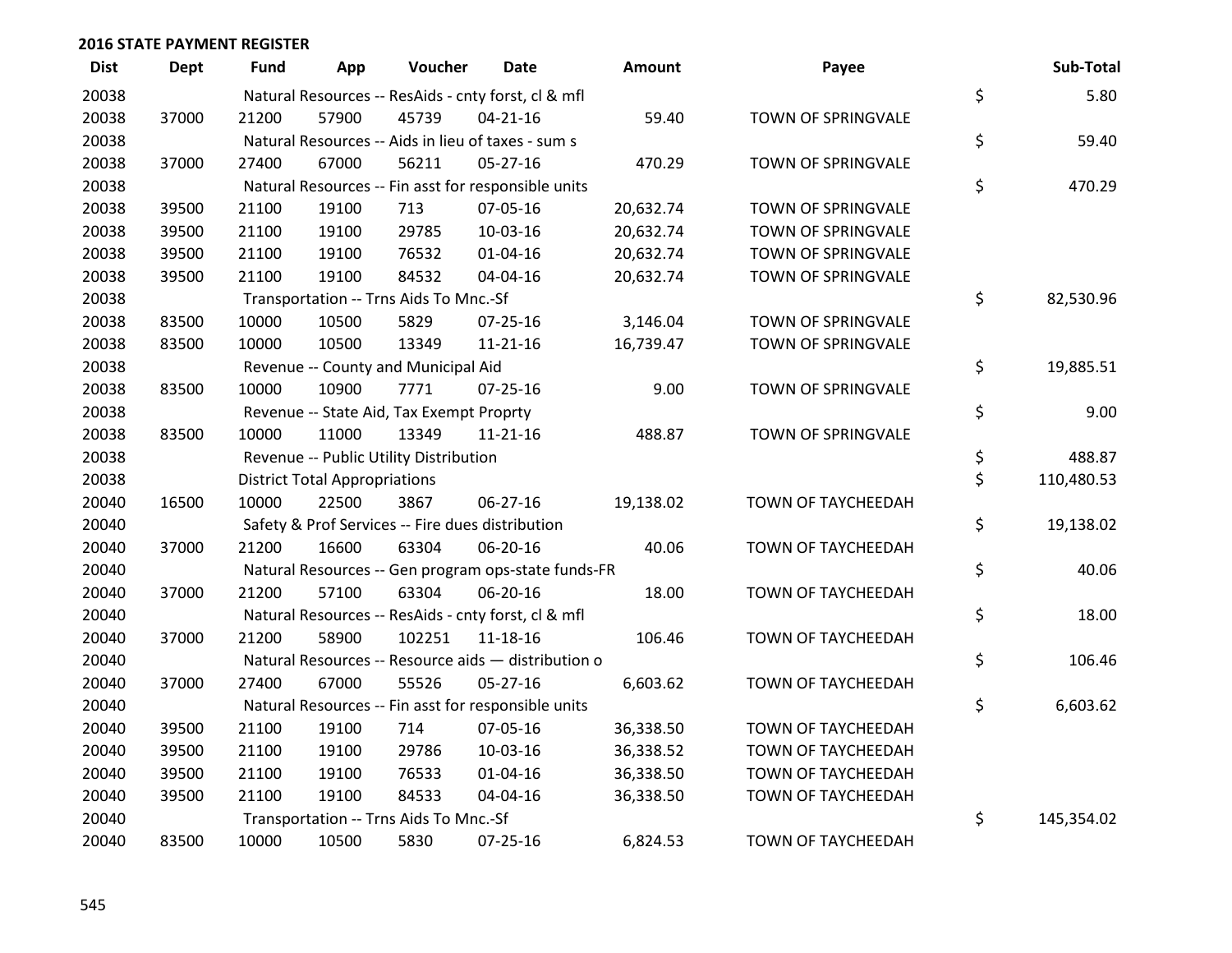## 2016 STATE PAYMENT REGISTER

| Dist | Dept | Fund | App | Voucher | Date | Amount | Payee | Sub-Total |
|---|---|---|---|---|---|---|---|---|
| 20038 | | Natural Resources -- ResAids - cnty forst, cl & mfl | | | | | | $ 5.80 |
| 20038 | 37000 | 21200 | 57900 | 45739 | 04-21-16 | 59.40 | TOWN OF SPRINGVALE | |
| 20038 | | Natural Resources -- Aids in lieu of taxes - sum s | | | | | | $ 59.40 |
| 20038 | 37000 | 27400 | 67000 | 56211 | 05-27-16 | 470.29 | TOWN OF SPRINGVALE | |
| 20038 | | Natural Resources -- Fin asst for responsible units | | | | | | $ 470.29 |
| 20038 | 39500 | 21100 | 19100 | 713 | 07-05-16 | 20,632.74 | TOWN OF SPRINGVALE | |
| 20038 | 39500 | 21100 | 19100 | 29785 | 10-03-16 | 20,632.74 | TOWN OF SPRINGVALE | |
| 20038 | 39500 | 21100 | 19100 | 76532 | 01-04-16 | 20,632.74 | TOWN OF SPRINGVALE | |
| 20038 | 39500 | 21100 | 19100 | 84532 | 04-04-16 | 20,632.74 | TOWN OF SPRINGVALE | |
| 20038 | | Transportation -- Trns Aids To Mnc.-Sf | | | | | | $ 82,530.96 |
| 20038 | 83500 | 10000 | 10500 | 5829 | 07-25-16 | 3,146.04 | TOWN OF SPRINGVALE | |
| 20038 | 83500 | 10000 | 10500 | 13349 | 11-21-16 | 16,739.47 | TOWN OF SPRINGVALE | |
| 20038 | | Revenue -- County and Municipal Aid | | | | | | $ 19,885.51 |
| 20038 | 83500 | 10000 | 10900 | 7771 | 07-25-16 | 9.00 | TOWN OF SPRINGVALE | |
| 20038 | | Revenue -- State Aid, Tax Exempt Proprty | | | | | | $ 9.00 |
| 20038 | 83500 | 10000 | 11000 | 13349 | 11-21-16 | 488.87 | TOWN OF SPRINGVALE | |
| 20038 | | Revenue -- Public Utility Distribution | | | | | | $ 488.87 |
| 20038 | | District Total Appropriations | | | | | | $ 110,480.53 |
| 20040 | 16500 | 10000 | 22500 | 3867 | 06-27-16 | 19,138.02 | TOWN OF TAYCHEEDAH | |
| 20040 | | Safety & Prof Services -- Fire dues distribution | | | | | | $ 19,138.02 |
| 20040 | 37000 | 21200 | 16600 | 63304 | 06-20-16 | 40.06 | TOWN OF TAYCHEEDAH | |
| 20040 | | Natural Resources -- Gen program ops-state funds-FR | | | | | | $ 40.06 |
| 20040 | 37000 | 21200 | 57100 | 63304 | 06-20-16 | 18.00 | TOWN OF TAYCHEEDAH | |
| 20040 | | Natural Resources -- ResAids - cnty forst, cl & mfl | | | | | | $ 18.00 |
| 20040 | 37000 | 21200 | 58900 | 102251 | 11-18-16 | 106.46 | TOWN OF TAYCHEEDAH | |
| 20040 | | Natural Resources -- Resource aids — distribution o | | | | | | $ 106.46 |
| 20040 | 37000 | 27400 | 67000 | 55526 | 05-27-16 | 6,603.62 | TOWN OF TAYCHEEDAH | |
| 20040 | | Natural Resources -- Fin asst for responsible units | | | | | | $ 6,603.62 |
| 20040 | 39500 | 21100 | 19100 | 714 | 07-05-16 | 36,338.50 | TOWN OF TAYCHEEDAH | |
| 20040 | 39500 | 21100 | 19100 | 29786 | 10-03-16 | 36,338.52 | TOWN OF TAYCHEEDAH | |
| 20040 | 39500 | 21100 | 19100 | 76533 | 01-04-16 | 36,338.50 | TOWN OF TAYCHEEDAH | |
| 20040 | 39500 | 21100 | 19100 | 84533 | 04-04-16 | 36,338.50 | TOWN OF TAYCHEEDAH | |
| 20040 | | Transportation -- Trns Aids To Mnc.-Sf | | | | | | $ 145,354.02 |
| 20040 | 83500 | 10000 | 10500 | 5830 | 07-25-16 | 6,824.53 | TOWN OF TAYCHEEDAH | |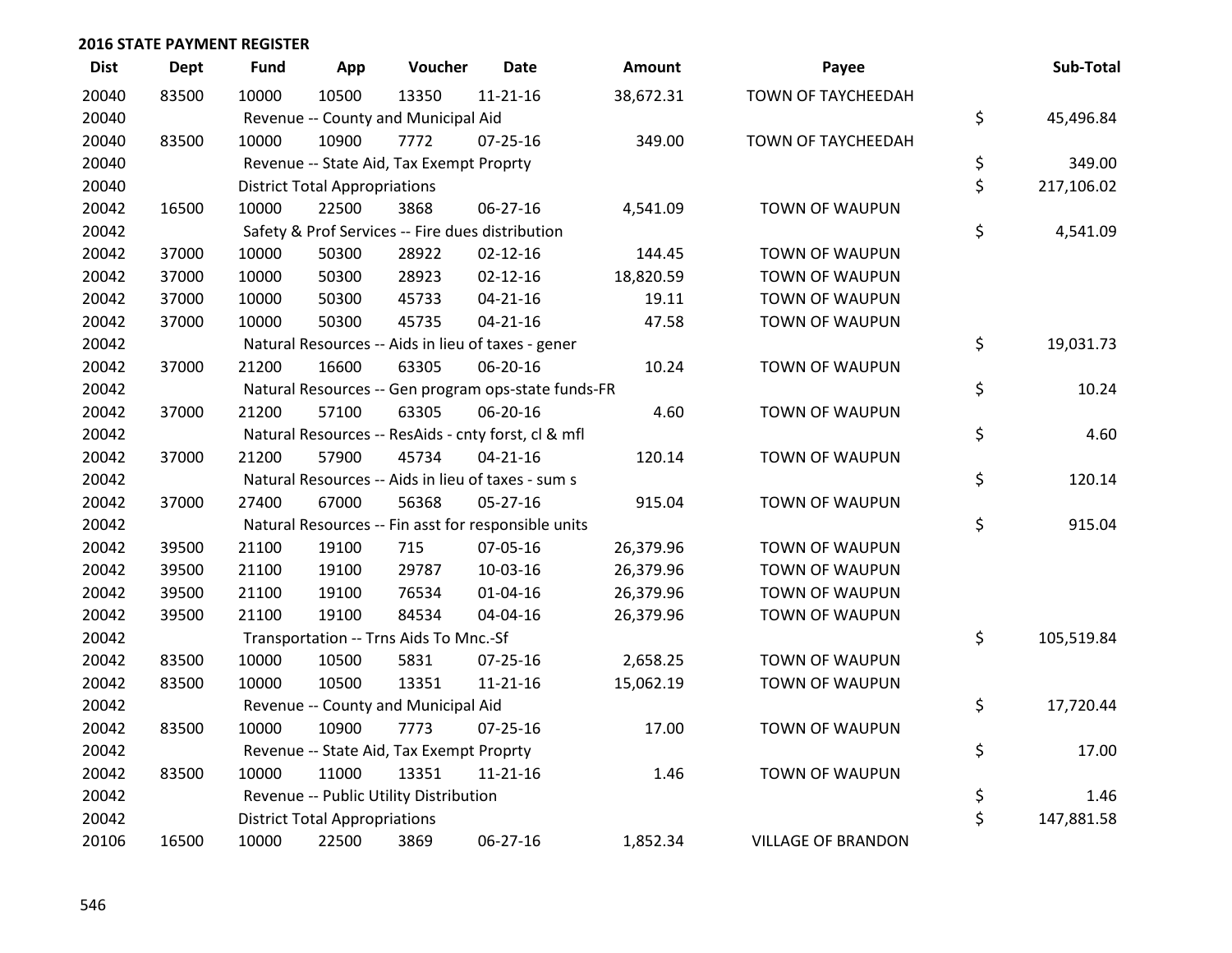## 2016 STATE PAYMENT REGISTER

| Dist | Dept | Fund | App | Voucher | Date | Amount | Payee | Sub-Total |
|---|---|---|---|---|---|---|---|---|
| 20040 | 83500 | 10000 | 10500 | 13350 | 11-21-16 | 38,672.31 | TOWN OF TAYCHEEDAH | |
| 20040 | | Revenue -- County and Municipal Aid | | | | | | $ 45,496.84 |
| 20040 | 83500 | 10000 | 10900 | 7772 | 07-25-16 | 349.00 | TOWN OF TAYCHEEDAH | |
| 20040 | | Revenue -- State Aid, Tax Exempt Proprty | | | | | | $ 349.00 |
| 20040 | | District Total Appropriations | | | | | | $ 217,106.02 |
| 20042 | 16500 | 10000 | 22500 | 3868 | 06-27-16 | 4,541.09 | TOWN OF WAUPUN | |
| 20042 | | Safety & Prof Services -- Fire dues distribution | | | | | | $ 4,541.09 |
| 20042 | 37000 | 10000 | 50300 | 28922 | 02-12-16 | 144.45 | TOWN OF WAUPUN | |
| 20042 | 37000 | 10000 | 50300 | 28923 | 02-12-16 | 18,820.59 | TOWN OF WAUPUN | |
| 20042 | 37000 | 10000 | 50300 | 45733 | 04-21-16 | 19.11 | TOWN OF WAUPUN | |
| 20042 | 37000 | 10000 | 50300 | 45735 | 04-21-16 | 47.58 | TOWN OF WAUPUN | |
| 20042 | | Natural Resources -- Aids in lieu of taxes - gener | | | | | | $ 19,031.73 |
| 20042 | 37000 | 21200 | 16600 | 63305 | 06-20-16 | 10.24 | TOWN OF WAUPUN | |
| 20042 | | Natural Resources -- Gen program ops-state funds-FR | | | | | | $ 10.24 |
| 20042 | 37000 | 21200 | 57100 | 63305 | 06-20-16 | 4.60 | TOWN OF WAUPUN | |
| 20042 | | Natural Resources -- ResAids - cnty forst, cl & mfl | | | | | | $ 4.60 |
| 20042 | 37000 | 21200 | 57900 | 45734 | 04-21-16 | 120.14 | TOWN OF WAUPUN | |
| 20042 | | Natural Resources -- Aids in lieu of taxes - sum s | | | | | | $ 120.14 |
| 20042 | 37000 | 27400 | 67000 | 56368 | 05-27-16 | 915.04 | TOWN OF WAUPUN | |
| 20042 | | Natural Resources -- Fin asst for responsible units | | | | | | $ 915.04 |
| 20042 | 39500 | 21100 | 19100 | 715 | 07-05-16 | 26,379.96 | TOWN OF WAUPUN | |
| 20042 | 39500 | 21100 | 19100 | 29787 | 10-03-16 | 26,379.96 | TOWN OF WAUPUN | |
| 20042 | 39500 | 21100 | 19100 | 76534 | 01-04-16 | 26,379.96 | TOWN OF WAUPUN | |
| 20042 | 39500 | 21100 | 19100 | 84534 | 04-04-16 | 26,379.96 | TOWN OF WAUPUN | |
| 20042 | | Transportation -- Trns Aids To Mnc.-Sf | | | | | | $ 105,519.84 |
| 20042 | 83500 | 10000 | 10500 | 5831 | 07-25-16 | 2,658.25 | TOWN OF WAUPUN | |
| 20042 | 83500 | 10000 | 10500 | 13351 | 11-21-16 | 15,062.19 | TOWN OF WAUPUN | |
| 20042 | | Revenue -- County and Municipal Aid | | | | | | $ 17,720.44 |
| 20042 | 83500 | 10000 | 10900 | 7773 | 07-25-16 | 17.00 | TOWN OF WAUPUN | |
| 20042 | | Revenue -- State Aid, Tax Exempt Proprty | | | | | | $ 17.00 |
| 20042 | 83500 | 10000 | 11000 | 13351 | 11-21-16 | 1.46 | TOWN OF WAUPUN | |
| 20042 | | Revenue -- Public Utility Distribution | | | | | | $ 1.46 |
| 20042 | | District Total Appropriations | | | | | | $ 147,881.58 |
| 20106 | 16500 | 10000 | 22500 | 3869 | 06-27-16 | 1,852.34 | VILLAGE OF BRANDON | |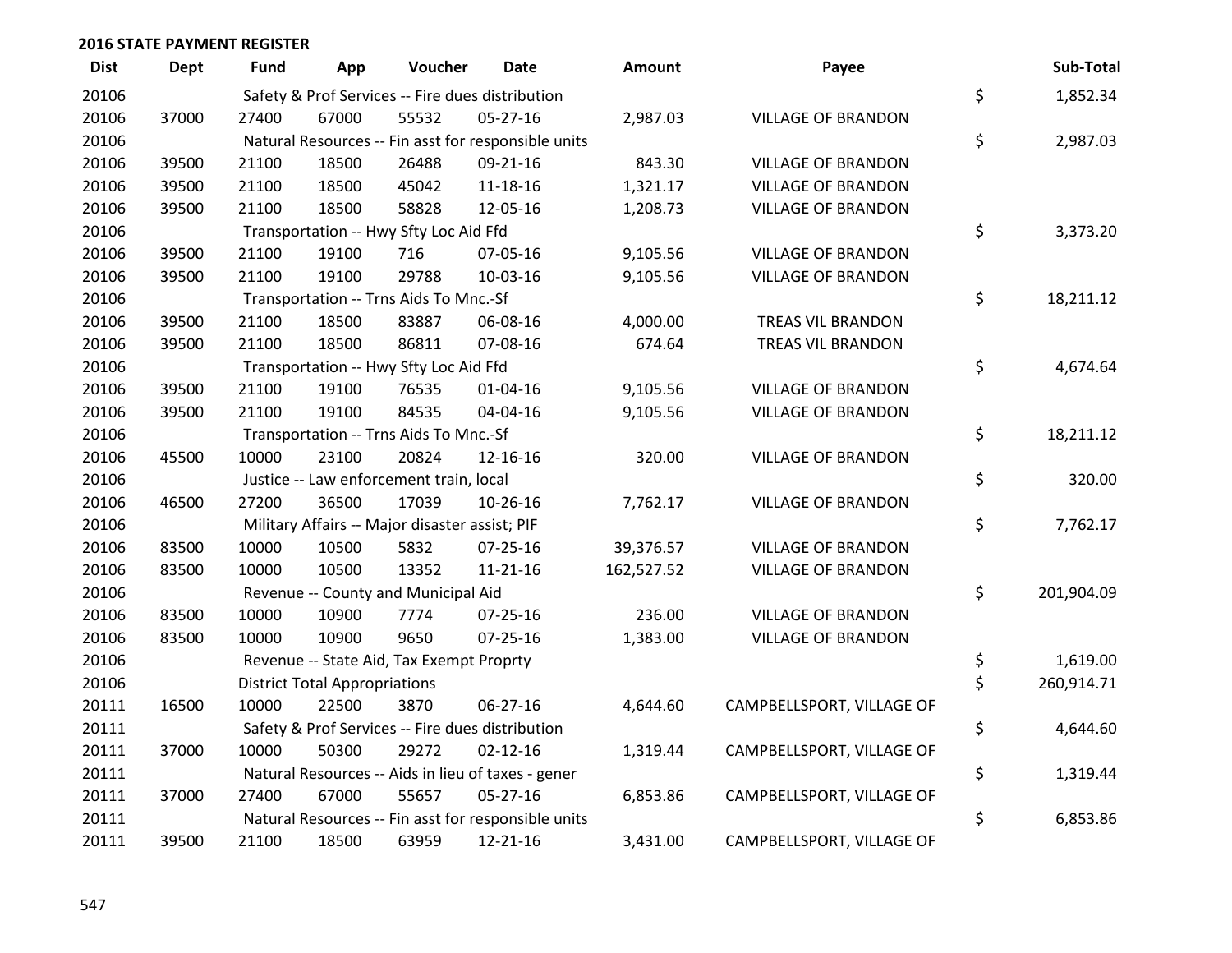## 2016 STATE PAYMENT REGISTER

| Dist | Dept | Fund | App | Voucher | Date | Amount | Payee | | Sub-Total |
|---|---|---|---|---|---|---|---|---|---|
| 20106 | | Safety & Prof Services -- Fire dues distribution | | | | | | $ | 1,852.34 |
| 20106 | 37000 | 27400 | 67000 | 55532 | 05-27-16 | 2,987.03 | VILLAGE OF BRANDON | | |
| 20106 | | Natural Resources -- Fin asst for responsible units | | | | | | $ | 2,987.03 |
| 20106 | 39500 | 21100 | 18500 | 26488 | 09-21-16 | 843.30 | VILLAGE OF BRANDON | | |
| 20106 | 39500 | 21100 | 18500 | 45042 | 11-18-16 | 1,321.17 | VILLAGE OF BRANDON | | |
| 20106 | 39500 | 21100 | 18500 | 58828 | 12-05-16 | 1,208.73 | VILLAGE OF BRANDON | | |
| 20106 | | Transportation -- Hwy Sfty Loc Aid Ffd | | | | | | $ | 3,373.20 |
| 20106 | 39500 | 21100 | 19100 | 716 | 07-05-16 | 9,105.56 | VILLAGE OF BRANDON | | |
| 20106 | 39500 | 21100 | 19100 | 29788 | 10-03-16 | 9,105.56 | VILLAGE OF BRANDON | | |
| 20106 | | Transportation -- Trns Aids To Mnc.-Sf | | | | | | $ | 18,211.12 |
| 20106 | 39500 | 21100 | 18500 | 83887 | 06-08-16 | 4,000.00 | TREAS VIL BRANDON | | |
| 20106 | 39500 | 21100 | 18500 | 86811 | 07-08-16 | 674.64 | TREAS VIL BRANDON | | |
| 20106 | | Transportation -- Hwy Sfty Loc Aid Ffd | | | | | | $ | 4,674.64 |
| 20106 | 39500 | 21100 | 19100 | 76535 | 01-04-16 | 9,105.56 | VILLAGE OF BRANDON | | |
| 20106 | 39500 | 21100 | 19100 | 84535 | 04-04-16 | 9,105.56 | VILLAGE OF BRANDON | | |
| 20106 | | Transportation -- Trns Aids To Mnc.-Sf | | | | | | $ | 18,211.12 |
| 20106 | 45500 | 10000 | 23100 | 20824 | 12-16-16 | 320.00 | VILLAGE OF BRANDON | | |
| 20106 | | Justice -- Law enforcement train, local | | | | | | $ | 320.00 |
| 20106 | 46500 | 27200 | 36500 | 17039 | 10-26-16 | 7,762.17 | VILLAGE OF BRANDON | | |
| 20106 | | Military Affairs -- Major disaster assist; PIF | | | | | | $ | 7,762.17 |
| 20106 | 83500 | 10000 | 10500 | 5832 | 07-25-16 | 39,376.57 | VILLAGE OF BRANDON | | |
| 20106 | 83500 | 10000 | 10500 | 13352 | 11-21-16 | 162,527.52 | VILLAGE OF BRANDON | | |
| 20106 | | Revenue -- County and Municipal Aid | | | | | | $ | 201,904.09 |
| 20106 | 83500 | 10000 | 10900 | 7774 | 07-25-16 | 236.00 | VILLAGE OF BRANDON | | |
| 20106 | 83500 | 10000 | 10900 | 9650 | 07-25-16 | 1,383.00 | VILLAGE OF BRANDON | | |
| 20106 | | Revenue -- State Aid, Tax Exempt Proprty | | | | | | $ | 1,619.00 |
| 20106 | | District Total Appropriations | | | | | | $ | 260,914.71 |
| 20111 | 16500 | 10000 | 22500 | 3870 | 06-27-16 | 4,644.60 | CAMPBELLSPORT, VILLAGE OF | | |
| 20111 | | Safety & Prof Services -- Fire dues distribution | | | | | | $ | 4,644.60 |
| 20111 | 37000 | 10000 | 50300 | 29272 | 02-12-16 | 1,319.44 | CAMPBELLSPORT, VILLAGE OF | | |
| 20111 | | Natural Resources -- Aids in lieu of taxes - gener | | | | | | $ | 1,319.44 |
| 20111 | 37000 | 27400 | 67000 | 55657 | 05-27-16 | 6,853.86 | CAMPBELLSPORT, VILLAGE OF | | |
| 20111 | | Natural Resources -- Fin asst for responsible units | | | | | | $ | 6,853.86 |
| 20111 | 39500 | 21100 | 18500 | 63959 | 12-21-16 | 3,431.00 | CAMPBELLSPORT, VILLAGE OF | | |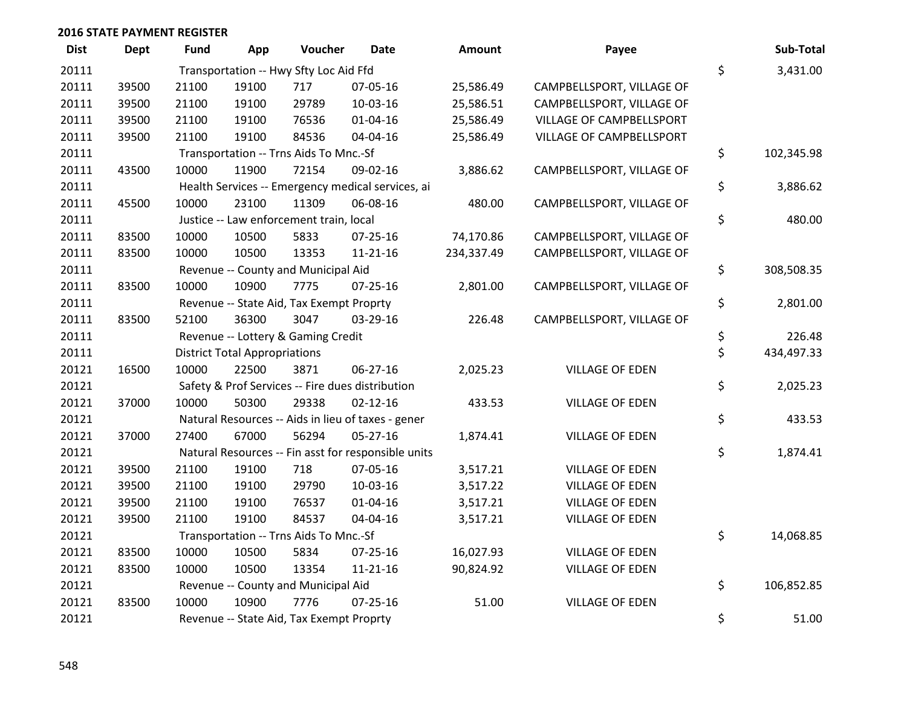## 2016 STATE PAYMENT REGISTER

| Dist | Dept | Fund | App | Voucher | Date | Amount | Payee | | Sub-Total |
|---|---|---|---|---|---|---|---|---|---|
| 20111 | | Transportation -- Hwy Sfty Loc Aid Ffd | | | | | | $ | 3,431.00 |
| 20111 | 39500 | 21100 | 19100 | 717 | 07-05-16 | 25,586.49 | CAMPBELLSPORT, VILLAGE OF | | |
| 20111 | 39500 | 21100 | 19100 | 29789 | 10-03-16 | 25,586.51 | CAMPBELLSPORT, VILLAGE OF | | |
| 20111 | 39500 | 21100 | 19100 | 76536 | 01-04-16 | 25,586.49 | VILLAGE OF CAMPBELLSPORT | | |
| 20111 | 39500 | 21100 | 19100 | 84536 | 04-04-16 | 25,586.49 | VILLAGE OF CAMPBELLSPORT | | |
| 20111 | | Transportation -- Trns Aids To Mnc.-Sf | | | | | | $ | 102,345.98 |
| 20111 | 43500 | 10000 | 11900 | 72154 | 09-02-16 | 3,886.62 | CAMPBELLSPORT, VILLAGE OF | | |
| 20111 | | Health Services -- Emergency medical services, ai | | | | | | $ | 3,886.62 |
| 20111 | 45500 | 10000 | 23100 | 11309 | 06-08-16 | 480.00 | CAMPBELLSPORT, VILLAGE OF | | |
| 20111 | | Justice -- Law enforcement train, local | | | | | | $ | 480.00 |
| 20111 | 83500 | 10000 | 10500 | 5833 | 07-25-16 | 74,170.86 | CAMPBELLSPORT, VILLAGE OF | | |
| 20111 | 83500 | 10000 | 10500 | 13353 | 11-21-16 | 234,337.49 | CAMPBELLSPORT, VILLAGE OF | | |
| 20111 | | Revenue -- County and Municipal Aid | | | | | | $ | 308,508.35 |
| 20111 | 83500 | 10000 | 10900 | 7775 | 07-25-16 | 2,801.00 | CAMPBELLSPORT, VILLAGE OF | | |
| 20111 | | Revenue -- State Aid, Tax Exempt Proprty | | | | | | $ | 2,801.00 |
| 20111 | 83500 | 52100 | 36300 | 3047 | 03-29-16 | 226.48 | CAMPBELLSPORT, VILLAGE OF | | |
| 20111 | | Revenue -- Lottery & Gaming Credit | | | | | | $ | 226.48 |
| 20111 | | District Total Appropriations | | | | | | $ | 434,497.33 |
| 20121 | 16500 | 10000 | 22500 | 3871 | 06-27-16 | 2,025.23 | VILLAGE OF EDEN | | |
| 20121 | | Safety & Prof Services -- Fire dues distribution | | | | | | $ | 2,025.23 |
| 20121 | 37000 | 10000 | 50300 | 29338 | 02-12-16 | 433.53 | VILLAGE OF EDEN | | |
| 20121 | | Natural Resources -- Aids in lieu of taxes - gener | | | | | | $ | 433.53 |
| 20121 | 37000 | 27400 | 67000 | 56294 | 05-27-16 | 1,874.41 | VILLAGE OF EDEN | | |
| 20121 | | Natural Resources -- Fin asst for responsible units | | | | | | $ | 1,874.41 |
| 20121 | 39500 | 21100 | 19100 | 718 | 07-05-16 | 3,517.21 | VILLAGE OF EDEN | | |
| 20121 | 39500 | 21100 | 19100 | 29790 | 10-03-16 | 3,517.22 | VILLAGE OF EDEN | | |
| 20121 | 39500 | 21100 | 19100 | 76537 | 01-04-16 | 3,517.21 | VILLAGE OF EDEN | | |
| 20121 | 39500 | 21100 | 19100 | 84537 | 04-04-16 | 3,517.21 | VILLAGE OF EDEN | | |
| 20121 | | Transportation -- Trns Aids To Mnc.-Sf | | | | | | $ | 14,068.85 |
| 20121 | 83500 | 10000 | 10500 | 5834 | 07-25-16 | 16,027.93 | VILLAGE OF EDEN | | |
| 20121 | 83500 | 10000 | 10500 | 13354 | 11-21-16 | 90,824.92 | VILLAGE OF EDEN | | |
| 20121 | | Revenue -- County and Municipal Aid | | | | | | $ | 106,852.85 |
| 20121 | 83500 | 10000 | 10900 | 7776 | 07-25-16 | 51.00 | VILLAGE OF EDEN | | |
| 20121 | | Revenue -- State Aid, Tax Exempt Proprty | | | | | | $ | 51.00 |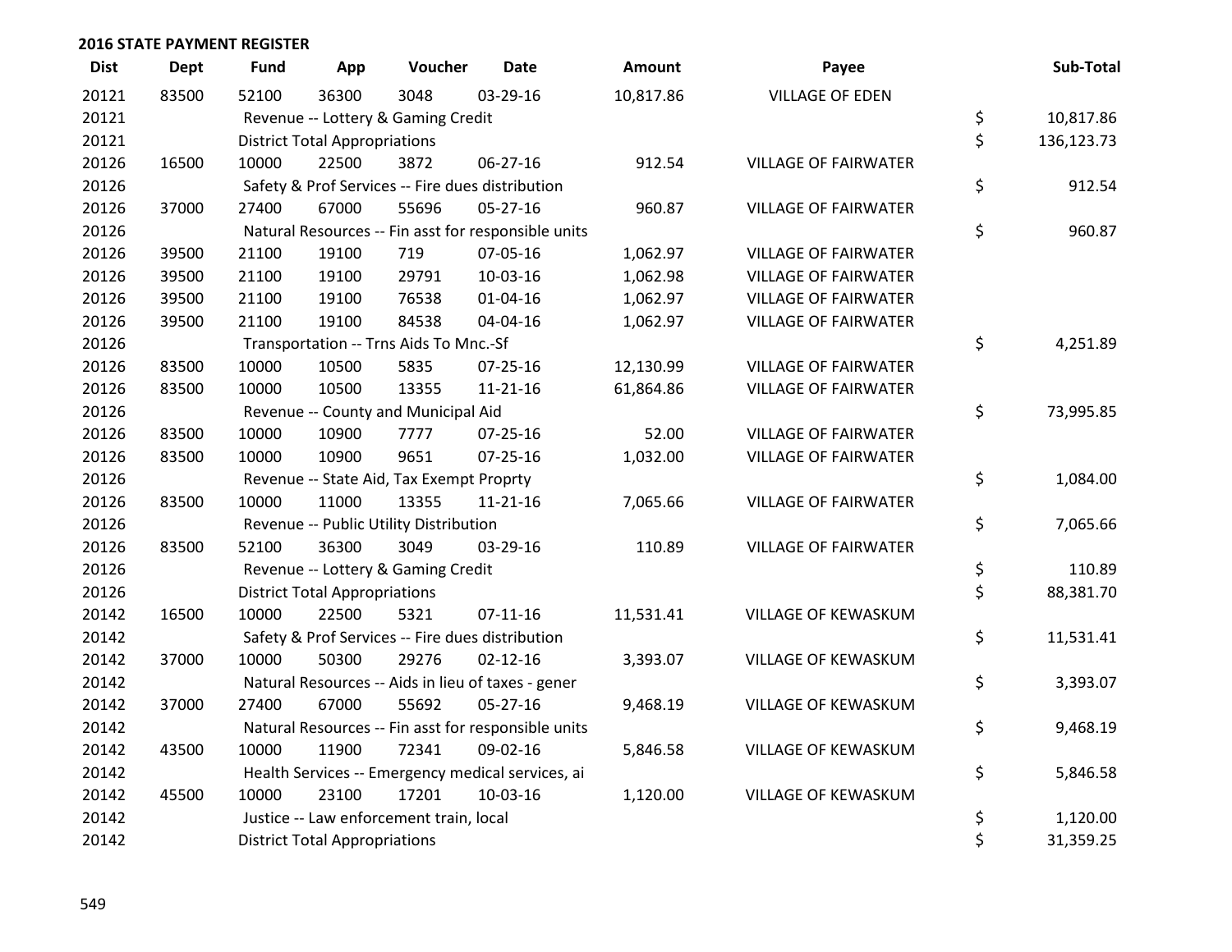## 2016 STATE PAYMENT REGISTER

| Dist | Dept | Fund | App | Voucher | Date | Amount | Payee | Sub-Total |
|---|---|---|---|---|---|---|---|---|
| 20121 | 83500 | 52100 | 36300 | 3048 | 03-29-16 | 10,817.86 | VILLAGE OF EDEN | |
| 20121 | | Revenue -- Lottery & Gaming Credit | | | | | | $ 10,817.86 |
| 20121 | | District Total Appropriations | | | | | | $ 136,123.73 |
| 20126 | 16500 | 10000 | 22500 | 3872 | 06-27-16 | 912.54 | VILLAGE OF FAIRWATER | |
| 20126 | | Safety & Prof Services -- Fire dues distribution | | | | | | $ 912.54 |
| 20126 | 37000 | 27400 | 67000 | 55696 | 05-27-16 | 960.87 | VILLAGE OF FAIRWATER | |
| 20126 | | Natural Resources -- Fin asst for responsible units | | | | | | $ 960.87 |
| 20126 | 39500 | 21100 | 19100 | 719 | 07-05-16 | 1,062.97 | VILLAGE OF FAIRWATER | |
| 20126 | 39500 | 21100 | 19100 | 29791 | 10-03-16 | 1,062.98 | VILLAGE OF FAIRWATER | |
| 20126 | 39500 | 21100 | 19100 | 76538 | 01-04-16 | 1,062.97 | VILLAGE OF FAIRWATER | |
| 20126 | 39500 | 21100 | 19100 | 84538 | 04-04-16 | 1,062.97 | VILLAGE OF FAIRWATER | |
| 20126 | | Transportation -- Trns Aids To Mnc.-Sf | | | | | | $ 4,251.89 |
| 20126 | 83500 | 10000 | 10500 | 5835 | 07-25-16 | 12,130.99 | VILLAGE OF FAIRWATER | |
| 20126 | 83500 | 10000 | 10500 | 13355 | 11-21-16 | 61,864.86 | VILLAGE OF FAIRWATER | |
| 20126 | | Revenue -- County and Municipal Aid | | | | | | $ 73,995.85 |
| 20126 | 83500 | 10000 | 10900 | 7777 | 07-25-16 | 52.00 | VILLAGE OF FAIRWATER | |
| 20126 | 83500 | 10000 | 10900 | 9651 | 07-25-16 | 1,032.00 | VILLAGE OF FAIRWATER | |
| 20126 | | Revenue -- State Aid, Tax Exempt Proprty | | | | | | $ 1,084.00 |
| 20126 | 83500 | 10000 | 11000 | 13355 | 11-21-16 | 7,065.66 | VILLAGE OF FAIRWATER | |
| 20126 | | Revenue -- Public Utility Distribution | | | | | | $ 7,065.66 |
| 20126 | 83500 | 52100 | 36300 | 3049 | 03-29-16 | 110.89 | VILLAGE OF FAIRWATER | |
| 20126 | | Revenue -- Lottery & Gaming Credit | | | | | | $ 110.89 |
| 20126 | | District Total Appropriations | | | | | | $ 88,381.70 |
| 20142 | 16500 | 10000 | 22500 | 5321 | 07-11-16 | 11,531.41 | VILLAGE OF KEWASKUM | |
| 20142 | | Safety & Prof Services -- Fire dues distribution | | | | | | $ 11,531.41 |
| 20142 | 37000 | 10000 | 50300 | 29276 | 02-12-16 | 3,393.07 | VILLAGE OF KEWASKUM | |
| 20142 | | Natural Resources -- Aids in lieu of taxes - gener | | | | | | $ 3,393.07 |
| 20142 | 37000 | 27400 | 67000 | 55692 | 05-27-16 | 9,468.19 | VILLAGE OF KEWASKUM | |
| 20142 | | Natural Resources -- Fin asst for responsible units | | | | | | $ 9,468.19 |
| 20142 | 43500 | 10000 | 11900 | 72341 | 09-02-16 | 5,846.58 | VILLAGE OF KEWASKUM | |
| 20142 | | Health Services -- Emergency medical services, ai | | | | | | $ 5,846.58 |
| 20142 | 45500 | 10000 | 23100 | 17201 | 10-03-16 | 1,120.00 | VILLAGE OF KEWASKUM | |
| 20142 | | Justice -- Law enforcement train, local | | | | | | $ 1,120.00 |
| 20142 | | District Total Appropriations | | | | | | $ 31,359.25 |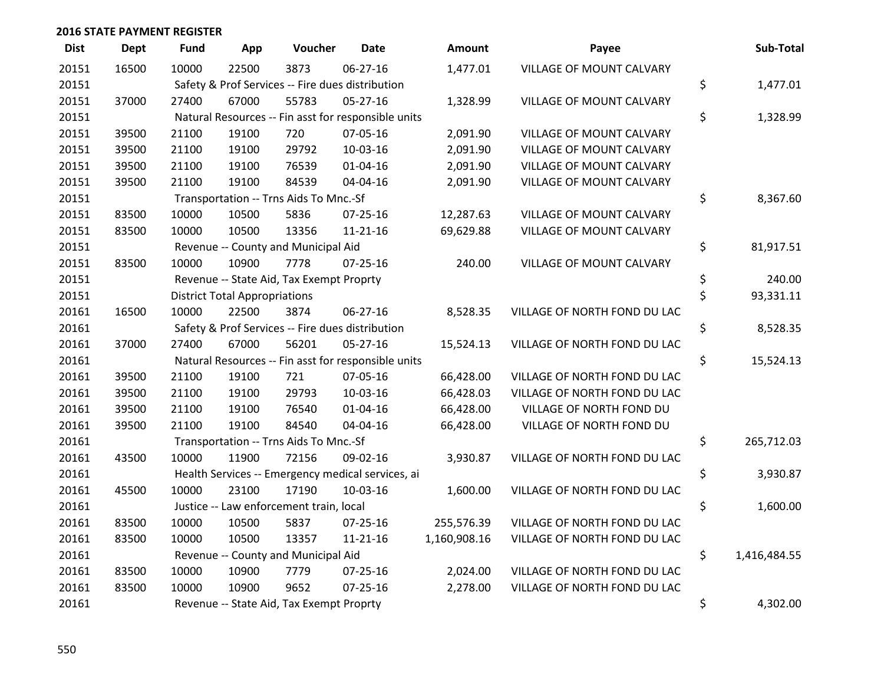## 2016 STATE PAYMENT REGISTER

| Dist | Dept | Fund | App | Voucher | Date | Amount | Payee | Sub-Total |
|---|---|---|---|---|---|---|---|---|
| 20151 | 16500 | 10000 | 22500 | 3873 | 06-27-16 | 1,477.01 | VILLAGE OF MOUNT CALVARY | |
| 20151 | | Safety & Prof Services -- Fire dues distribution | | | | | | $ 1,477.01 |
| 20151 | 37000 | 27400 | 67000 | 55783 | 05-27-16 | 1,328.99 | VILLAGE OF MOUNT CALVARY | |
| 20151 | | Natural Resources -- Fin asst for responsible units | | | | | | $ 1,328.99 |
| 20151 | 39500 | 21100 | 19100 | 720 | 07-05-16 | 2,091.90 | VILLAGE OF MOUNT CALVARY | |
| 20151 | 39500 | 21100 | 19100 | 29792 | 10-03-16 | 2,091.90 | VILLAGE OF MOUNT CALVARY | |
| 20151 | 39500 | 21100 | 19100 | 76539 | 01-04-16 | 2,091.90 | VILLAGE OF MOUNT CALVARY | |
| 20151 | 39500 | 21100 | 19100 | 84539 | 04-04-16 | 2,091.90 | VILLAGE OF MOUNT CALVARY | |
| 20151 | | Transportation -- Trns Aids To Mnc.-Sf | | | | | | $ 8,367.60 |
| 20151 | 83500 | 10000 | 10500 | 5836 | 07-25-16 | 12,287.63 | VILLAGE OF MOUNT CALVARY | |
| 20151 | 83500 | 10000 | 10500 | 13356 | 11-21-16 | 69,629.88 | VILLAGE OF MOUNT CALVARY | |
| 20151 | | Revenue -- County and Municipal Aid | | | | | | $ 81,917.51 |
| 20151 | 83500 | 10000 | 10900 | 7778 | 07-25-16 | 240.00 | VILLAGE OF MOUNT CALVARY | |
| 20151 | | Revenue -- State Aid, Tax Exempt Proprty | | | | | | $ 240.00 |
| 20151 | | District Total Appropriations | | | | | | $ 93,331.11 |
| 20161 | 16500 | 10000 | 22500 | 3874 | 06-27-16 | 8,528.35 | VILLAGE OF NORTH FOND DU LAC | |
| 20161 | | Safety & Prof Services -- Fire dues distribution | | | | | | $ 8,528.35 |
| 20161 | 37000 | 27400 | 67000 | 56201 | 05-27-16 | 15,524.13 | VILLAGE OF NORTH FOND DU LAC | |
| 20161 | | Natural Resources -- Fin asst for responsible units | | | | | | $ 15,524.13 |
| 20161 | 39500 | 21100 | 19100 | 721 | 07-05-16 | 66,428.00 | VILLAGE OF NORTH FOND DU LAC | |
| 20161 | 39500 | 21100 | 19100 | 29793 | 10-03-16 | 66,428.03 | VILLAGE OF NORTH FOND DU LAC | |
| 20161 | 39500 | 21100 | 19100 | 76540 | 01-04-16 | 66,428.00 | VILLAGE OF NORTH FOND DU | |
| 20161 | 39500 | 21100 | 19100 | 84540 | 04-04-16 | 66,428.00 | VILLAGE OF NORTH FOND DU | |
| 20161 | | Transportation -- Trns Aids To Mnc.-Sf | | | | | | $ 265,712.03 |
| 20161 | 43500 | 10000 | 11900 | 72156 | 09-02-16 | 3,930.87 | VILLAGE OF NORTH FOND DU LAC | |
| 20161 | | Health Services -- Emergency medical services, ai | | | | | | $ 3,930.87 |
| 20161 | 45500 | 10000 | 23100 | 17190 | 10-03-16 | 1,600.00 | VILLAGE OF NORTH FOND DU LAC | |
| 20161 | | Justice -- Law enforcement train, local | | | | | | $ 1,600.00 |
| 20161 | 83500 | 10000 | 10500 | 5837 | 07-25-16 | 255,576.39 | VILLAGE OF NORTH FOND DU LAC | |
| 20161 | 83500 | 10000 | 10500 | 13357 | 11-21-16 | 1,160,908.16 | VILLAGE OF NORTH FOND DU LAC | |
| 20161 | | Revenue -- County and Municipal Aid | | | | | | $ 1,416,484.55 |
| 20161 | 83500 | 10000 | 10900 | 7779 | 07-25-16 | 2,024.00 | VILLAGE OF NORTH FOND DU LAC | |
| 20161 | 83500 | 10000 | 10900 | 9652 | 07-25-16 | 2,278.00 | VILLAGE OF NORTH FOND DU LAC | |
| 20161 | | Revenue -- State Aid, Tax Exempt Proprty | | | | | | $ 4,302.00 |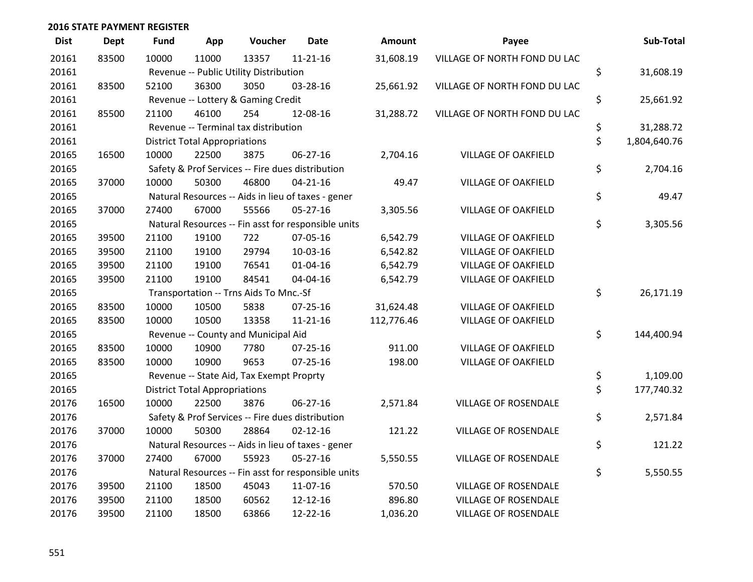## 2016 STATE PAYMENT REGISTER

| Dist | Dept | Fund | App | Voucher | Date | Amount | Payee | Sub-Total |
|---|---|---|---|---|---|---|---|---|
| 20161 | 83500 | 10000 | 11000 | 13357 | 11-21-16 | 31,608.19 | VILLAGE OF NORTH FOND DU LAC | |
| 20161 | | Revenue -- Public Utility Distribution | | | | | | $ 31,608.19 |
| 20161 | 83500 | 52100 | 36300 | 3050 | 03-28-16 | 25,661.92 | VILLAGE OF NORTH FOND DU LAC | |
| 20161 | | Revenue -- Lottery & Gaming Credit | | | | | | $ 25,661.92 |
| 20161 | 85500 | 21100 | 46100 | 254 | 12-08-16 | 31,288.72 | VILLAGE OF NORTH FOND DU LAC | |
| 20161 | | Revenue -- Terminal tax distribution | | | | | | $ 31,288.72 |
| 20161 | | District Total Appropriations | | | | | | $ 1,804,640.76 |
| 20165 | 16500 | 10000 | 22500 | 3875 | 06-27-16 | 2,704.16 | VILLAGE OF OAKFIELD | |
| 20165 | | Safety & Prof Services -- Fire dues distribution | | | | | | $ 2,704.16 |
| 20165 | 37000 | 10000 | 50300 | 46800 | 04-21-16 | 49.47 | VILLAGE OF OAKFIELD | |
| 20165 | | Natural Resources -- Aids in lieu of taxes - gener | | | | | | $ 49.47 |
| 20165 | 37000 | 27400 | 67000 | 55566 | 05-27-16 | 3,305.56 | VILLAGE OF OAKFIELD | |
| 20165 | | Natural Resources -- Fin asst for responsible units | | | | | | $ 3,305.56 |
| 20165 | 39500 | 21100 | 19100 | 722 | 07-05-16 | 6,542.79 | VILLAGE OF OAKFIELD | |
| 20165 | 39500 | 21100 | 19100 | 29794 | 10-03-16 | 6,542.82 | VILLAGE OF OAKFIELD | |
| 20165 | 39500 | 21100 | 19100 | 76541 | 01-04-16 | 6,542.79 | VILLAGE OF OAKFIELD | |
| 20165 | 39500 | 21100 | 19100 | 84541 | 04-04-16 | 6,542.79 | VILLAGE OF OAKFIELD | |
| 20165 | | Transportation -- Trns Aids To Mnc.-Sf | | | | | | $ 26,171.19 |
| 20165 | 83500 | 10000 | 10500 | 5838 | 07-25-16 | 31,624.48 | VILLAGE OF OAKFIELD | |
| 20165 | 83500 | 10000 | 10500 | 13358 | 11-21-16 | 112,776.46 | VILLAGE OF OAKFIELD | |
| 20165 | | Revenue -- County and Municipal Aid | | | | | | $ 144,400.94 |
| 20165 | 83500 | 10000 | 10900 | 7780 | 07-25-16 | 911.00 | VILLAGE OF OAKFIELD | |
| 20165 | 83500 | 10000 | 10900 | 9653 | 07-25-16 | 198.00 | VILLAGE OF OAKFIELD | |
| 20165 | | Revenue -- State Aid, Tax Exempt Proprty | | | | | | $ 1,109.00 |
| 20165 | | District Total Appropriations | | | | | | $ 177,740.32 |
| 20176 | 16500 | 10000 | 22500 | 3876 | 06-27-16 | 2,571.84 | VILLAGE OF ROSENDALE | |
| 20176 | | Safety & Prof Services -- Fire dues distribution | | | | | | $ 2,571.84 |
| 20176 | 37000 | 10000 | 50300 | 28864 | 02-12-16 | 121.22 | VILLAGE OF ROSENDALE | |
| 20176 | | Natural Resources -- Aids in lieu of taxes - gener | | | | | | $ 121.22 |
| 20176 | 37000 | 27400 | 67000 | 55923 | 05-27-16 | 5,550.55 | VILLAGE OF ROSENDALE | |
| 20176 | | Natural Resources -- Fin asst for responsible units | | | | | | $ 5,550.55 |
| 20176 | 39500 | 21100 | 18500 | 45043 | 11-07-16 | 570.50 | VILLAGE OF ROSENDALE | |
| 20176 | 39500 | 21100 | 18500 | 60562 | 12-12-16 | 896.80 | VILLAGE OF ROSENDALE | |
| 20176 | 39500 | 21100 | 18500 | 63866 | 12-22-16 | 1,036.20 | VILLAGE OF ROSENDALE | |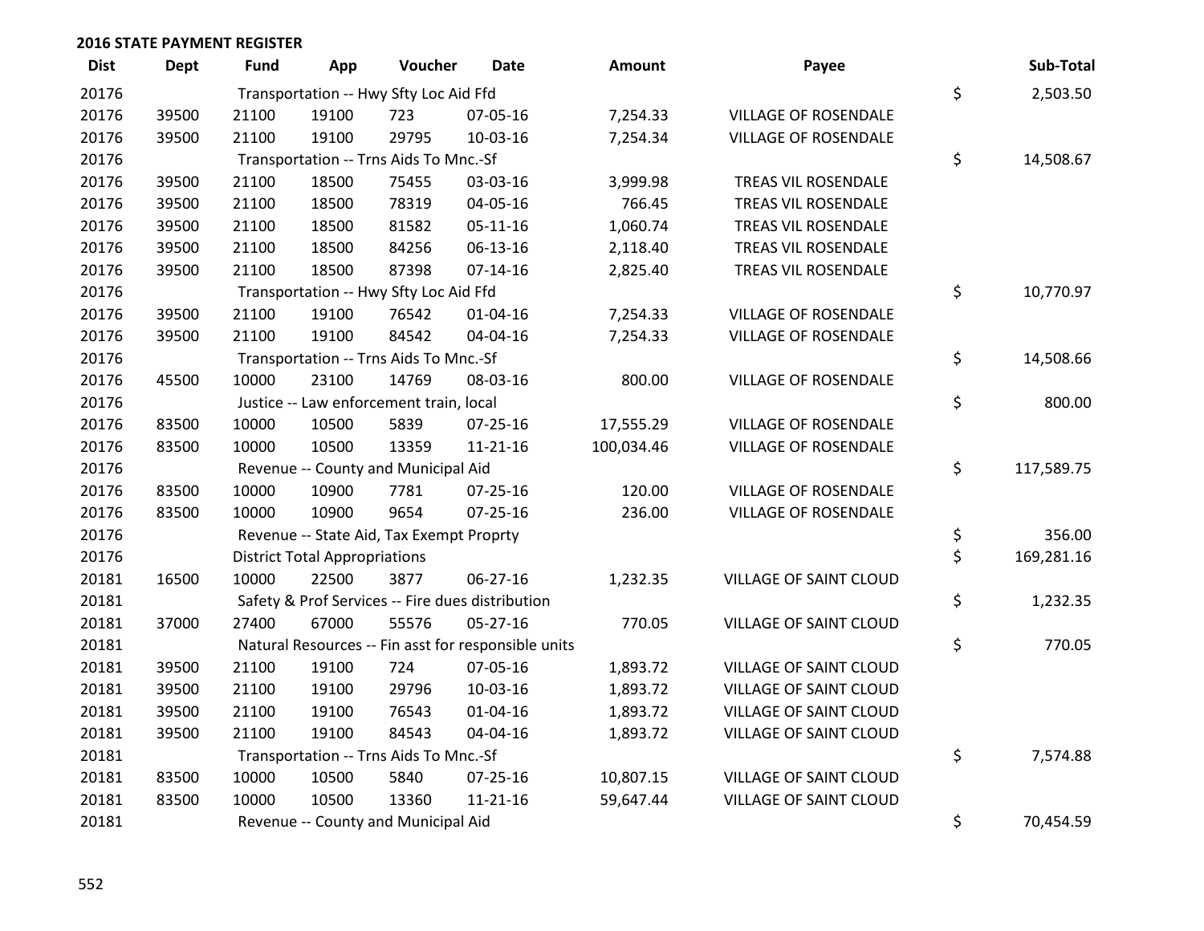**2016 STATE PAYMENT REGISTER**

| Dist | Dept | Fund | App | Voucher | Date | Amount | Payee | Sub-Total |
|---|---|---|---|---|---|---|---|---|
| 20176 | | Transportation -- Hwy Sfty Loc Aid Ffd | | | | | | $ 2,503.50 |
| 20176 | 39500 | 21100 | 19100 | 723 | 07-05-16 | 7,254.33 | VILLAGE OF ROSENDALE | |
| 20176 | 39500 | 21100 | 19100 | 29795 | 10-03-16 | 7,254.34 | VILLAGE OF ROSENDALE | |
| 20176 | | Transportation -- Trns Aids To Mnc.-Sf | | | | | | $ 14,508.67 |
| 20176 | 39500 | 21100 | 18500 | 75455 | 03-03-16 | 3,999.98 | TREAS VIL ROSENDALE | |
| 20176 | 39500 | 21100 | 18500 | 78319 | 04-05-16 | 766.45 | TREAS VIL ROSENDALE | |
| 20176 | 39500 | 21100 | 18500 | 81582 | 05-11-16 | 1,060.74 | TREAS VIL ROSENDALE | |
| 20176 | 39500 | 21100 | 18500 | 84256 | 06-13-16 | 2,118.40 | TREAS VIL ROSENDALE | |
| 20176 | 39500 | 21100 | 18500 | 87398 | 07-14-16 | 2,825.40 | TREAS VIL ROSENDALE | |
| 20176 | | Transportation -- Hwy Sfty Loc Aid Ffd | | | | | | $ 10,770.97 |
| 20176 | 39500 | 21100 | 19100 | 76542 | 01-04-16 | 7,254.33 | VILLAGE OF ROSENDALE | |
| 20176 | 39500 | 21100 | 19100 | 84542 | 04-04-16 | 7,254.33 | VILLAGE OF ROSENDALE | |
| 20176 | | Transportation -- Trns Aids To Mnc.-Sf | | | | | | $ 14,508.66 |
| 20176 | 45500 | 10000 | 23100 | 14769 | 08-03-16 | 800.00 | VILLAGE OF ROSENDALE | |
| 20176 | | Justice -- Law enforcement train, local | | | | | | $ 800.00 |
| 20176 | 83500 | 10000 | 10500 | 5839 | 07-25-16 | 17,555.29 | VILLAGE OF ROSENDALE | |
| 20176 | 83500 | 10000 | 10500 | 13359 | 11-21-16 | 100,034.46 | VILLAGE OF ROSENDALE | |
| 20176 | | Revenue -- County and Municipal Aid | | | | | | $ 117,589.75 |
| 20176 | 83500 | 10000 | 10900 | 7781 | 07-25-16 | 120.00 | VILLAGE OF ROSENDALE | |
| 20176 | 83500 | 10000 | 10900 | 9654 | 07-25-16 | 236.00 | VILLAGE OF ROSENDALE | |
| 20176 | | Revenue -- State Aid, Tax Exempt Proprty | | | | | | $ 356.00 |
| 20176 | | District Total Appropriations | | | | | | $ 169,281.16 |
| 20181 | 16500 | 10000 | 22500 | 3877 | 06-27-16 | 1,232.35 | VILLAGE OF SAINT CLOUD | |
| 20181 | | Safety & Prof Services -- Fire dues distribution | | | | | | $ 1,232.35 |
| 20181 | 37000 | 27400 | 67000 | 55576 | 05-27-16 | 770.05 | VILLAGE OF SAINT CLOUD | |
| 20181 | | Natural Resources -- Fin asst for responsible units | | | | | | $ 770.05 |
| 20181 | 39500 | 21100 | 19100 | 724 | 07-05-16 | 1,893.72 | VILLAGE OF SAINT CLOUD | |
| 20181 | 39500 | 21100 | 19100 | 29796 | 10-03-16 | 1,893.72 | VILLAGE OF SAINT CLOUD | |
| 20181 | 39500 | 21100 | 19100 | 76543 | 01-04-16 | 1,893.72 | VILLAGE OF SAINT CLOUD | |
| 20181 | 39500 | 21100 | 19100 | 84543 | 04-04-16 | 1,893.72 | VILLAGE OF SAINT CLOUD | |
| 20181 | | Transportation -- Trns Aids To Mnc.-Sf | | | | | | $ 7,574.88 |
| 20181 | 83500 | 10000 | 10500 | 5840 | 07-25-16 | 10,807.15 | VILLAGE OF SAINT CLOUD | |
| 20181 | 83500 | 10000 | 10500 | 13360 | 11-21-16 | 59,647.44 | VILLAGE OF SAINT CLOUD | |
| 20181 | | Revenue -- County and Municipal Aid | | | | | | $ 70,454.59 |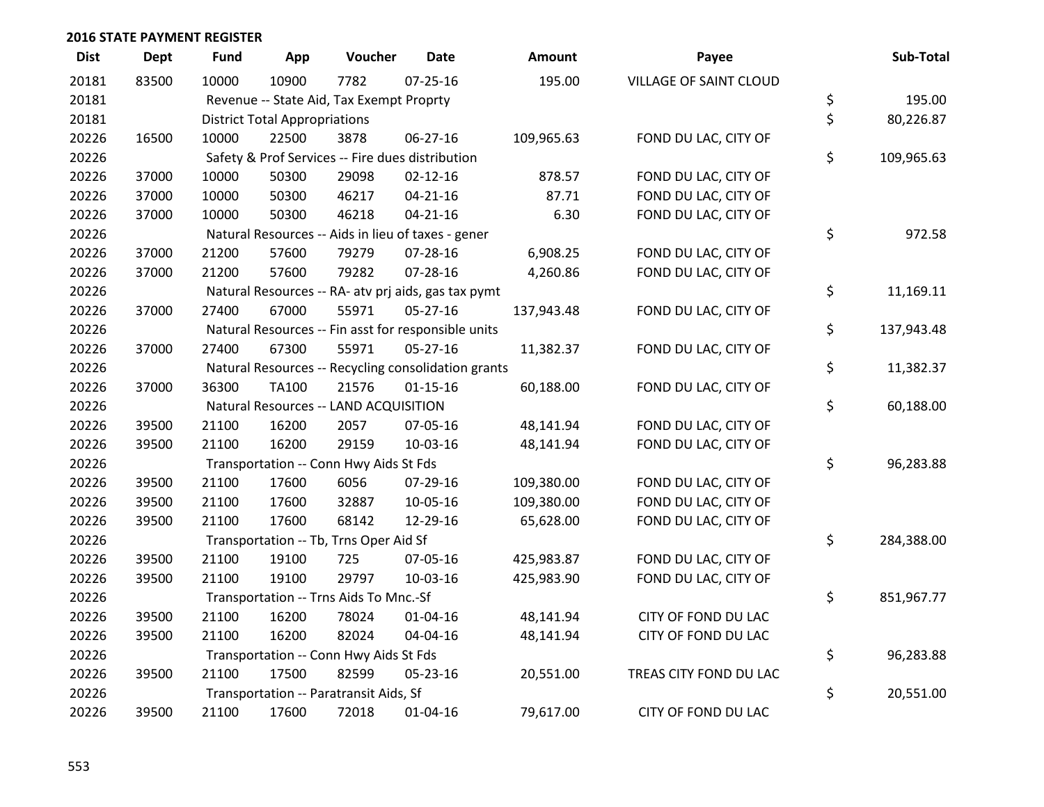**2016 STATE PAYMENT REGISTER**

| Dist | Dept | Fund | App | Voucher | Date | Amount | Payee | Sub-Total |
|---|---|---|---|---|---|---|---|---|
| 20181 | 83500 | 10000 | 10900 | 7782 | 07-25-16 | 195.00 | VILLAGE OF SAINT CLOUD | |
| 20181 | | Revenue -- State Aid, Tax Exempt Proprty | | | | | | $ 195.00 |
| 20181 | | District Total Appropriations | | | | | | $ 80,226.87 |
| 20226 | 16500 | 10000 | 22500 | 3878 | 06-27-16 | 109,965.63 | FOND DU LAC, CITY OF | |
| 20226 | | Safety & Prof Services -- Fire dues distribution | | | | | | $ 109,965.63 |
| 20226 | 37000 | 10000 | 50300 | 29098 | 02-12-16 | 878.57 | FOND DU LAC, CITY OF | |
| 20226 | 37000 | 10000 | 50300 | 46217 | 04-21-16 | 87.71 | FOND DU LAC, CITY OF | |
| 20226 | 37000 | 10000 | 50300 | 46218 | 04-21-16 | 6.30 | FOND DU LAC, CITY OF | |
| 20226 | | Natural Resources -- Aids in lieu of taxes - gener | | | | | | $ 972.58 |
| 20226 | 37000 | 21200 | 57600 | 79279 | 07-28-16 | 6,908.25 | FOND DU LAC, CITY OF | |
| 20226 | 37000 | 21200 | 57600 | 79282 | 07-28-16 | 4,260.86 | FOND DU LAC, CITY OF | |
| 20226 | | Natural Resources -- RA- atv prj aids, gas tax pymt | | | | | | $ 11,169.11 |
| 20226 | 37000 | 27400 | 67000 | 55971 | 05-27-16 | 137,943.48 | FOND DU LAC, CITY OF | |
| 20226 | | Natural Resources -- Fin asst for responsible units | | | | | | $ 137,943.48 |
| 20226 | 37000 | 27400 | 67300 | 55971 | 05-27-16 | 11,382.37 | FOND DU LAC, CITY OF | |
| 20226 | | Natural Resources -- Recycling consolidation grants | | | | | | $ 11,382.37 |
| 20226 | 37000 | 36300 | TA100 | 21576 | 01-15-16 | 60,188.00 | FOND DU LAC, CITY OF | |
| 20226 | | Natural Resources -- LAND ACQUISITION | | | | | | $ 60,188.00 |
| 20226 | 39500 | 21100 | 16200 | 2057 | 07-05-16 | 48,141.94 | FOND DU LAC, CITY OF | |
| 20226 | 39500 | 21100 | 16200 | 29159 | 10-03-16 | 48,141.94 | FOND DU LAC, CITY OF | |
| 20226 | | Transportation -- Conn Hwy Aids St Fds | | | | | | $ 96,283.88 |
| 20226 | 39500 | 21100 | 17600 | 6056 | 07-29-16 | 109,380.00 | FOND DU LAC, CITY OF | |
| 20226 | 39500 | 21100 | 17600 | 32887 | 10-05-16 | 109,380.00 | FOND DU LAC, CITY OF | |
| 20226 | 39500 | 21100 | 17600 | 68142 | 12-29-16 | 65,628.00 | FOND DU LAC, CITY OF | |
| 20226 | | Transportation -- Tb, Trns Oper Aid Sf | | | | | | $ 284,388.00 |
| 20226 | 39500 | 21100 | 19100 | 725 | 07-05-16 | 425,983.87 | FOND DU LAC, CITY OF | |
| 20226 | 39500 | 21100 | 19100 | 29797 | 10-03-16 | 425,983.90 | FOND DU LAC, CITY OF | |
| 20226 | | Transportation -- Trns Aids To Mnc.-Sf | | | | | | $ 851,967.77 |
| 20226 | 39500 | 21100 | 16200 | 78024 | 01-04-16 | 48,141.94 | CITY OF FOND DU LAC | |
| 20226 | 39500 | 21100 | 16200 | 82024 | 04-04-16 | 48,141.94 | CITY OF FOND DU LAC | |
| 20226 | | Transportation -- Conn Hwy Aids St Fds | | | | | | $ 96,283.88 |
| 20226 | 39500 | 21100 | 17500 | 82599 | 05-23-16 | 20,551.00 | TREAS CITY FOND DU LAC | |
| 20226 | | Transportation -- Paratransit Aids, Sf | | | | | | $ 20,551.00 |
| 20226 | 39500 | 21100 | 17600 | 72018 | 01-04-16 | 79,617.00 | CITY OF FOND DU LAC | |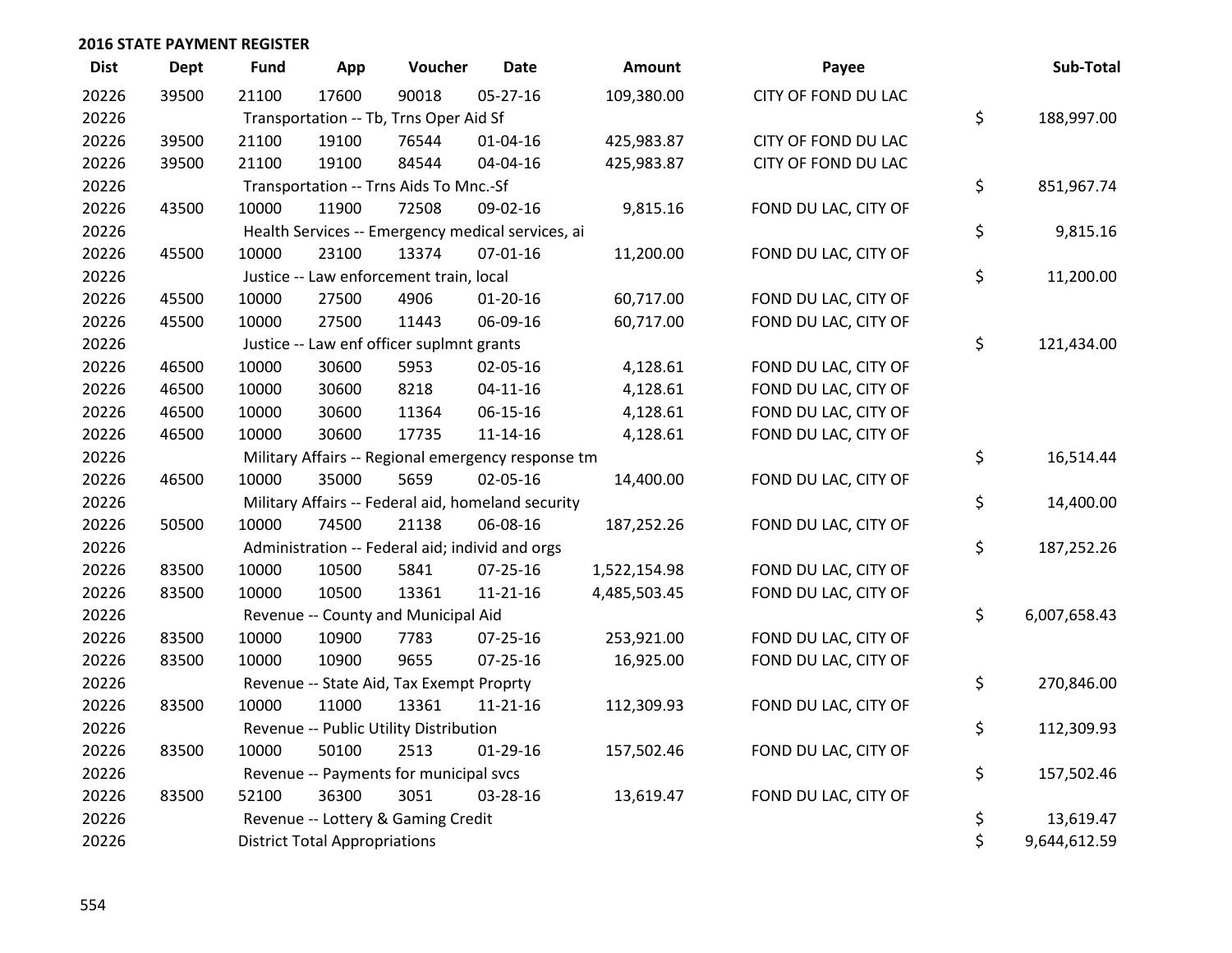## 2016 STATE PAYMENT REGISTER

| Dist | Dept | Fund | App | Voucher | Date | Amount | Payee | Sub-Total |
|---|---|---|---|---|---|---|---|---|
| 20226 | 39500 | 21100 | 17600 | 90018 | 05-27-16 | 109,380.00 | CITY OF FOND DU LAC | |
| 20226 | | Transportation -- Tb, Trns Oper Aid Sf | | | | | | $ 188,997.00 |
| 20226 | 39500 | 21100 | 19100 | 76544 | 01-04-16 | 425,983.87 | CITY OF FOND DU LAC | |
| 20226 | 39500 | 21100 | 19100 | 84544 | 04-04-16 | 425,983.87 | CITY OF FOND DU LAC | |
| 20226 | | Transportation -- Trns Aids To Mnc.-Sf | | | | | | $ 851,967.74 |
| 20226 | 43500 | 10000 | 11900 | 72508 | 09-02-16 | 9,815.16 | FOND DU LAC, CITY OF | |
| 20226 | | Health Services -- Emergency medical services, ai | | | | | | $ 9,815.16 |
| 20226 | 45500 | 10000 | 23100 | 13374 | 07-01-16 | 11,200.00 | FOND DU LAC, CITY OF | |
| 20226 | | Justice -- Law enforcement train, local | | | | | | $ 11,200.00 |
| 20226 | 45500 | 10000 | 27500 | 4906 | 01-20-16 | 60,717.00 | FOND DU LAC, CITY OF | |
| 20226 | 45500 | 10000 | 27500 | 11443 | 06-09-16 | 60,717.00 | FOND DU LAC, CITY OF | |
| 20226 | | Justice -- Law enf officer suplmnt grants | | | | | | $ 121,434.00 |
| 20226 | 46500 | 10000 | 30600 | 5953 | 02-05-16 | 4,128.61 | FOND DU LAC, CITY OF | |
| 20226 | 46500 | 10000 | 30600 | 8218 | 04-11-16 | 4,128.61 | FOND DU LAC, CITY OF | |
| 20226 | 46500 | 10000 | 30600 | 11364 | 06-15-16 | 4,128.61 | FOND DU LAC, CITY OF | |
| 20226 | 46500 | 10000 | 30600 | 17735 | 11-14-16 | 4,128.61 | FOND DU LAC, CITY OF | |
| 20226 | | Military Affairs -- Regional emergency response tm | | | | | | $ 16,514.44 |
| 20226 | 46500 | 10000 | 35000 | 5659 | 02-05-16 | 14,400.00 | FOND DU LAC, CITY OF | |
| 20226 | | Military Affairs -- Federal aid, homeland security | | | | | | $ 14,400.00 |
| 20226 | 50500 | 10000 | 74500 | 21138 | 06-08-16 | 187,252.26 | FOND DU LAC, CITY OF | |
| 20226 | | Administration -- Federal aid; individ and orgs | | | | | | $ 187,252.26 |
| 20226 | 83500 | 10000 | 10500 | 5841 | 07-25-16 | 1,522,154.98 | FOND DU LAC, CITY OF | |
| 20226 | 83500 | 10000 | 10500 | 13361 | 11-21-16 | 4,485,503.45 | FOND DU LAC, CITY OF | |
| 20226 | | Revenue -- County and Municipal Aid | | | | | | $ 6,007,658.43 |
| 20226 | 83500 | 10000 | 10900 | 7783 | 07-25-16 | 253,921.00 | FOND DU LAC, CITY OF | |
| 20226 | 83500 | 10000 | 10900 | 9655 | 07-25-16 | 16,925.00 | FOND DU LAC, CITY OF | |
| 20226 | | Revenue -- State Aid, Tax Exempt Proprty | | | | | | $ 270,846.00 |
| 20226 | 83500 | 10000 | 11000 | 13361 | 11-21-16 | 112,309.93 | FOND DU LAC, CITY OF | |
| 20226 | | Revenue -- Public Utility Distribution | | | | | | $ 112,309.93 |
| 20226 | 83500 | 10000 | 50100 | 2513 | 01-29-16 | 157,502.46 | FOND DU LAC, CITY OF | |
| 20226 | | Revenue -- Payments for municipal svcs | | | | | | $ 157,502.46 |
| 20226 | 83500 | 52100 | 36300 | 3051 | 03-28-16 | 13,619.47 | FOND DU LAC, CITY OF | |
| 20226 | | Revenue -- Lottery & Gaming Credit | | | | | | $ 13,619.47 |
| 20226 | | District Total Appropriations | | | | | | $ 9,644,612.59 |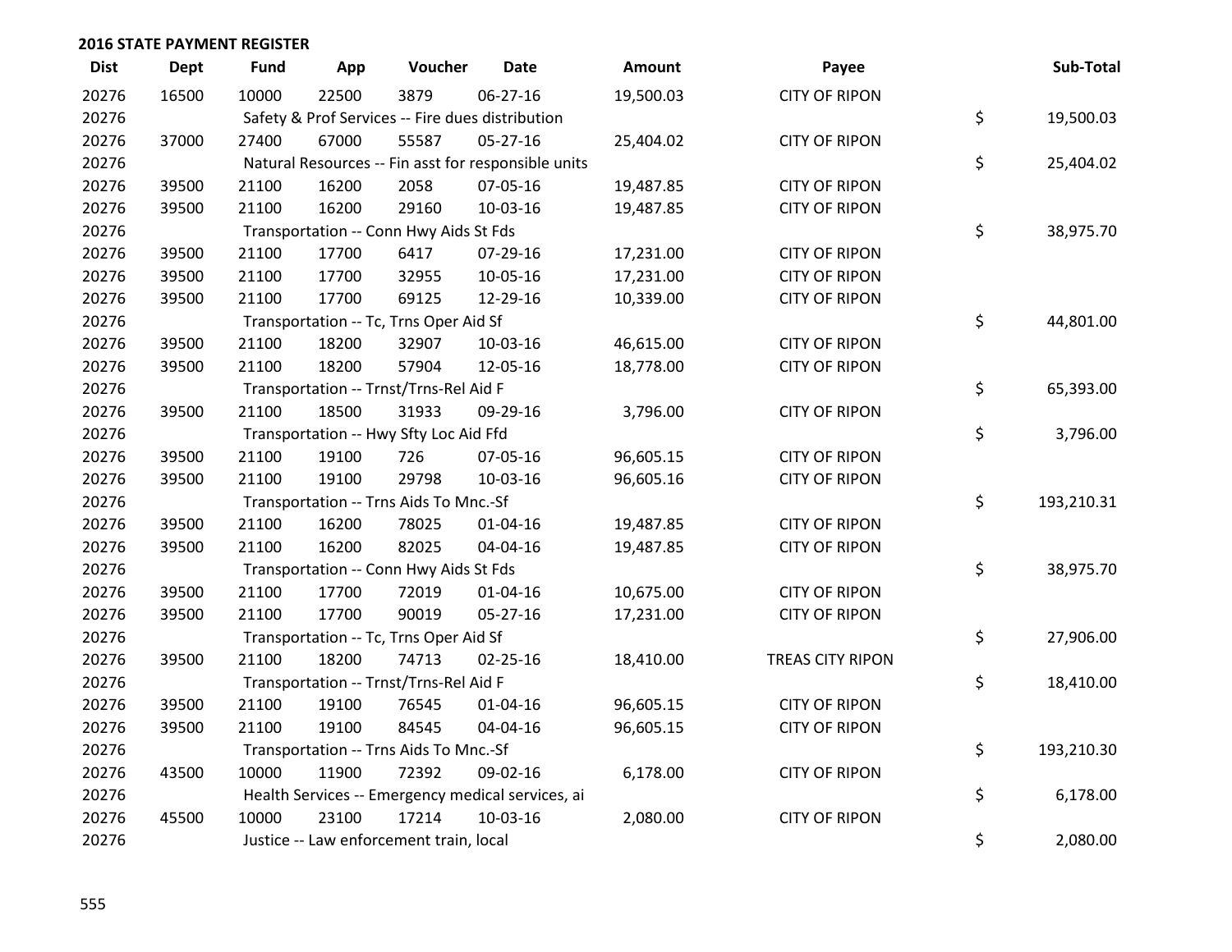**2016 STATE PAYMENT REGISTER**

| Dist | Dept | Fund | App | Voucher | Date | Amount | Payee | | Sub-Total |
|---|---|---|---|---|---|---|---|---|---|
| 20276 | 16500 | 10000 | 22500 | 3879 | 06-27-16 | 19,500.03 | CITY OF RIPON | | |
| 20276 | | Safety & Prof Services -- Fire dues distribution | | | | | | $ | 19,500.03 |
| 20276 | 37000 | 27400 | 67000 | 55587 | 05-27-16 | 25,404.02 | CITY OF RIPON | | |
| 20276 | | Natural Resources -- Fin asst for responsible units | | | | | | $ | 25,404.02 |
| 20276 | 39500 | 21100 | 16200 | 2058 | 07-05-16 | 19,487.85 | CITY OF RIPON | | |
| 20276 | 39500 | 21100 | 16200 | 29160 | 10-03-16 | 19,487.85 | CITY OF RIPON | | |
| 20276 | | Transportation -- Conn Hwy Aids St Fds | | | | | | $ | 38,975.70 |
| 20276 | 39500 | 21100 | 17700 | 6417 | 07-29-16 | 17,231.00 | CITY OF RIPON | | |
| 20276 | 39500 | 21100 | 17700 | 32955 | 10-05-16 | 17,231.00 | CITY OF RIPON | | |
| 20276 | 39500 | 21100 | 17700 | 69125 | 12-29-16 | 10,339.00 | CITY OF RIPON | | |
| 20276 | | Transportation -- Tc, Trns Oper Aid Sf | | | | | | $ | 44,801.00 |
| 20276 | 39500 | 21100 | 18200 | 32907 | 10-03-16 | 46,615.00 | CITY OF RIPON | | |
| 20276 | 39500 | 21100 | 18200 | 57904 | 12-05-16 | 18,778.00 | CITY OF RIPON | | |
| 20276 | | Transportation -- Trnst/Trns-Rel Aid F | | | | | | $ | 65,393.00 |
| 20276 | 39500 | 21100 | 18500 | 31933 | 09-29-16 | 3,796.00 | CITY OF RIPON | | |
| 20276 | | Transportation -- Hwy Sfty Loc Aid Ffd | | | | | | $ | 3,796.00 |
| 20276 | 39500 | 21100 | 19100 | 726 | 07-05-16 | 96,605.15 | CITY OF RIPON | | |
| 20276 | 39500 | 21100 | 19100 | 29798 | 10-03-16 | 96,605.16 | CITY OF RIPON | | |
| 20276 | | Transportation -- Trns Aids To Mnc.-Sf | | | | | | $ | 193,210.31 |
| 20276 | 39500 | 21100 | 16200 | 78025 | 01-04-16 | 19,487.85 | CITY OF RIPON | | |
| 20276 | 39500 | 21100 | 16200 | 82025 | 04-04-16 | 19,487.85 | CITY OF RIPON | | |
| 20276 | | Transportation -- Conn Hwy Aids St Fds | | | | | | $ | 38,975.70 |
| 20276 | 39500 | 21100 | 17700 | 72019 | 01-04-16 | 10,675.00 | CITY OF RIPON | | |
| 20276 | 39500 | 21100 | 17700 | 90019 | 05-27-16 | 17,231.00 | CITY OF RIPON | | |
| 20276 | | Transportation -- Tc, Trns Oper Aid Sf | | | | | | $ | 27,906.00 |
| 20276 | 39500 | 21100 | 18200 | 74713 | 02-25-16 | 18,410.00 | TREAS CITY RIPON | | |
| 20276 | | Transportation -- Trnst/Trns-Rel Aid F | | | | | | $ | 18,410.00 |
| 20276 | 39500 | 21100 | 19100 | 76545 | 01-04-16 | 96,605.15 | CITY OF RIPON | | |
| 20276 | 39500 | 21100 | 19100 | 84545 | 04-04-16 | 96,605.15 | CITY OF RIPON | | |
| 20276 | | Transportation -- Trns Aids To Mnc.-Sf | | | | | | $ | 193,210.30 |
| 20276 | 43500 | 10000 | 11900 | 72392 | 09-02-16 | 6,178.00 | CITY OF RIPON | | |
| 20276 | | Health Services -- Emergency medical services, ai | | | | | | $ | 6,178.00 |
| 20276 | 45500 | 10000 | 23100 | 17214 | 10-03-16 | 2,080.00 | CITY OF RIPON | | |
| 20276 | | Justice -- Law enforcement train, local | | | | | | $ | 2,080.00 |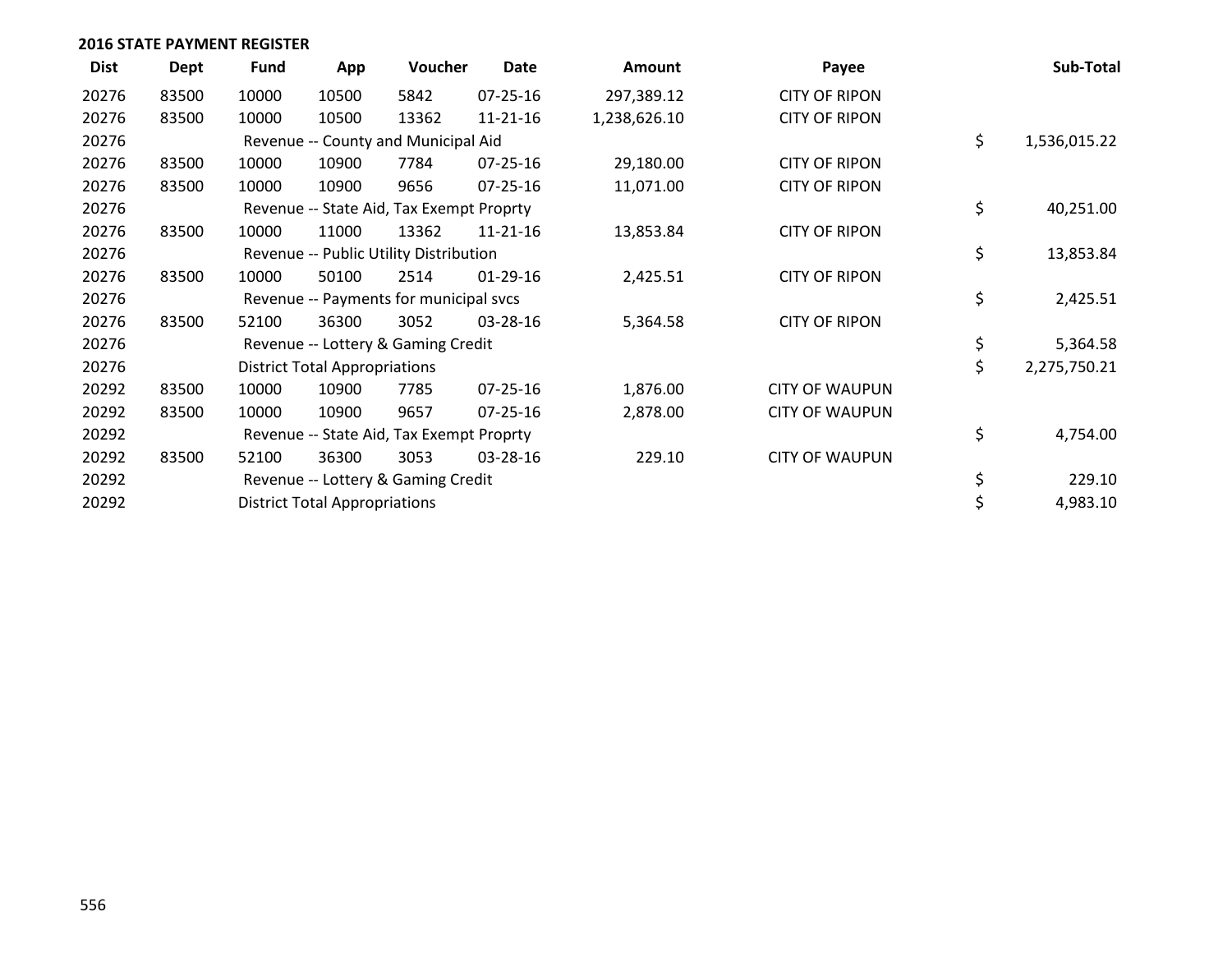**2016 STATE PAYMENT REGISTER**

| Dist | Dept | Fund | App | Voucher | Date | Amount | Payee | Sub-Total |
|---|---|---|---|---|---|---|---|---|
| 20276 | 83500 | 10000 | 10500 | 5842 | 07-25-16 | 297,389.12 | CITY OF RIPON | |
| 20276 | 83500 | 10000 | 10500 | 13362 | 11-21-16 | 1,238,626.10 | CITY OF RIPON | |
| 20276 | | Revenue -- County and Municipal Aid | | | | | | $ 1,536,015.22 |
| 20276 | 83500 | 10000 | 10900 | 7784 | 07-25-16 | 29,180.00 | CITY OF RIPON | |
| 20276 | 83500 | 10000 | 10900 | 9656 | 07-25-16 | 11,071.00 | CITY OF RIPON | |
| 20276 | | Revenue -- State Aid, Tax Exempt Proprty | | | | | | $ 40,251.00 |
| 20276 | 83500 | 10000 | 11000 | 13362 | 11-21-16 | 13,853.84 | CITY OF RIPON | |
| 20276 | | Revenue -- Public Utility Distribution | | | | | | $ 13,853.84 |
| 20276 | 83500 | 10000 | 50100 | 2514 | 01-29-16 | 2,425.51 | CITY OF RIPON | |
| 20276 | | Revenue -- Payments for municipal svcs | | | | | | $ 2,425.51 |
| 20276 | 83500 | 52100 | 36300 | 3052 | 03-28-16 | 5,364.58 | CITY OF RIPON | |
| 20276 | | Revenue -- Lottery & Gaming Credit | | | | | | $ 5,364.58 |
| 20276 | | District Total Appropriations | | | | | | $ 2,275,750.21 |
| 20292 | 83500 | 10000 | 10900 | 7785 | 07-25-16 | 1,876.00 | CITY OF WAUPUN | |
| 20292 | 83500 | 10000 | 10900 | 9657 | 07-25-16 | 2,878.00 | CITY OF WAUPUN | |
| 20292 | | Revenue -- State Aid, Tax Exempt Proprty | | | | | | $ 4,754.00 |
| 20292 | 83500 | 52100 | 36300 | 3053 | 03-28-16 | 229.10 | CITY OF WAUPUN | |
| 20292 | | Revenue -- Lottery & Gaming Credit | | | | | | $ 229.10 |
| 20292 | | District Total Appropriations | | | | | | $ 4,983.10 |